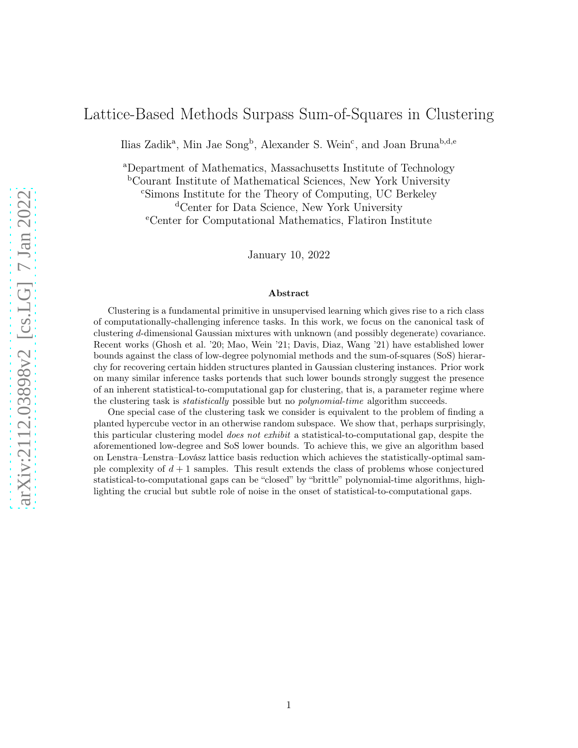# Lattice-Based Methods Surpass Sum-of-Squares in Clustering

Ilias Zadik[a], Min Jae Song[b], Alexander S. Wein[c], and Joan Bruna[b,d,e]

[a]Department of Mathematics, Massachusetts Institute of Technology
[b]Courant Institute of Mathematical Sciences, New York University
[c]Simons Institute for the Theory of Computing, UC Berkeley
[d]Center for Data Science, New York University
[e]Center for Computational Mathematics, Flatiron Institute

January 10, 2022

### Abstract

Clustering is a fundamental primitive in unsupervised learning which gives rise to a rich class of computationally-challenging inference tasks. In this work, we focus on the canonical task of clustering $d$-dimensional Gaussian mixtures with unknown (and possibly degenerate) covariance. Recent works (Ghosh et al. '20; Mao, Wein '21; Davis, Diaz, Wang '21) have established lower bounds against the class of low-degree polynomial methods and the sum-of-squares (SoS) hierarchy for recovering certain hidden structures planted in Gaussian clustering instances. Prior work on many similar inference tasks portends that such lower bounds strongly suggest the presence of an inherent statistical-to-computational gap for clustering, that is, a parameter regime where the clustering task is *statistically* possible but no *polynomial-time* algorithm succeeds.

One special case of the clustering task we consider is equivalent to the problem of finding a planted hypercube vector in an otherwise random subspace. We show that, perhaps surprisingly, this particular clustering model *does not exhibit* a statistical-to-computational gap, despite the aforementioned low-degree and SoS lower bounds. To achieve this, we give an algorithm based on Lenstra–Lenstra–Lovász lattice basis reduction which achieves the statistically-optimal sample complexity of $d + 1$ samples. This result extends the class of problems whose conjectured statistical-to-computational gaps can be "closed" by "brittle" polynomial-time algorithms, highlighting the crucial but subtle role of noise in the onset of statistical-to-computational gaps.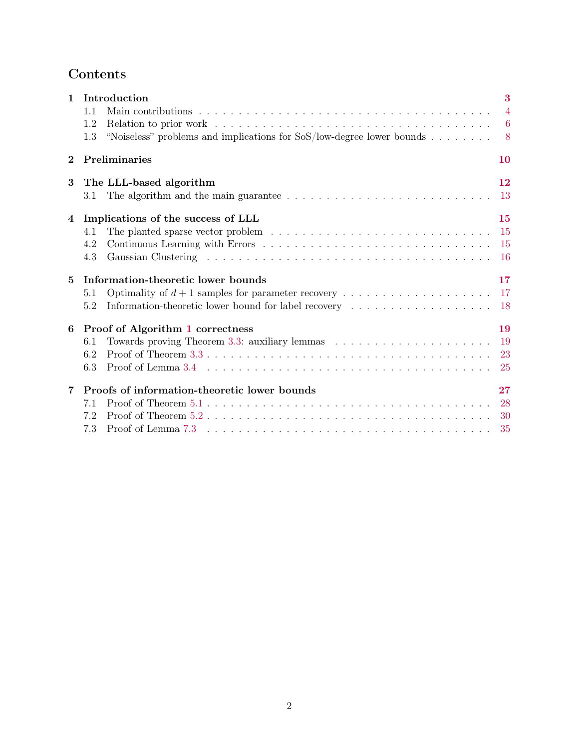# Contents

**1 Introduction** — 3
- 1.1 Main contributions — 4
- 1.2 Relation to prior work — 6
- 1.3 "Noiseless" problems and implications for SoS/low-degree lower bounds — 8

**2 Preliminaries** — 10

**3 The LLL-based algorithm** — 12
- 3.1 The algorithm and the main guarantee — 13

**4 Implications of the success of LLL** — 15
- 4.1 The planted sparse vector problem — 15
- 4.2 Continuous Learning with Errors — 15
- 4.3 Gaussian Clustering — 16

**5 Information-theoretic lower bounds** — 17
- 5.1 Optimality of $d+1$ samples for parameter recovery — 17
- 5.2 Information-theoretic lower bound for label recovery — 18

**6 Proof of Algorithm 1 correctness** — 19
- 6.1 Towards proving Theorem 3.3: auxiliary lemmas — 19
- 6.2 Proof of Theorem 3.3 — 23
- 6.3 Proof of Lemma 3.4 — 25

**7 Proofs of information-theoretic lower bounds** — 27
- 7.1 Proof of Theorem 5.1 — 28
- 7.2 Proof of Theorem 5.2 — 30
- 7.3 Proof of Lemma 7.3 — 35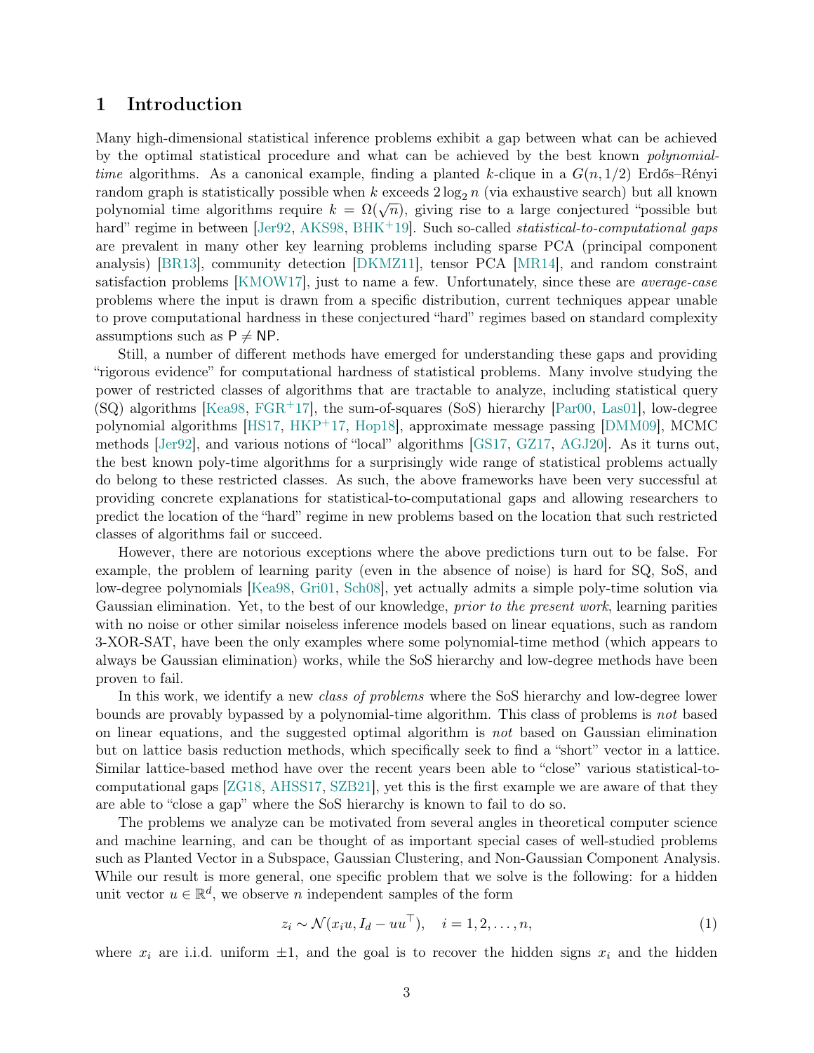# 1 Introduction

Many high-dimensional statistical inference problems exhibit a gap between what can be achieved by the optimal statistical procedure and what can be achieved by the best known *polynomial-time* algorithms. As a canonical example, finding a planted $k$-clique in a $G(n, 1/2)$ Erdős–Rényi random graph is statistically possible when $k$ exceeds $2\log_2 n$ (via exhaustive search) but all known polynomial time algorithms require $k = \Omega(\sqrt{n})$, giving rise to a large conjectured "possible but hard" regime in between [Jer92, AKS98, BHK+19]. Such so-called *statistical-to-computational gaps* are prevalent in many other key learning problems including sparse PCA (principal component analysis) [BR13], community detection [DKMZ11], tensor PCA [MR14], and random constraint satisfaction problems [KMOW17], just to name a few. Unfortunately, since these are *average-case* problems where the input is drawn from a specific distribution, current techniques appear unable to prove computational hardness in these conjectured "hard" regimes based on standard complexity assumptions such as $\mathsf{P} \neq \mathsf{NP}$.

Still, a number of different methods have emerged for understanding these gaps and providing "rigorous evidence" for computational hardness of statistical problems. Many involve studying the power of restricted classes of algorithms that are tractable to analyze, including statistical query (SQ) algorithms [Kea98, FGR+17], the sum-of-squares (SoS) hierarchy [Par00, Las01], low-degree polynomial algorithms [HS17, HKP+17, Hop18], approximate message passing [DMM09], MCMC methods [Jer92], and various notions of "local" algorithms [GS17, GZ17, AGJ20]. As it turns out, the best known poly-time algorithms for a surprisingly wide range of statistical problems actually do belong to these restricted classes. As such, the above frameworks have been very successful at providing concrete explanations for statistical-to-computational gaps and allowing researchers to predict the location of the "hard" regime in new problems based on the location that such restricted classes of algorithms fail or succeed.

However, there are notorious exceptions where the above predictions turn out to be false. For example, the problem of learning parity (even in the absence of noise) is hard for SQ, SoS, and low-degree polynomials [Kea98, Gri01, Sch08], yet actually admits a simple poly-time solution via Gaussian elimination. Yet, to the best of our knowledge, *prior to the present work*, learning parities with no noise or other similar noiseless inference models based on linear equations, such as random 3-XOR-SAT, have been the only examples where some polynomial-time method (which appears to always be Gaussian elimination) works, while the SoS hierarchy and low-degree methods have been proven to fail.

In this work, we identify a new *class of problems* where the SoS hierarchy and low-degree lower bounds are provably bypassed by a polynomial-time algorithm. This class of problems is *not* based on linear equations, and the suggested optimal algorithm is *not* based on Gaussian elimination but on lattice basis reduction methods, which specifically seek to find a "short" vector in a lattice. Similar lattice-based method have over the recent years been able to "close" various statistical-to-computational gaps [ZG18, AHSS17, SZB21], yet this is the first example we are aware of that they are able to "close a gap" where the SoS hierarchy is known to fail to do so.

The problems we analyze can be motivated from several angles in theoretical computer science and machine learning, and can be thought of as important special cases of well-studied problems such as Planted Vector in a Subspace, Gaussian Clustering, and Non-Gaussian Component Analysis. While our result is more general, one specific problem that we solve is the following: for a hidden unit vector $u \in \mathbb{R}^d$, we observe $n$ independent samples of the form

$$z_i \sim \mathcal{N}(x_i u, I_d - uu^\top), \quad i = 1, 2, \ldots, n, \tag{1}$$

where $x_i$ are i.i.d. uniform $\pm 1$, and the goal is to recover the hidden signs $x_i$ and the hidden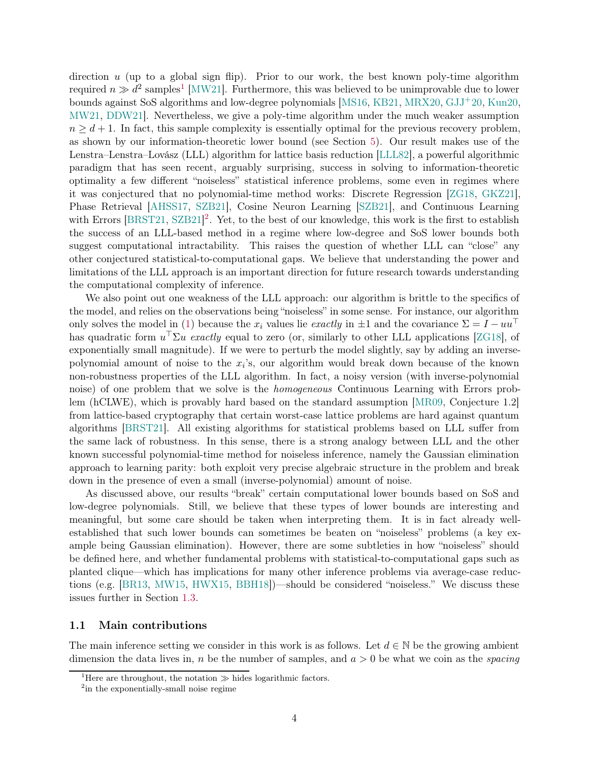direction $u$ (up to a global sign flip). Prior to our work, the best known poly-time algorithm required $n \gg d^2$ samples[1] [MW21]. Furthermore, this was believed to be unimprovable due to lower bounds against SoS algorithms and low-degree polynomials [MS16, KB21, MRX20, GJJ+20, Kun20, MW21, DDW21]. Nevertheless, we give a poly-time algorithm under the much weaker assumption $n \geq d+1$. In fact, this sample complexity is essentially optimal for the previous recovery problem, as shown by our information-theoretic lower bound (see Section 5). Our result makes use of the Lenstra–Lenstra–Lovász (LLL) algorithm for lattice basis reduction [LLL82], a powerful algorithmic paradigm that has seen recent, arguably surprising, success in solving to information-theoretic optimality a few different "noiseless" statistical inference problems, some even in regimes where it was conjectured that no polynomial-time method works: Discrete Regression [ZG18, GKZ21], Phase Retrieval [AHSS17, SZB21], Cosine Neuron Learning [SZB21], and Continuous Learning with Errors [BRST21, SZB21][2]. Yet, to the best of our knowledge, this work is the first to establish the success of an LLL-based method in a regime where low-degree and SoS lower bounds both suggest computational intractability. This raises the question of whether LLL can "close" any other conjectured statistical-to-computational gaps. We believe that understanding the power and limitations of the LLL approach is an important direction for future research towards understanding the computational complexity of inference.

We also point out one weakness of the LLL approach: our algorithm is brittle to the specifics of the model, and relies on the observations being "noiseless" in some sense. For instance, our algorithm only solves the model in (1) because the $x_i$ values lie *exactly* in $\pm 1$ and the covariance $\Sigma = I - uu^\top$ has quadratic form $u^\top \Sigma u$ *exactly* equal to zero (or, similarly to other LLL applications [ZG18], of exponentially small magnitude). If we were to perturb the model slightly, say by adding an inverse-polynomial amount of noise to the $x_i$'s, our algorithm would break down because of the known non-robustness properties of the LLL algorithm. In fact, a noisy version (with inverse-polynomial noise) of one problem that we solve is the *homogeneous* Continuous Learning with Errors problem (hCLWE), which is provably hard based on the standard assumption [MR09, Conjecture 1.2] from lattice-based cryptography that certain worst-case lattice problems are hard against quantum algorithms [BRST21]. All existing algorithms for statistical problems based on LLL suffer from the same lack of robustness. In this sense, there is a strong analogy between LLL and the other known successful polynomial-time method for noiseless inference, namely the Gaussian elimination approach to learning parity: both exploit very precise algebraic structure in the problem and break down in the presence of even a small (inverse-polynomial) amount of noise.

As discussed above, our results "break" certain computational lower bounds based on SoS and low-degree polynomials. Still, we believe that these types of lower bounds are interesting and meaningful, but some care should be taken when interpreting them. It is in fact already well-established that such lower bounds can sometimes be beaten on "noiseless" problems (a key example being Gaussian elimination). However, there are some subtleties in how "noiseless" should be defined here, and whether fundamental problems with statistical-to-computational gaps such as planted clique—which has implications for many other inference problems via average-case reductions (e.g. [BR13, MW15, HWX15, BBH18])—should be considered "noiseless." We discuss these issues further in Section 1.3.

## 1.1 Main contributions

The main inference setting we consider in this work is as follows. Let $d \in \mathbb{N}$ be the growing ambient dimension the data lives in, $n$ be the number of samples, and $a > 0$ be what we coin as the *spacing*

[1] Here are throughout, the notation $\gg$ hides logarithmic factors.

[2] in the exponentially-small noise regime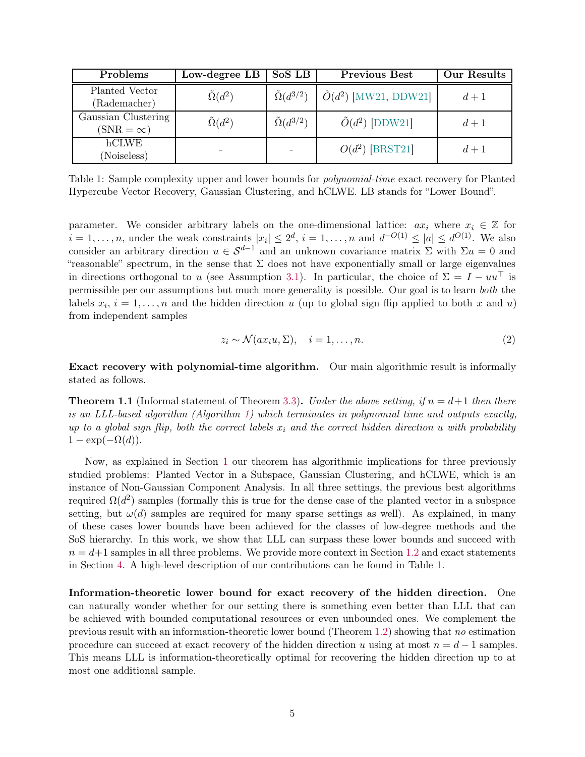| Problems | Low-degree LB | SoS LB | Previous Best | Our Results |
|---|---|---|---|---|
| Planted Vector (Rademacher) | $\tilde{\Omega}(d^2)$ | $\tilde{\Omega}(d^{3/2})$ | $\tilde{O}(d^2)$ [MW21, DDW21] | $d+1$ |
| Gaussian Clustering ($\mathrm{SNR} = \infty$) | $\tilde{\Omega}(d^2)$ | $\tilde{\Omega}(d^{3/2})$ | $\tilde{O}(d^2)$ [DDW21] | $d+1$ |
| hCLWE (Noiseless) | - | - | $O(d^2)$ [BRST21] | $d+1$ |

Table 1: Sample complexity upper and lower bounds for *polynomial-time* exact recovery for Planted Hypercube Vector Recovery, Gaussian Clustering, and hCLWE. LB stands for "Lower Bound".

parameter. We consider arbitrary labels on the one-dimensional lattice: $ax_i$ where $x_i \in \mathbb{Z}$ for $i = 1, \ldots, n$, under the weak constraints $|x_i| \leq 2^d$, $i = 1, \ldots, n$ and $d^{-O(1)} \leq |a| \leq d^{O(1)}$. We also consider an arbitrary direction $u \in \mathcal{S}^{d-1}$ and an unknown covariance matrix $\Sigma$ with $\Sigma u = 0$ and "reasonable" spectrum, in the sense that $\Sigma$ does not have exponentially small or large eigenvalues in directions orthogonal to $u$ (see Assumption 3.1). In particular, the choice of $\Sigma = I - uu^\top$ is permissible per our assumptions but much more generality is possible. Our goal is to learn *both* the labels $x_i$, $i = 1, \ldots, n$ and the hidden direction $u$ (up to global sign flip applied to both $x$ and $u$) from independent samples

$$z_i \sim \mathcal{N}(ax_i u, \Sigma), \quad i = 1, \ldots, n. \tag{2}$$

**Exact recovery with polynomial-time algorithm.** Our main algorithmic result is informally stated as follows.

**Theorem 1.1** (Informal statement of Theorem 3.3)**.** *Under the above setting, if $n = d+1$ then there is an LLL-based algorithm (Algorithm 1) which terminates in polynomial time and outputs exactly, up to a global sign flip, both the correct labels $x_i$ and the correct hidden direction $u$ with probability $1 - \exp(-\Omega(d))$.*

Now, as explained in Section 1 our theorem has algorithmic implications for three previously studied problems: Planted Vector in a Subspace, Gaussian Clustering, and hCLWE, which is an instance of Non-Gaussian Component Analysis. In all three settings, the previous best algorithms required $\Omega(d^2)$ samples (formally this is true for the dense case of the planted vector in a subspace setting, but $\omega(d)$ samples are required for many sparse settings as well). As explained, in many of these cases lower bounds have been achieved for the classes of low-degree methods and the SoS hierarchy. In this work, we show that LLL can surpass these lower bounds and succeed with $n = d+1$ samples in all three problems. We provide more context in Section 1.2 and exact statements in Section 4. A high-level description of our contributions can be found in Table 1.

**Information-theoretic lower bound for exact recovery of the hidden direction.** One can naturally wonder whether for our setting there is something even better than LLL that can be achieved with bounded computational resources or even unbounded ones. We complement the previous result with an information-theoretic lower bound (Theorem 1.2) showing that *no* estimation procedure can succeed at exact recovery of the hidden direction $u$ using at most $n = d - 1$ samples. This means LLL is information-theoretically optimal for recovering the hidden direction up to at most one additional sample.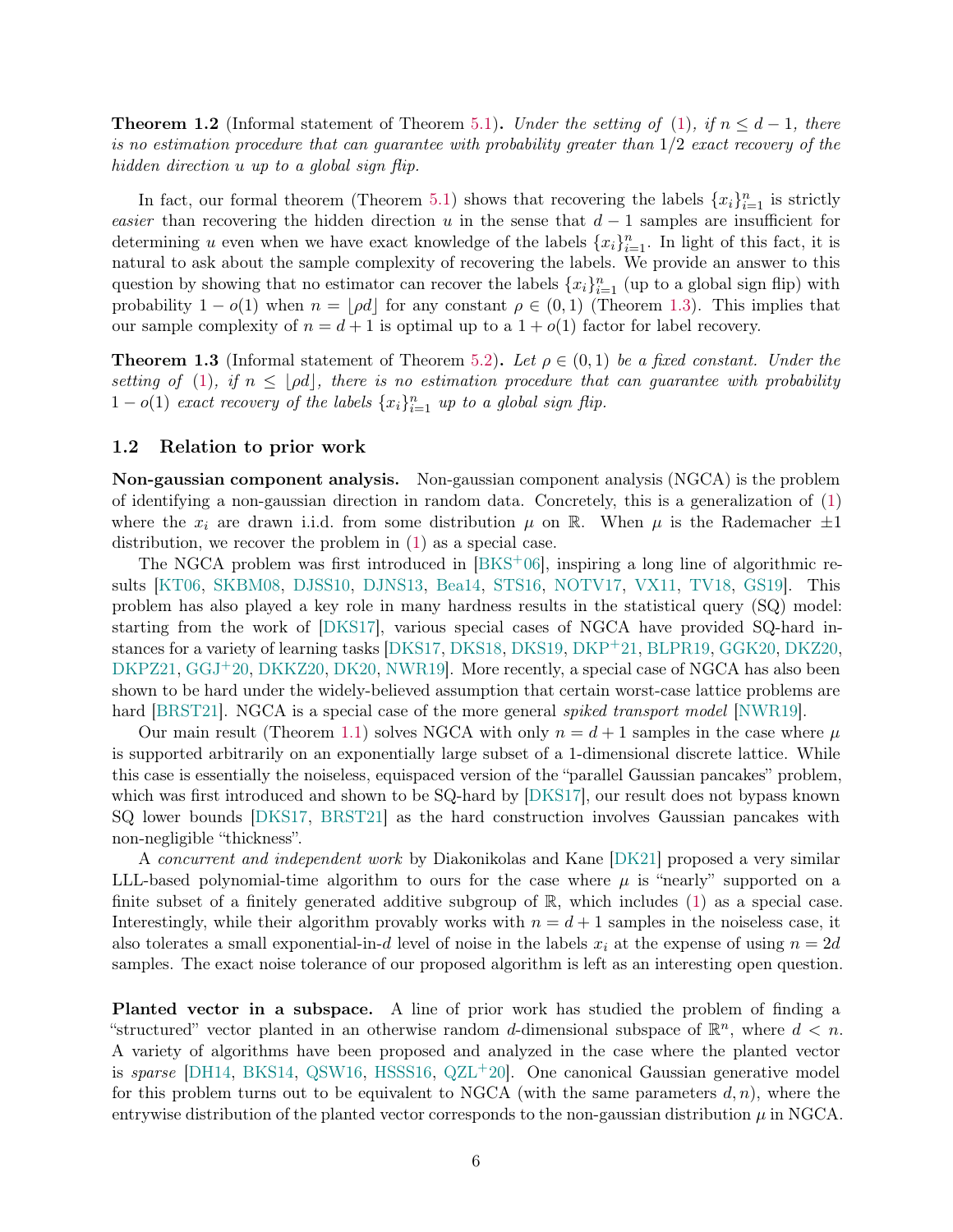**Theorem 1.2** (Informal statement of Theorem 5.1)**.** *Under the setting of* (1)*, if* $n \leq d-1$*, there is no estimation procedure that can guarantee with probability greater than* $1/2$ *exact recovery of the hidden direction* $u$ *up to a global sign flip.*

In fact, our formal theorem (Theorem 5.1) shows that recovering the labels $\{x_i\}_{i=1}^n$ is strictly *easier* than recovering the hidden direction $u$ in the sense that $d-1$ samples are insufficient for determining $u$ even when we have exact knowledge of the labels $\{x_i\}_{i=1}^n$. In light of this fact, it is natural to ask about the sample complexity of recovering the labels. We provide an answer to this question by showing that no estimator can recover the labels $\{x_i\}_{i=1}^n$ (up to a global sign flip) with probability $1-o(1)$ when $n = \lfloor \rho d \rfloor$ for any constant $\rho \in (0,1)$ (Theorem 1.3). This implies that our sample complexity of $n = d+1$ is optimal up to a $1+o(1)$ factor for label recovery.

**Theorem 1.3** (Informal statement of Theorem 5.2)**.** *Let* $\rho \in (0,1)$ *be a fixed constant. Under the setting of* (1)*, if* $n \leq \lfloor \rho d \rfloor$*, there is no estimation procedure that can guarantee with probability* $1-o(1)$ *exact recovery of the labels* $\{x_i\}_{i=1}^n$ *up to a global sign flip.*

## 1.2 Relation to prior work

**Non-gaussian component analysis.** Non-gaussian component analysis (NGCA) is the problem of identifying a non-gaussian direction in random data. Concretely, this is a generalization of (1) where the $x_i$ are drawn i.i.d. from some distribution $\mu$ on $\mathbb{R}$. When $\mu$ is the Rademacher $\pm 1$ distribution, we recover the problem in (1) as a special case.

The NGCA problem was first introduced in [BKS+06], inspiring a long line of algorithmic results [KT06, SKBM08, DJSS10, DJNS13, Bea14, STS16, NOTV17, VX11, TV18, GS19]. This problem has also played a key role in many hardness results in the statistical query (SQ) model: starting from the work of [DKS17], various special cases of NGCA have provided SQ-hard instances for a variety of learning tasks [DKS17, DKS18, DKS19, DKP+21, BLPR19, GGK20, DKZ20, DKPZ21, GGJ+20, DKKZ20, DK20, NWR19]. More recently, a special case of NGCA has also been shown to be hard under the widely-believed assumption that certain worst-case lattice problems are hard [BRST21]. NGCA is a special case of the more general *spiked transport model* [NWR19].

Our main result (Theorem 1.1) solves NGCA with only $n = d+1$ samples in the case where $\mu$ is supported arbitrarily on an exponentially large subset of a 1-dimensional discrete lattice. While this case is essentially the noiseless, equispaced version of the "parallel Gaussian pancakes" problem, which was first introduced and shown to be SQ-hard by [DKS17], our result does not bypass known SQ lower bounds [DKS17, BRST21] as the hard construction involves Gaussian pancakes with non-negligible "thickness".

A *concurrent and independent work* by Diakonikolas and Kane [DK21] proposed a very similar LLL-based polynomial-time algorithm to ours for the case where $\mu$ is "nearly" supported on a finite subset of a finitely generated additive subgroup of $\mathbb{R}$, which includes (1) as a special case. Interestingly, while their algorithm provably works with $n = d+1$ samples in the noiseless case, it also tolerates a small exponential-in-$d$ level of noise in the labels $x_i$ at the expense of using $n = 2d$ samples. The exact noise tolerance of our proposed algorithm is left as an interesting open question.

**Planted vector in a subspace.** A line of prior work has studied the problem of finding a "structured" vector planted in an otherwise random $d$-dimensional subspace of $\mathbb{R}^n$, where $d < n$. A variety of algorithms have been proposed and analyzed in the case where the planted vector is *sparse* [DH14, BKS14, QSW16, HSSS16, QZL+20]. One canonical Gaussian generative model for this problem turns out to be equivalent to NGCA (with the same parameters $d, n$), where the entrywise distribution of the planted vector corresponds to the non-gaussian distribution $\mu$ in NGCA.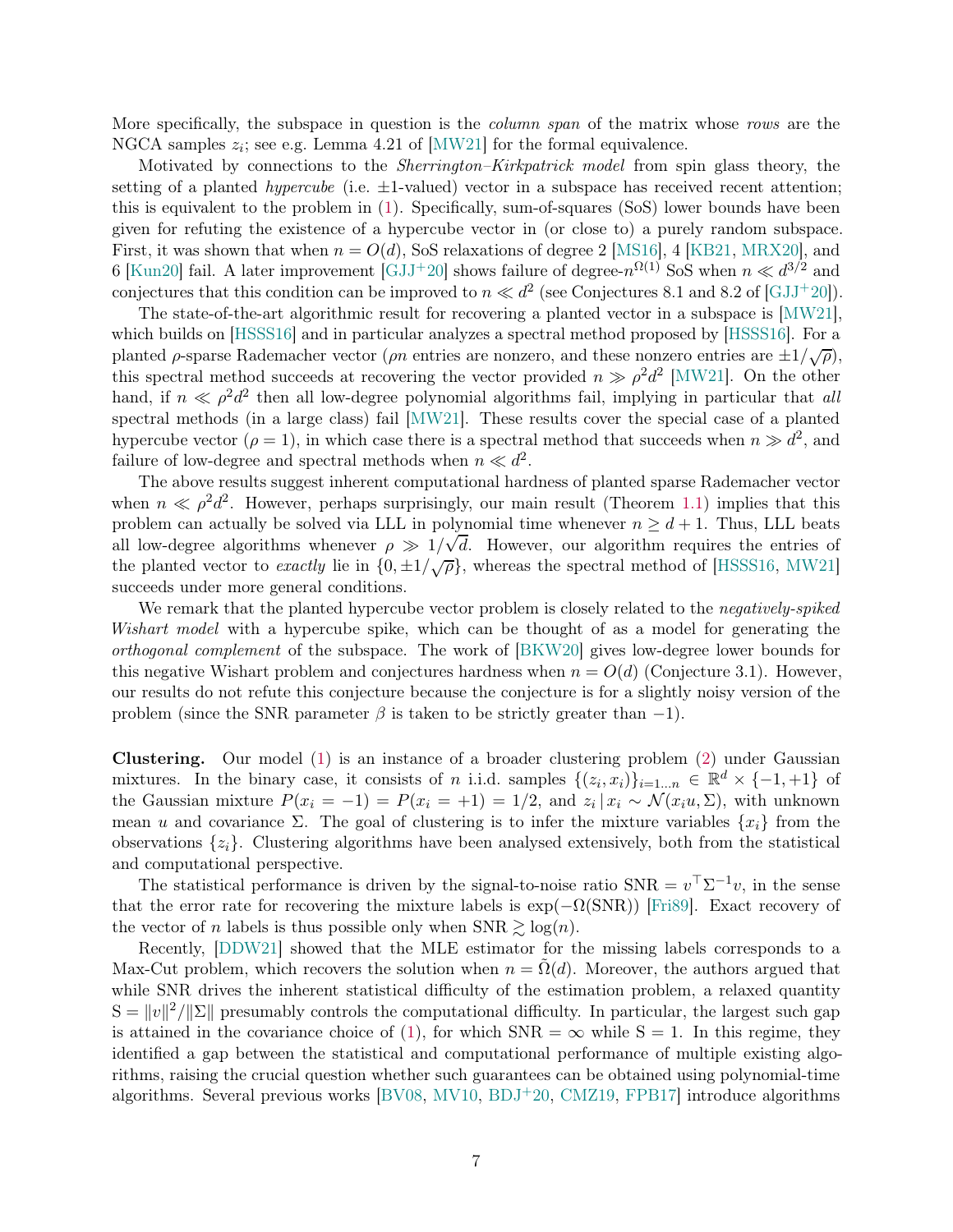More specifically, the subspace in question is the *column span* of the matrix whose *rows* are the NGCA samples $z_i$; see e.g. Lemma 4.21 of [MW21] for the formal equivalence.

Motivated by connections to the *Sherrington–Kirkpatrick model* from spin glass theory, the setting of a planted *hypercube* (i.e. $\pm 1$-valued) vector in a subspace has received recent attention; this is equivalent to the problem in (1). Specifically, sum-of-squares (SoS) lower bounds have been given for refuting the existence of a hypercube vector in (or close to) a purely random subspace. First, it was shown that when $n = O(d)$, SoS relaxations of degree 2 [MS16], 4 [KB21, MRX20], and 6 [Kun20] fail. A later improvement [GJJ+20] shows failure of degree-$n^{\Omega(1)}$ SoS when $n \ll d^{3/2}$ and conjectures that this condition can be improved to $n \ll d^2$ (see Conjectures 8.1 and 8.2 of [GJJ+20]).

The state-of-the-art algorithmic result for recovering a planted vector in a subspace is [MW21], which builds on [HSSS16] and in particular analyzes a spectral method proposed by [HSSS16]. For a planted $\rho$-sparse Rademacher vector ($\rho n$ entries are nonzero, and these nonzero entries are $\pm 1/\sqrt{\rho}$), this spectral method succeeds at recovering the vector provided $n \gg \rho^2 d^2$ [MW21]. On the other hand, if $n \ll \rho^2 d^2$ then all low-degree polynomial algorithms fail, implying in particular that *all* spectral methods (in a large class) fail [MW21]. These results cover the special case of a planted hypercube vector ($\rho = 1$), in which case there is a spectral method that succeeds when $n \gg d^2$, and failure of low-degree and spectral methods when $n \ll d^2$.

The above results suggest inherent computational hardness of planted sparse Rademacher vector when $n \ll \rho^2 d^2$. However, perhaps surprisingly, our main result (Theorem 1.1) implies that this problem can actually be solved via LLL in polynomial time whenever $n \geq d + 1$. Thus, LLL beats all low-degree algorithms whenever $\rho \gg 1/\sqrt{d}$. However, our algorithm requires the entries of the planted vector to *exactly* lie in $\{0, \pm 1/\sqrt{\rho}\}$, whereas the spectral method of [HSSS16, MW21] succeeds under more general conditions.

We remark that the planted hypercube vector problem is closely related to the *negatively-spiked Wishart model* with a hypercube spike, which can be thought of as a model for generating the *orthogonal complement* of the subspace. The work of [BKW20] gives low-degree lower bounds for this negative Wishart problem and conjectures hardness when $n = O(d)$ (Conjecture 3.1). However, our results do not refute this conjecture because the conjecture is for a slightly noisy version of the problem (since the SNR parameter $\beta$ is taken to be strictly greater than $-1$).

**Clustering.** Our model (1) is an instance of a broader clustering problem (2) under Gaussian mixtures. In the binary case, it consists of $n$ i.i.d. samples $\{(z_i, x_i)\}_{i=1\dots n} \in \mathbb{R}^d \times \{-1, +1\}$ of the Gaussian mixture $P(x_i = -1) = P(x_i = +1) = 1/2$, and $z_i \,|\, x_i \sim \mathcal{N}(x_i u, \Sigma)$, with unknown mean $u$ and covariance $\Sigma$. The goal of clustering is to infer the mixture variables $\{x_i\}$ from the observations $\{z_i\}$. Clustering algorithms have been analysed extensively, both from the statistical and computational perspective.

The statistical performance is driven by the signal-to-noise ratio $\mathrm{SNR} = v^\top \Sigma^{-1} v$, in the sense that the error rate for recovering the mixture labels is $\exp(-\Omega(\mathrm{SNR}))$ [Fri89]. Exact recovery of the vector of $n$ labels is thus possible only when $\mathrm{SNR} \gtrsim \log(n)$.

Recently, [DDW21] showed that the MLE estimator for the missing labels corresponds to a Max-Cut problem, which recovers the solution when $n = \tilde{\Omega}(d)$. Moreover, the authors argued that while SNR drives the inherent statistical difficulty of the estimation problem, a relaxed quantity $\mathrm{S} = \|v\|^2/\|\Sigma\|$ presumably controls the computational difficulty. In particular, the largest such gap is attained in the covariance choice of (1), for which $\mathrm{SNR} = \infty$ while $\mathrm{S} = 1$. In this regime, they identified a gap between the statistical and computational performance of multiple existing algorithms, raising the crucial question whether such guarantees can be obtained using polynomial-time algorithms. Several previous works [BV08, MV10, BDJ+20, CMZ19, FPB17] introduce algorithms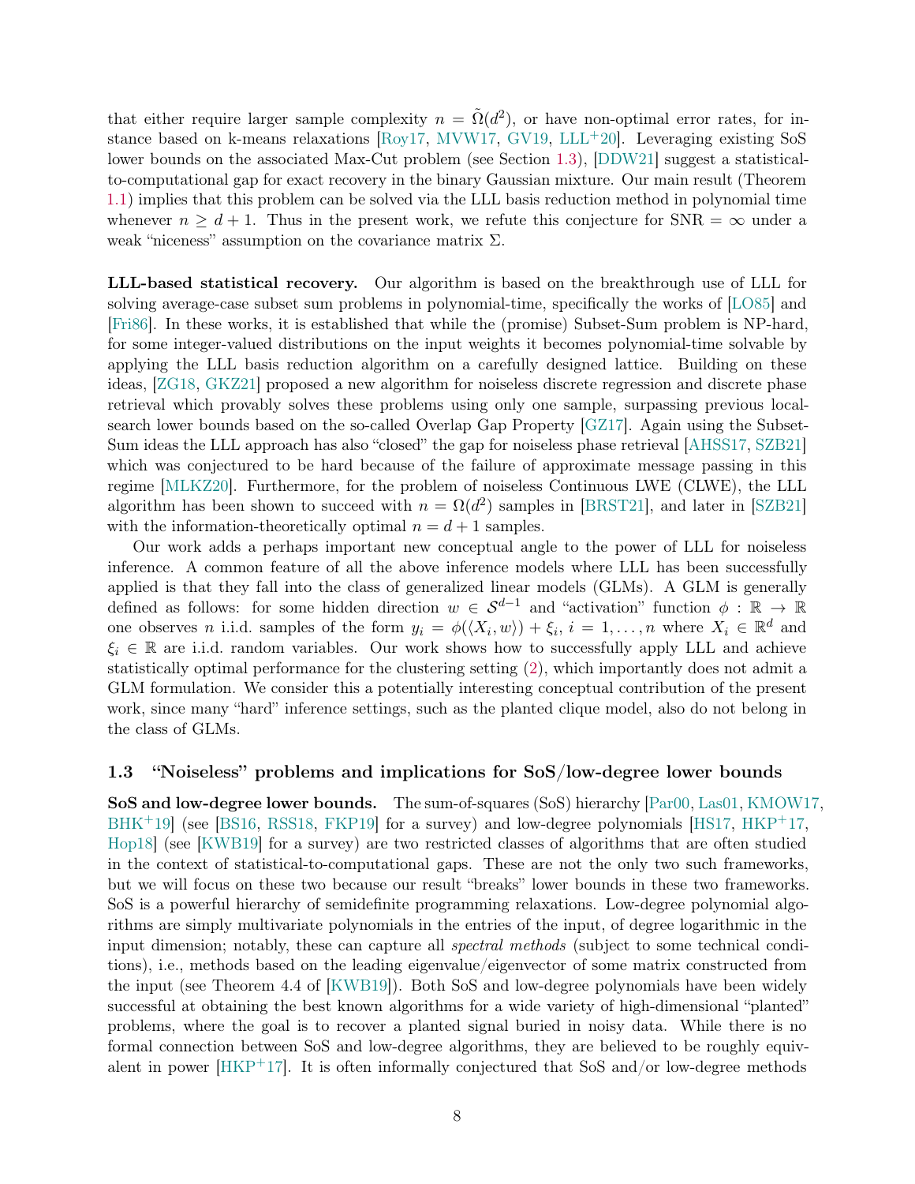that either require larger sample complexity $n = \tilde{\Omega}(d^2)$, or have non-optimal error rates, for instance based on k-means relaxations [Roy17, MVW17, GV19, LLL+20]. Leveraging existing SoS lower bounds on the associated Max-Cut problem (see Section 1.3), [DDW21] suggest a statistical-to-computational gap for exact recovery in the binary Gaussian mixture. Our main result (Theorem 1.1) implies that this problem can be solved via the LLL basis reduction method in polynomial time whenever $n \geq d+1$. Thus in the present work, we refute this conjecture for SNR $= \infty$ under a weak "niceness" assumption on the covariance matrix $\Sigma$.

**LLL-based statistical recovery.** Our algorithm is based on the breakthrough use of LLL for solving average-case subset sum problems in polynomial-time, specifically the works of [LO85] and [Fri86]. In these works, it is established that while the (promise) Subset-Sum problem is NP-hard, for some integer-valued distributions on the input weights it becomes polynomial-time solvable by applying the LLL basis reduction algorithm on a carefully designed lattice. Building on these ideas, [ZG18, GKZ21] proposed a new algorithm for noiseless discrete regression and discrete phase retrieval which provably solves these problems using only one sample, surpassing previous local-search lower bounds based on the so-called Overlap Gap Property [GZ17]. Again using the Subset-Sum ideas the LLL approach has also "closed" the gap for noiseless phase retrieval [AHSS17, SZB21] which was conjectured to be hard because of the failure of approximate message passing in this regime [MLKZ20]. Furthermore, for the problem of noiseless Continuous LWE (CLWE), the LLL algorithm has been shown to succeed with $n = \Omega(d^2)$ samples in [BRST21], and later in [SZB21] with the information-theoretically optimal $n = d+1$ samples.

Our work adds a perhaps important new conceptual angle to the power of LLL for noiseless inference. A common feature of all the above inference models where LLL has been successfully applied is that they fall into the class of generalized linear models (GLMs). A GLM is generally defined as follows: for some hidden direction $w \in \mathcal{S}^{d-1}$ and "activation" function $\phi : \mathbb{R} \to \mathbb{R}$ one observes $n$ i.i.d. samples of the form $y_i = \phi(\langle X_i, w \rangle) + \xi_i$, $i = 1, \ldots, n$ where $X_i \in \mathbb{R}^d$ and $\xi_i \in \mathbb{R}$ are i.i.d. random variables. Our work shows how to successfully apply LLL and achieve statistically optimal performance for the clustering setting (2), which importantly does not admit a GLM formulation. We consider this a potentially interesting conceptual contribution of the present work, since many "hard" inference settings, such as the planted clique model, also do not belong in the class of GLMs.

### 1.3 "Noiseless" problems and implications for SoS/low-degree lower bounds

**SoS and low-degree lower bounds.** The sum-of-squares (SoS) hierarchy [Par00, Las01, KMOW17, BHK+19] (see [BS16, RSS18, FKP19] for a survey) and low-degree polynomials [HS17, HKP+17, Hop18] (see [KWB19] for a survey) are two restricted classes of algorithms that are often studied in the context of statistical-to-computational gaps. These are not the only two such frameworks, but we will focus on these two because our result "breaks" lower bounds in these two frameworks. SoS is a powerful hierarchy of semidefinite programming relaxations. Low-degree polynomial algorithms are simply multivariate polynomials in the entries of the input, of degree logarithmic in the input dimension; notably, these can capture all *spectral methods* (subject to some technical conditions), i.e., methods based on the leading eigenvalue/eigenvector of some matrix constructed from the input (see Theorem 4.4 of [KWB19]). Both SoS and low-degree polynomials have been widely successful at obtaining the best known algorithms for a wide variety of high-dimensional "planted" problems, where the goal is to recover a planted signal buried in noisy data. While there is no formal connection between SoS and low-degree algorithms, they are believed to be roughly equivalent in power [HKP+17]. It is often informally conjectured that SoS and/or low-degree methods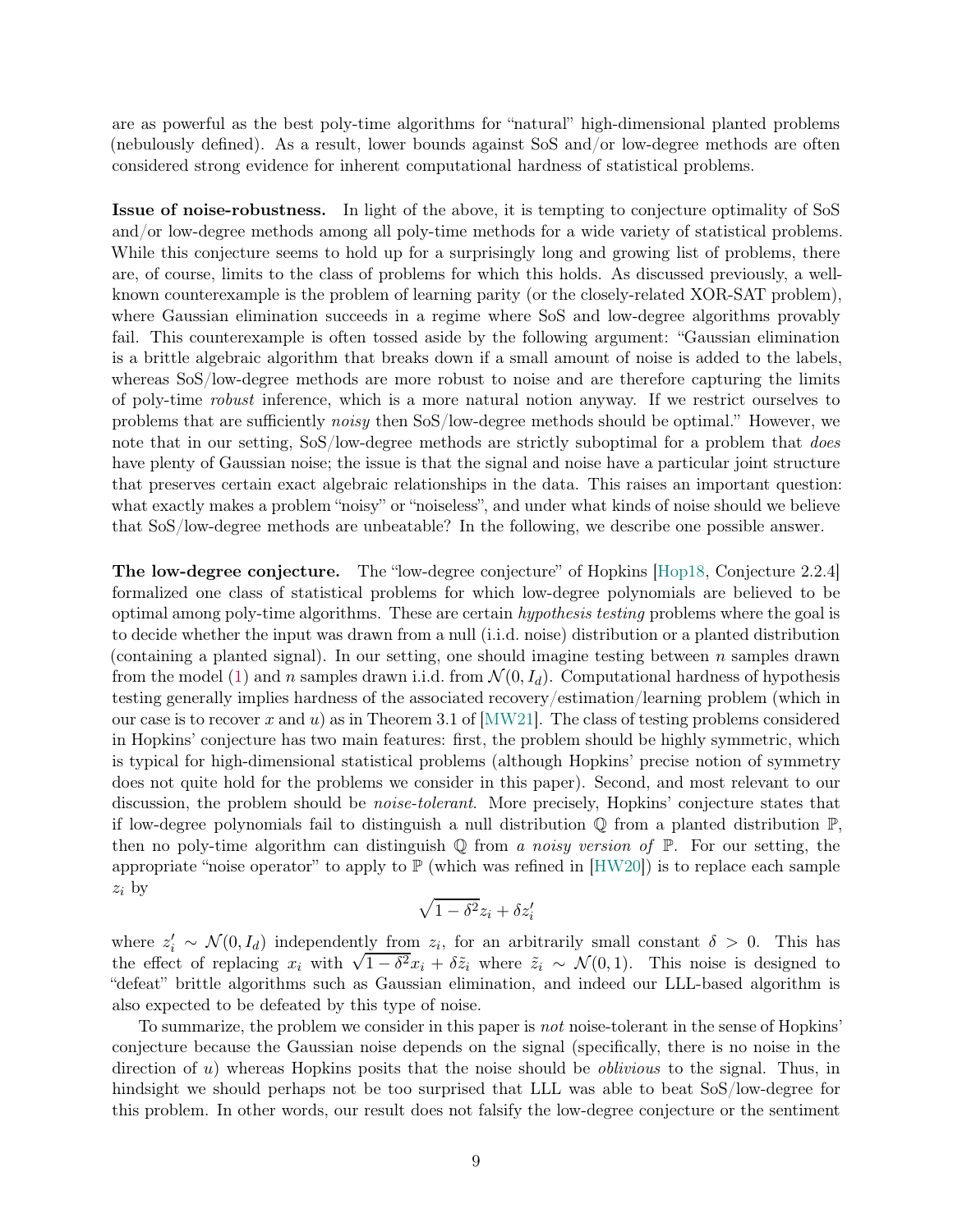are as powerful as the best poly-time algorithms for "natural" high-dimensional planted problems (nebulously defined). As a result, lower bounds against SoS and/or low-degree methods are often considered strong evidence for inherent computational hardness of statistical problems.

**Issue of noise-robustness.** In light of the above, it is tempting to conjecture optimality of SoS and/or low-degree methods among all poly-time methods for a wide variety of statistical problems. While this conjecture seems to hold up for a surprisingly long and growing list of problems, there are, of course, limits to the class of problems for which this holds. As discussed previously, a well-known counterexample is the problem of learning parity (or the closely-related XOR-SAT problem), where Gaussian elimination succeeds in a regime where SoS and low-degree algorithms provably fail. This counterexample is often tossed aside by the following argument: "Gaussian elimination is a brittle algebraic algorithm that breaks down if a small amount of noise is added to the labels, whereas SoS/low-degree methods are more robust to noise and are therefore capturing the limits of poly-time *robust* inference, which is a more natural notion anyway. If we restrict ourselves to problems that are sufficiently *noisy* then SoS/low-degree methods should be optimal." However, we note that in our setting, SoS/low-degree methods are strictly suboptimal for a problem that *does* have plenty of Gaussian noise; the issue is that the signal and noise have a particular joint structure that preserves certain exact algebraic relationships in the data. This raises an important question: what exactly makes a problem "noisy" or "noiseless", and under what kinds of noise should we believe that SoS/low-degree methods are unbeatable? In the following, we describe one possible answer.

**The low-degree conjecture.** The "low-degree conjecture" of Hopkins [Hop18, Conjecture 2.2.4] formalized one class of statistical problems for which low-degree polynomials are believed to be optimal among poly-time algorithms. These are certain *hypothesis testing* problems where the goal is to decide whether the input was drawn from a null (i.i.d. noise) distribution or a planted distribution (containing a planted signal). In our setting, one should imagine testing between $n$ samples drawn from the model (1) and $n$ samples drawn i.i.d. from $\mathcal{N}(0, I_d)$. Computational hardness of hypothesis testing generally implies hardness of the associated recovery/estimation/learning problem (which in our case is to recover $x$ and $u$) as in Theorem 3.1 of [MW21]. The class of testing problems considered in Hopkins' conjecture has two main features: first, the problem should be highly symmetric, which is typical for high-dimensional statistical problems (although Hopkins' precise notion of symmetry does not quite hold for the problems we consider in this paper). Second, and most relevant to our discussion, the problem should be *noise-tolerant*. More precisely, Hopkins' conjecture states that if low-degree polynomials fail to distinguish a null distribution $\mathbb{Q}$ from a planted distribution $\mathbb{P}$, then no poly-time algorithm can distinguish $\mathbb{Q}$ from *a noisy version of* $\mathbb{P}$. For our setting, the appropriate "noise operator" to apply to $\mathbb{P}$ (which was refined in [HW20]) is to replace each sample $z_i$ by

$$\sqrt{1-\delta^2} z_i + \delta z_i'$$

where $z_i' \sim \mathcal{N}(0, I_d)$ independently from $z_i$, for an arbitrarily small constant $\delta > 0$. This has the effect of replacing $x_i$ with $\sqrt{1-\delta^2} x_i + \delta \tilde{z}_i$ where $\tilde{z}_i \sim \mathcal{N}(0,1)$. This noise is designed to "defeat" brittle algorithms such as Gaussian elimination, and indeed our LLL-based algorithm is also expected to be defeated by this type of noise.

To summarize, the problem we consider in this paper is *not* noise-tolerant in the sense of Hopkins' conjecture because the Gaussian noise depends on the signal (specifically, there is no noise in the direction of $u$) whereas Hopkins posits that the noise should be *oblivious* to the signal. Thus, in hindsight we should perhaps not be too surprised that LLL was able to beat SoS/low-degree for this problem. In other words, our result does not falsify the low-degree conjecture or the sentiment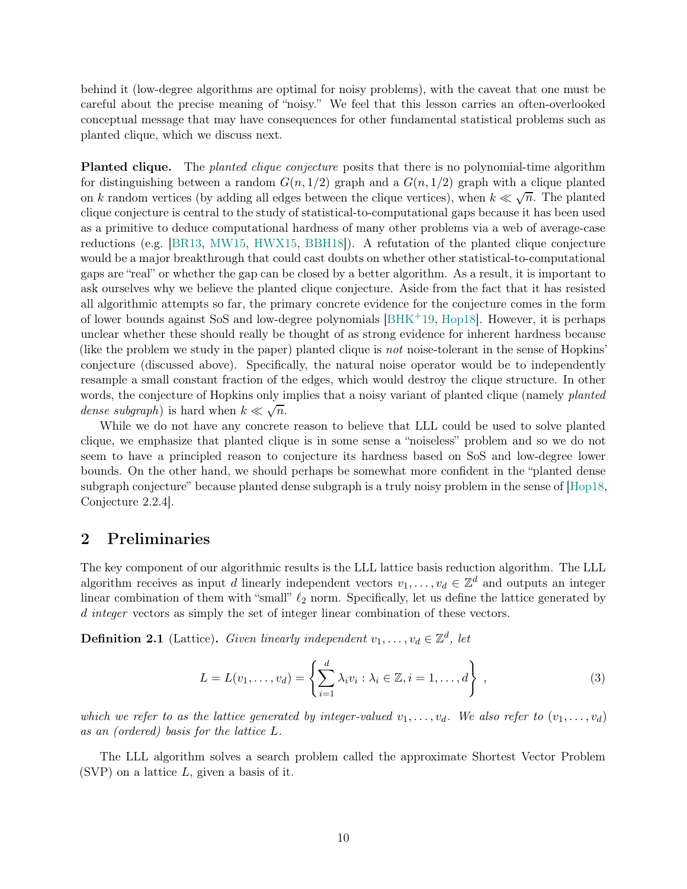behind it (low-degree algorithms are optimal for noisy problems), with the caveat that one must be careful about the precise meaning of "noisy." We feel that this lesson carries an often-overlooked conceptual message that may have consequences for other fundamental statistical problems such as planted clique, which we discuss next.

**Planted clique.** The *planted clique conjecture* posits that there is no polynomial-time algorithm for distinguishing between a random $G(n, 1/2)$ graph and a $G(n, 1/2)$ graph with a clique planted on $k$ random vertices (by adding all edges between the clique vertices), when $k \ll \sqrt{n}$. The planted clique conjecture is central to the study of statistical-to-computational gaps because it has been used as a primitive to deduce computational hardness of many other problems via a web of average-case reductions (e.g. [BR13, MW15, HWX15, BBH18]). A refutation of the planted clique conjecture would be a major breakthrough that could cast doubts on whether other statistical-to-computational gaps are "real" or whether the gap can be closed by a better algorithm. As a result, it is important to ask ourselves why we believe the planted clique conjecture. Aside from the fact that it has resisted all algorithmic attempts so far, the primary concrete evidence for the conjecture comes in the form of lower bounds against SoS and low-degree polynomials [BHK+19, Hop18]. However, it is perhaps unclear whether these should really be thought of as strong evidence for inherent hardness because (like the problem we study in the paper) planted clique is *not* noise-tolerant in the sense of Hopkins' conjecture (discussed above). Specifically, the natural noise operator would be to independently resample a small constant fraction of the edges, which would destroy the clique structure. In other words, the conjecture of Hopkins only implies that a noisy variant of planted clique (namely *planted dense subgraph*) is hard when $k \ll \sqrt{n}$.

While we do not have any concrete reason to believe that LLL could be used to solve planted clique, we emphasize that planted clique is in some sense a "noiseless" problem and so we do not seem to have a principled reason to conjecture its hardness based on SoS and low-degree lower bounds. On the other hand, we should perhaps be somewhat more confident in the "planted dense subgraph conjecture" because planted dense subgraph is a truly noisy problem in the sense of [Hop18, Conjecture 2.2.4].

## 2 Preliminaries

The key component of our algorithmic results is the LLL lattice basis reduction algorithm. The LLL algorithm receives as input $d$ linearly independent vectors $v_1, \ldots, v_d \in \mathbb{Z}^d$ and outputs an integer linear combination of them with "small" $\ell_2$ norm. Specifically, let us define the lattice generated by $d$ *integer* vectors as simply the set of integer linear combination of these vectors.

**Definition 2.1** (Lattice)**.** *Given linearly independent $v_1, \ldots, v_d \in \mathbb{Z}^d$, let*

$$L = L(v_1, \ldots, v_d) = \left\{ \sum_{i=1}^{d} \lambda_i v_i : \lambda_i \in \mathbb{Z}, i = 1, \ldots, d \right\} , \tag{3}$$

*which we refer to as the lattice generated by integer-valued $v_1, \ldots, v_d$. We also refer to $(v_1, \ldots, v_d)$ as an (ordered) basis for the lattice $L$.*

The LLL algorithm solves a search problem called the approximate Shortest Vector Problem (SVP) on a lattice $L$, given a basis of it.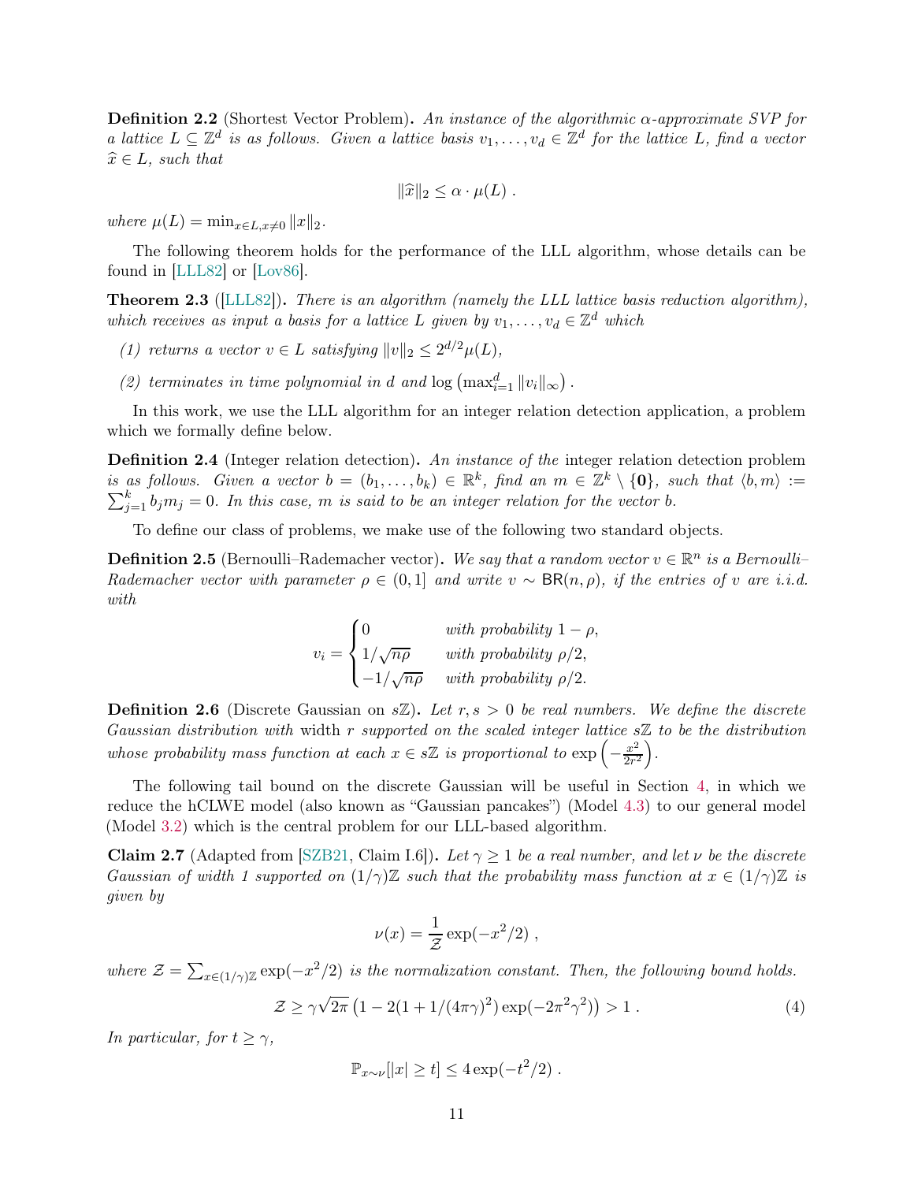**Definition 2.2** (Shortest Vector Problem)**.** *An instance of the algorithmic $\alpha$-approximate SVP for a lattice $L \subseteq \mathbb{Z}^d$ is as follows. Given a lattice basis $v_1, \ldots, v_d \in \mathbb{Z}^d$ for the lattice $L$, find a vector $\widehat{x} \in L$, such that*

$$\|\widehat{x}\|_2 \leq \alpha \cdot \mu(L) .$$

*where $\mu(L) = \min_{x \in L, x \neq 0} \|x\|_2$.*

The following theorem holds for the performance of the LLL algorithm, whose details can be found in [LLL82] or [Lov86].

**Theorem 2.3** ([LLL82])**.** *There is an algorithm (namely the LLL lattice basis reduction algorithm), which receives as input a basis for a lattice $L$ given by $v_1, \ldots, v_d \in \mathbb{Z}^d$ which*

*(1) returns a vector $v \in L$ satisfying $\|v\|_2 \leq 2^{d/2}\mu(L)$,*

*(2) terminates in time polynomial in $d$ and $\log\left(\max_{i=1}^d \|v_i\|_\infty\right)$.*

In this work, we use the LLL algorithm for an integer relation detection application, a problem which we formally define below.

**Definition 2.4** (Integer relation detection)**.** *An instance of the* integer relation detection problem *is as follows. Given a vector $b = (b_1, \ldots, b_k) \in \mathbb{R}^k$, find an $m \in \mathbb{Z}^k \setminus \{\mathbf{0}\}$, such that $\langle b, m\rangle := \sum_{j=1}^k b_j m_j = 0$. In this case, $m$ is said to be an integer relation for the vector $b$.*

To define our class of problems, we make use of the following two standard objects.

**Definition 2.5** (Bernoulli–Rademacher vector)**.** *We say that a random vector $v \in \mathbb{R}^n$ is a Bernoulli–Rademacher vector with parameter $\rho \in (0, 1]$ and write $v \sim \mathsf{BR}(n, \rho)$, if the entries of $v$ are i.i.d. with*

$$v_i = \begin{cases} 0 & \text{with probability } 1-\rho, \\ 1/\sqrt{n\rho} & \text{with probability } \rho/2, \\ -1/\sqrt{n\rho} & \text{with probability } \rho/2. \end{cases}$$

**Definition 2.6** (Discrete Gaussian on $s\mathbb{Z}$)**.** *Let $r, s > 0$ be real numbers. We define the discrete Gaussian distribution with* width *$r$ supported on the scaled integer lattice $s\mathbb{Z}$ to be the distribution whose probability mass function at each $x \in s\mathbb{Z}$ is proportional to $\exp\left(-\frac{x^2}{2r^2}\right)$.*

The following tail bound on the discrete Gaussian will be useful in Section 4, in which we reduce the hCLWE model (also known as "Gaussian pancakes") (Model 4.3) to our general model (Model 3.2) which is the central problem for our LLL-based algorithm.

**Claim 2.7** (Adapted from [SZB21, Claim I.6])**.** *Let $\gamma \geq 1$ be a real number, and let $\nu$ be the discrete Gaussian of width 1 supported on $(1/\gamma)\mathbb{Z}$ such that the probability mass function at $x \in (1/\gamma)\mathbb{Z}$ is given by*

$$\nu(x) = \frac{1}{\mathcal{Z}} \exp(-x^2/2) ,$$

*where $\mathcal{Z} = \sum_{x \in (1/\gamma)\mathbb{Z}} \exp(-x^2/2)$ is the normalization constant. Then, the following bound holds.*

$$\mathcal{Z} \geq \gamma\sqrt{2\pi}\left(1 - 2(1 + 1/(4\pi\gamma)^2)\exp(-2\pi^2\gamma^2)\right) > 1 . \tag{4}$$

*In particular, for $t \geq \gamma$,*

$$\mathbb{P}_{x\sim\nu}[|x| \geq t] \leq 4\exp(-t^2/2) .$$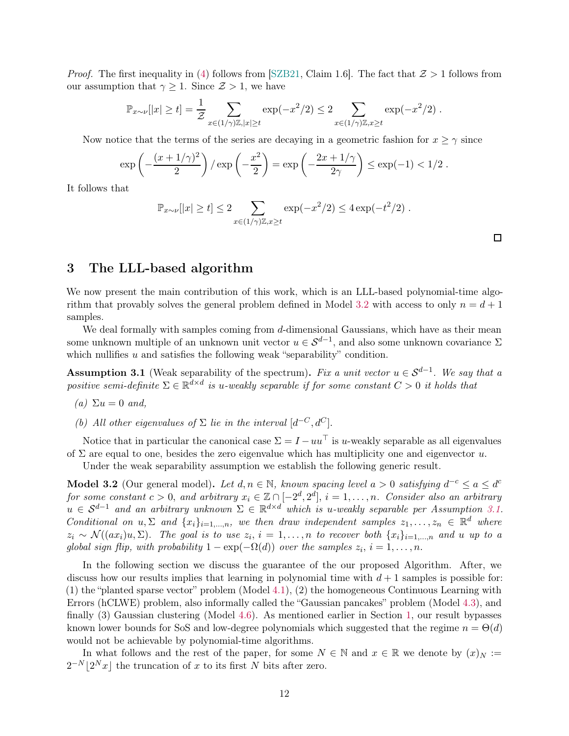*Proof.* The first inequality in (4) follows from [SZB21, Claim 1.6]. The fact that $\mathcal{Z} > 1$ follows from our assumption that $\gamma \geq 1$. Since $\mathcal{Z} > 1$, we have

$$\mathbb{P}_{x\sim\nu}[|x| \geq t] = \frac{1}{\mathcal{Z}} \sum_{x\in(1/\gamma)\mathbb{Z}, |x|\geq t} \exp(-x^2/2) \leq 2 \sum_{x\in(1/\gamma)\mathbb{Z}, x\geq t} \exp(-x^2/2) .$$

Now notice that the terms of the series are decaying in a geometric fashion for $x \geq \gamma$ since

$$\exp\left(-\frac{(x+1/\gamma)^2}{2}\right) / \exp\left(-\frac{x^2}{2}\right) = \exp\left(-\frac{2x+1/\gamma}{2\gamma}\right) \leq \exp(-1) < 1/2 .$$

It follows that

$$\mathbb{P}_{x\sim\nu}[|x| \geq t] \leq 2 \sum_{x\in(1/\gamma)\mathbb{Z}, x\geq t} \exp(-x^2/2) \leq 4\exp(-t^2/2) .$$

□

# 3 The LLL-based algorithm

We now present the main contribution of this work, which is an LLL-based polynomial-time algorithm that provably solves the general problem defined in Model 3.2 with access to only $n = d+1$ samples.

We deal formally with samples coming from $d$-dimensional Gaussians, which have as their mean some unknown multiple of an unknown unit vector $u \in \mathcal{S}^{d-1}$, and also some unknown covariance $\Sigma$ which nullifies $u$ and satisfies the following weak "separability" condition.

**Assumption 3.1** (Weak separability of the spectrum). *Fix a unit vector $u \in \mathcal{S}^{d-1}$. We say that a positive semi-definite $\Sigma \in \mathbb{R}^{d\times d}$ is $u$-weakly separable if for some constant $C > 0$ it holds that*

*(a) $\Sigma u = 0$ and,*

*(b) All other eigenvalues of $\Sigma$ lie in the interval $[d^{-C}, d^C]$.*

Notice that in particular the canonical case $\Sigma = I - uu^\top$ is $u$-weakly separable as all eigenvalues of $\Sigma$ are equal to one, besides the zero eigenvalue which has multiplicity one and eigenvector $u$.

Under the weak separability assumption we establish the following generic result.

**Model 3.2** (Our general model). *Let $d, n \in \mathbb{N}$, known spacing level $a > 0$ satisfying $d^{-c} \leq a \leq d^c$ for some constant $c > 0$, and arbitrary $x_i \in \mathbb{Z} \cap [-2^d, 2^d]$, $i = 1, \ldots, n$. Consider also an arbitrary $u \in \mathcal{S}^{d-1}$ and an arbitrary unknown $\Sigma \in \mathbb{R}^{d\times d}$ which is $u$-weakly separable per Assumption 3.1. Conditional on $u, \Sigma$ and $\{x_i\}_{i=1,\ldots,n}$, we then draw independent samples $z_1, \ldots, z_n \in \mathbb{R}^d$ where $z_i \sim \mathcal{N}((ax_i)u, \Sigma)$. The goal is to use $z_i$, $i = 1, \ldots, n$ to recover both $\{x_i\}_{i=1,\ldots,n}$ and $u$ up to a global sign flip, with probability $1 - \exp(-\Omega(d))$ over the samples $z_i$, $i = 1, \ldots, n$.*

In the following section we discuss the guarantee of the our proposed Algorithm. After, we discuss how our results implies that learning in polynomial time with $d+1$ samples is possible for: (1) the "planted sparse vector" problem (Model 4.1), (2) the homogeneous Continuous Learning with Errors (hCLWE) problem, also informally called the "Gaussian pancakes" problem (Model 4.3), and finally (3) Gaussian clustering (Model 4.6). As mentioned earlier in Section 1, our result bypasses known lower bounds for SoS and low-degree polynomials which suggested that the regime $n = \Theta(d)$ would not be achievable by polynomial-time algorithms.

In what follows and the rest of the paper, for some $N \in \mathbb{N}$ and $x \in \mathbb{R}$ we denote by $(x)_N := 2^{-N}\lfloor 2^N x \rfloor$ the truncation of $x$ to its first $N$ bits after zero.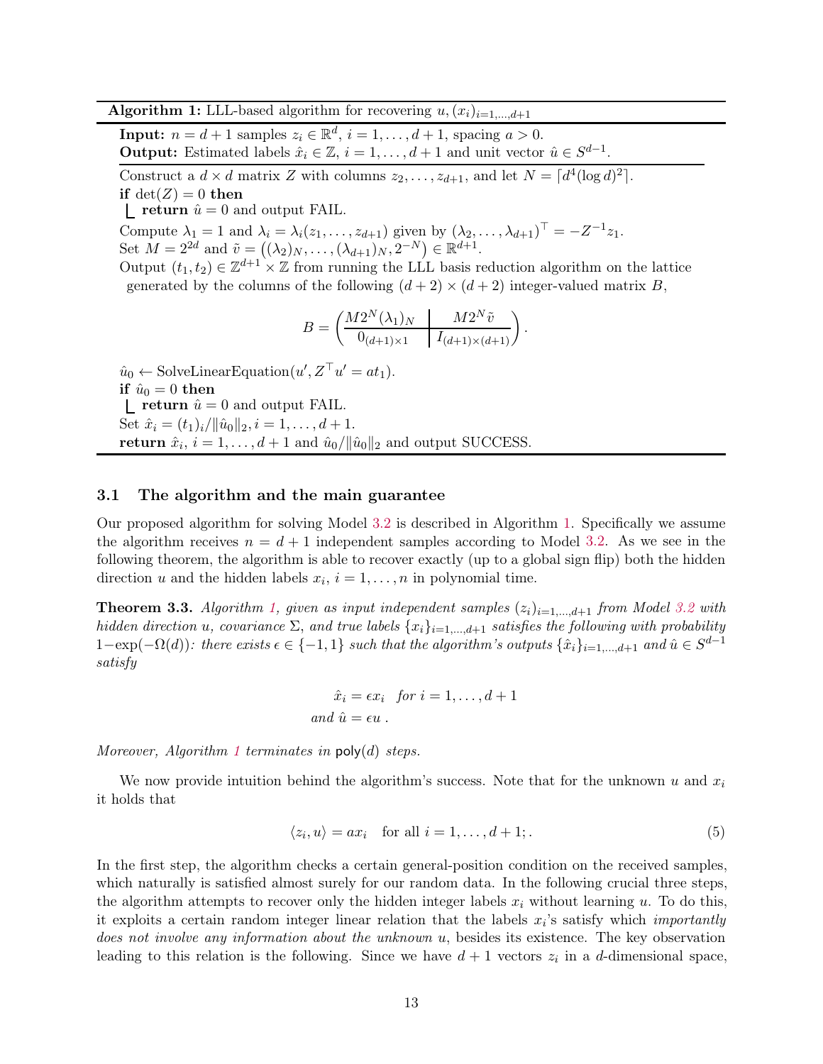**Algorithm 1:** LLL-based algorithm for recovering $u, (x_i)_{i=1,\ldots,d+1}$

**Input:** $n = d+1$ samples $z_i \in \mathbb{R}^d$, $i = 1, \ldots, d+1$, spacing $a > 0$.
**Output:** Estimated labels $\hat{x}_i \in \mathbb{Z}$, $i = 1, \ldots, d+1$ and unit vector $\hat{u} \in S^{d-1}$.

Construct a $d \times d$ matrix $Z$ with columns $z_2, \ldots, z_{d+1}$, and let $N = \lceil d^4 (\log d)^2 \rceil$.
**if** $\det(Z) = 0$ **then**
  **return** $\hat{u} = 0$ and output FAIL.
Compute $\lambda_1 = 1$ and $\lambda_i = \lambda_i(z_1, \ldots, z_{d+1})$ given by $(\lambda_2, \ldots, \lambda_{d+1})^\top = -Z^{-1} z_1$.
Set $M = 2^{2d}$ and $\tilde{v} = \left((\lambda_2)_N, \ldots, (\lambda_{d+1})_N, 2^{-N}\right) \in \mathbb{R}^{d+1}$.
Output $(t_1, t_2) \in \mathbb{Z}^{d+1} \times \mathbb{Z}$ from running the LLL basis reduction algorithm on the lattice generated by the columns of the following $(d+2) \times (d+2)$ integer-valued matrix $B$,

$$B = \left( \begin{array}{c|c} M 2^N (\lambda_1)_N & M 2^N \tilde{v} \\ \hline 0_{(d+1)\times 1} & I_{(d+1)\times(d+1)} \end{array} \right).$$

$\hat{u}_0 \leftarrow \text{SolveLinearEquation}(u', Z^\top u' = a t_1)$.
**if** $\hat{u}_0 = 0$ **then**
  **return** $\hat{u} = 0$ and output FAIL.
Set $\hat{x}_i = (t_1)_i / \|\hat{u}_0\|_2, i = 1, \ldots, d+1$.
**return** $\hat{x}_i$, $i = 1, \ldots, d+1$ and $\hat{u}_0 / \|\hat{u}_0\|_2$ and output SUCCESS.

### 3.1 The algorithm and the main guarantee

Our proposed algorithm for solving Model 3.2 is described in Algorithm 1. Specifically we assume the algorithm receives $n = d+1$ independent samples according to Model 3.2. As we see in the following theorem, the algorithm is able to recover exactly (up to a global sign flip) both the hidden direction $u$ and the hidden labels $x_i$, $i = 1, \ldots, n$ in polynomial time.

**Theorem 3.3.** *Algorithm 1, given as input independent samples $(z_i)_{i=1,\ldots,d+1}$ from Model 3.2 with hidden direction $u$, covariance $\Sigma$, and true labels $\{x_i\}_{i=1,\ldots,d+1}$ satisfies the following with probability $1 - \exp(-\Omega(d))$: there exists $\epsilon \in \{-1, 1\}$ such that the algorithm's outputs $\{\hat{x}_i\}_{i=1,\ldots,d+1}$ and $\hat{u} \in S^{d-1}$ satisfy*

$$\hat{x}_i = \epsilon x_i \quad \text{for } i = 1, \ldots, d+1$$
$$\text{and } \hat{u} = \epsilon u \,.$$

*Moreover, Algorithm 1 terminates in $\mathsf{poly}(d)$ steps.*

We now provide intuition behind the algorithm's success. Note that for the unknown $u$ and $x_i$ it holds that

$$\langle z_i, u \rangle = a x_i \quad \text{for all } i = 1, \ldots, d+1; . \tag{5}$$

In the first step, the algorithm checks a certain general-position condition on the received samples, which naturally is satisfied almost surely for our random data. In the following crucial three steps, the algorithm attempts to recover only the hidden integer labels $x_i$ without learning $u$. To do this, it exploits a certain random integer linear relation that the labels $x_i$'s satisfy which *importantly does not involve any information about the unknown* $u$, besides its existence. The key observation leading to this relation is the following. Since we have $d+1$ vectors $z_i$ in a $d$-dimensional space,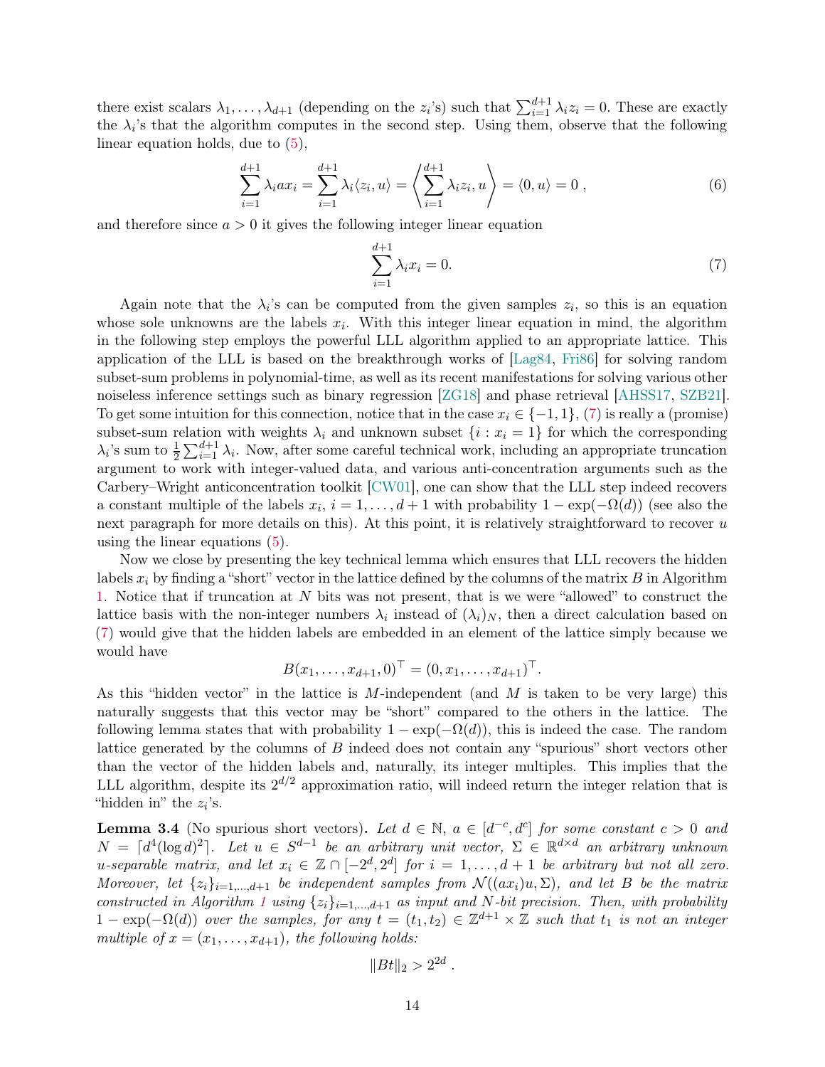there exist scalars $\lambda_1, \dots, \lambda_{d+1}$ (depending on the $z_i$'s) such that $\sum_{i=1}^{d+1} \lambda_i z_i = 0$. These are exactly the $\lambda_i$'s that the algorithm computes in the second step. Using them, observe that the following linear equation holds, due to (5),

$$\sum_{i=1}^{d+1} \lambda_i a x_i = \sum_{i=1}^{d+1} \lambda_i \langle z_i, u \rangle = \left\langle \sum_{i=1}^{d+1} \lambda_i z_i, u \right\rangle = \langle 0, u \rangle = 0 \,, \tag{6}$$

and therefore since $a > 0$ it gives the following integer linear equation

$$\sum_{i=1}^{d+1} \lambda_i x_i = 0. \tag{7}$$

Again note that the $\lambda_i$'s can be computed from the given samples $z_i$, so this is an equation whose sole unknowns are the labels $x_i$. With this integer linear equation in mind, the algorithm in the following step employs the powerful LLL algorithm applied to an appropriate lattice. This application of the LLL is based on the breakthrough works of [Lag84, Fri86] for solving random subset-sum problems in polynomial-time, as well as its recent manifestations for solving various other noiseless inference settings such as binary regression [ZG18] and phase retrieval [AHSS17, SZB21]. To get some intuition for this connection, notice that in the case $x_i \in \{-1, 1\}$, (7) is really a (promise) subset-sum relation with weights $\lambda_i$ and unknown subset $\{i : x_i = 1\}$ for which the corresponding $\lambda_i$'s sum to $\frac{1}{2}\sum_{i=1}^{d+1} \lambda_i$. Now, after some careful technical work, including an appropriate truncation argument to work with integer-valued data, and various anti-concentration arguments such as the Carbery–Wright anticoncentration toolkit [CW01], one can show that the LLL step indeed recovers a constant multiple of the labels $x_i$, $i = 1, \dots, d+1$ with probability $1 - \exp(-\Omega(d))$ (see also the next paragraph for more details on this). At this point, it is relatively straightforward to recover $u$ using the linear equations (5).

Now we close by presenting the key technical lemma which ensures that LLL recovers the hidden labels $x_i$ by finding a "short" vector in the lattice defined by the columns of the matrix $B$ in Algorithm 1. Notice that if truncation at $N$ bits was not present, that is we were "allowed" to construct the lattice basis with the non-integer numbers $\lambda_i$ instead of $(\lambda_i)_N$, then a direct calculation based on (7) would give that the hidden labels are embedded in an element of the lattice simply because we would have

$$B(x_1, \dots, x_{d+1}, 0)^\top = (0, x_1, \dots, x_{d+1})^\top.$$

As this "hidden vector" in the lattice is $M$-independent (and $M$ is taken to be very large) this naturally suggests that this vector may be "short" compared to the others in the lattice. The following lemma states that with probability $1 - \exp(-\Omega(d))$, this is indeed the case. The random lattice generated by the columns of $B$ indeed does not contain any "spurious" short vectors other than the vector of the hidden labels and, naturally, its integer multiples. This implies that the LLL algorithm, despite its $2^{d/2}$ approximation ratio, will indeed return the integer relation that is "hidden in" the $z_i$'s.

**Lemma 3.4** (No spurious short vectors)**.** *Let $d \in \mathbb{N}$, $a \in [d^{-c}, d^c]$ for some constant $c > 0$ and $N = \lceil d^4 (\log d)^2 \rceil$. Let $u \in S^{d-1}$ be an arbitrary unit vector, $\Sigma \in \mathbb{R}^{d \times d}$ an arbitrary unknown $u$-separable matrix, and let $x_i \in \mathbb{Z} \cap [-2^d, 2^d]$ for $i = 1, \dots, d+1$ be arbitrary but not all zero. Moreover, let $\{z_i\}_{i=1,\dots,d+1}$ be independent samples from $\mathcal{N}((ax_i)u, \Sigma)$, and let $B$ be the matrix constructed in Algorithm 1 using $\{z_i\}_{i=1,\dots,d+1}$ as input and $N$-bit precision. Then, with probability $1 - \exp(-\Omega(d))$ over the samples, for any $t = (t_1, t_2) \in \mathbb{Z}^{d+1} \times \mathbb{Z}$ such that $t_1$ is not an integer multiple of $x = (x_1, \dots, x_{d+1})$, the following holds:*

$$\|Bt\|_2 > 2^{2d} \,.$$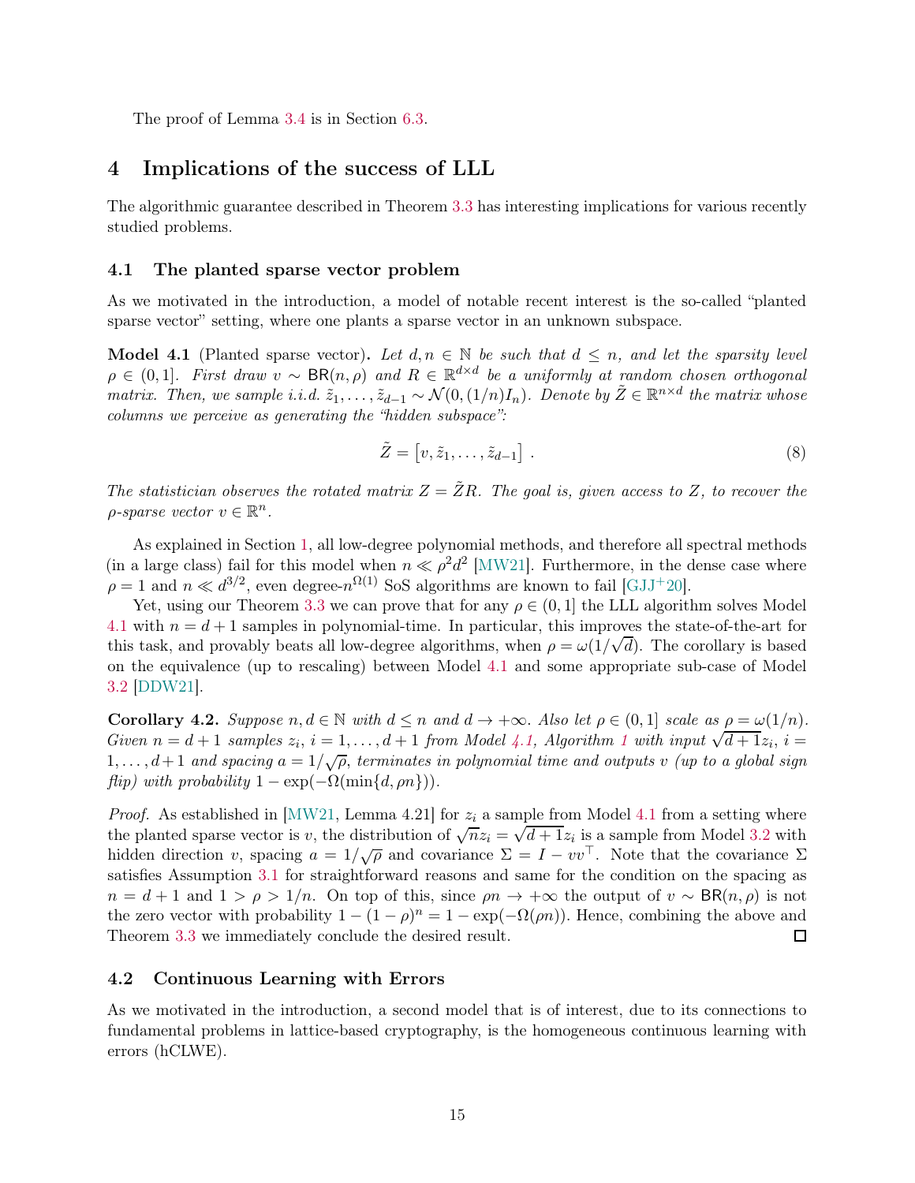The proof of Lemma 3.4 is in Section 6.3.

# 4 Implications of the success of LLL

The algorithmic guarantee described in Theorem 3.3 has interesting implications for various recently studied problems.

## 4.1 The planted sparse vector problem

As we motivated in the introduction, a model of notable recent interest is the so-called "planted sparse vector" setting, where one plants a sparse vector in an unknown subspace.

**Model 4.1** (Planted sparse vector)**.** *Let $d, n \in \mathbb{N}$ be such that $d \leq n$, and let the sparsity level $\rho \in (0, 1]$. First draw $v \sim \mathsf{BR}(n, \rho)$ and $R \in \mathbb{R}^{d \times d}$ be a uniformly at random chosen orthogonal matrix. Then, we sample i.i.d. $\tilde{z}_1, \ldots, \tilde{z}_{d-1} \sim \mathcal{N}(0, (1/n)I_n)$. Denote by $\tilde{Z} \in \mathbb{R}^{n \times d}$ the matrix whose columns we perceive as generating the "hidden subspace":*

$$\tilde{Z} = \left[v, \tilde{z}_1, \ldots, \tilde{z}_{d-1}\right] . \tag{8}$$

*The statistician observes the rotated matrix $Z = \tilde{Z}R$. The goal is, given access to $Z$, to recover the $\rho$-sparse vector $v \in \mathbb{R}^n$.*

As explained in Section 1, all low-degree polynomial methods, and therefore all spectral methods (in a large class) fail for this model when $n \ll \rho^2 d^2$ [MW21]. Furthermore, in the dense case where $\rho = 1$ and $n \ll d^{3/2}$, even degree-$n^{\Omega(1)}$ SoS algorithms are known to fail [GJJ+20].

Yet, using our Theorem 3.3 we can prove that for any $\rho \in (0, 1]$ the LLL algorithm solves Model 4.1 with $n = d + 1$ samples in polynomial-time. In particular, this improves the state-of-the-art for this task, and provably beats all low-degree algorithms, when $\rho = \omega(1/\sqrt{d})$. The corollary is based on the equivalence (up to rescaling) between Model 4.1 and some appropriate sub-case of Model 3.2 [DDW21].

**Corollary 4.2.** *Suppose $n, d \in \mathbb{N}$ with $d \leq n$ and $d \to +\infty$. Also let $\rho \in (0, 1]$ scale as $\rho = \omega(1/n)$. Given $n = d + 1$ samples $z_i$, $i = 1, \ldots, d+1$ from Model 4.1, Algorithm 1 with input $\sqrt{d+1}z_i$, $i = 1, \ldots, d+1$ and spacing $a = 1/\sqrt{\rho}$, terminates in polynomial time and outputs $v$ (up to a global sign flip) with probability $1 - \exp(-\Omega(\min\{d, \rho n\}))$.*

*Proof.* As established in [MW21, Lemma 4.21] for $z_i$ a sample from Model 4.1 from a setting where the planted sparse vector is $v$, the distribution of $\sqrt{n}z_i = \sqrt{d+1}z_i$ is a sample from Model 3.2 with hidden direction $v$, spacing $a = 1/\sqrt{\rho}$ and covariance $\Sigma = I - vv^\top$. Note that the covariance $\Sigma$ satisfies Assumption 3.1 for straightforward reasons and same for the condition on the spacing as $n = d + 1$ and $1 > \rho > 1/n$. On top of this, since $\rho n \to +\infty$ the output of $v \sim \mathsf{BR}(n, \rho)$ is not the zero vector with probability $1 - (1 - \rho)^n = 1 - \exp(-\Omega(\rho n))$. Hence, combining the above and Theorem 3.3 we immediately conclude the desired result. □

## 4.2 Continuous Learning with Errors

As we motivated in the introduction, a second model that is of interest, due to its connections to fundamental problems in lattice-based cryptography, is the homogeneous continuous learning with errors (hCLWE).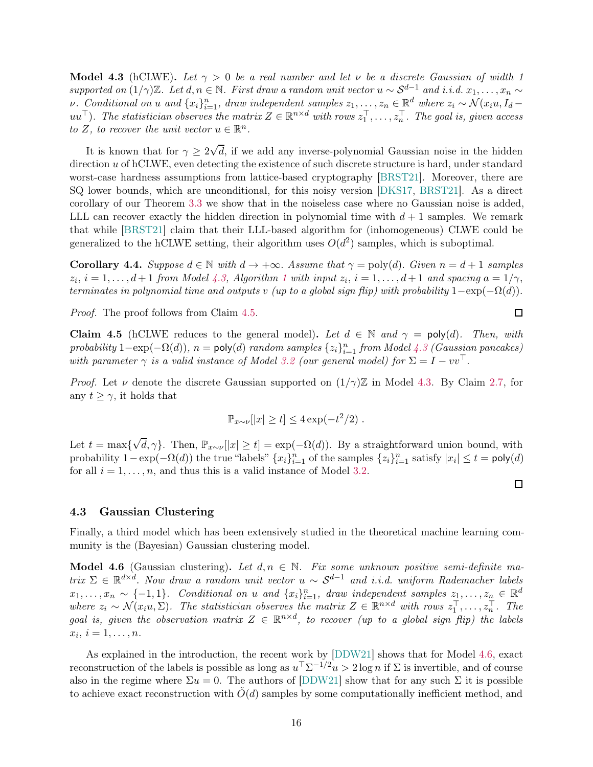**Model 4.3** (hCLWE)**.** *Let $\gamma > 0$ be a real number and let $\nu$ be a discrete Gaussian of width 1 supported on $(1/\gamma)\mathbb{Z}$. Let $d, n \in \mathbb{N}$. First draw a random unit vector $u \sim \mathcal{S}^{d-1}$ and i.i.d. $x_1, \ldots, x_n \sim \nu$. Conditional on $u$ and $\{x_i\}_{i=1}^n$, draw independent samples $z_1, \ldots, z_n \in \mathbb{R}^d$ where $z_i \sim \mathcal{N}(x_i u, I_d - uu^\top)$. The statistician observes the matrix $Z \in \mathbb{R}^{n \times d}$ with rows $z_1^\top, \ldots, z_n^\top$. The goal is, given access to $Z$, to recover the unit vector $u \in \mathbb{R}^n$.*

It is known that for $\gamma \geq 2\sqrt{d}$, if we add any inverse-polynomial Gaussian noise in the hidden direction $u$ of hCLWE, even detecting the existence of such discrete structure is hard, under standard worst-case hardness assumptions from lattice-based cryptography [BRST21]. Moreover, there are SQ lower bounds, which are unconditional, for this noisy version [DKS17, BRST21]. As a direct corollary of our Theorem 3.3 we show that in the noiseless case where no Gaussian noise is added, LLL can recover exactly the hidden direction in polynomial time with $d+1$ samples. We remark that while [BRST21] claim that their LLL-based algorithm for (inhomogeneous) CLWE could be generalized to the hCLWE setting, their algorithm uses $O(d^2)$ samples, which is suboptimal.

**Corollary 4.4.** *Suppose $d \in \mathbb{N}$ with $d \to +\infty$. Assume that $\gamma = \mathrm{poly}(d)$. Given $n = d+1$ samples $z_i$, $i = 1, \ldots, d+1$ from Model 4.3, Algorithm 1 with input $z_i$, $i = 1, \ldots, d+1$ and spacing $a = 1/\gamma$, terminates in polynomial time and outputs $v$ (up to a global sign flip) with probability $1 - \exp(-\Omega(d))$.*

*Proof.* The proof follows from Claim 4.5. □

**Claim 4.5** (hCLWE reduces to the general model)**.** *Let $d \in \mathbb{N}$ and $\gamma = \mathsf{poly}(d)$. Then, with probability $1 - \exp(-\Omega(d))$, $n = \mathsf{poly}(d)$ random samples $\{z_i\}_{i=1}^n$ from Model 4.3 (Gaussian pancakes) with parameter $\gamma$ is a valid instance of Model 3.2 (our general model) for $\Sigma = I - vv^\top$.*

*Proof.* Let $\nu$ denote the discrete Gaussian supported on $(1/\gamma)\mathbb{Z}$ in Model 4.3. By Claim 2.7, for any $t \geq \gamma$, it holds that

$$\mathbb{P}_{x \sim \nu}[|x| \geq t] \leq 4\exp(-t^2/2)\ .$$

Let $t = \max\{\sqrt{d}, \gamma\}$. Then, $\mathbb{P}_{x \sim \nu}[|x| \geq t] = \exp(-\Omega(d))$. By a straightforward union bound, with probability $1 - \exp(-\Omega(d))$ the true "labels" $\{x_i\}_{i=1}^n$ of the samples $\{z_i\}_{i=1}^n$ satisfy $|x_i| \leq t = \mathsf{poly}(d)$ for all $i = 1, \ldots, n$, and thus this is a valid instance of Model 3.2. □

### 4.3 Gaussian Clustering

Finally, a third model which has been extensively studied in the theoretical machine learning community is the (Bayesian) Gaussian clustering model.

**Model 4.6** (Gaussian clustering)**.** *Let $d, n \in \mathbb{N}$. Fix some unknown positive semi-definite matrix $\Sigma \in \mathbb{R}^{d \times d}$. Now draw a random unit vector $u \sim \mathcal{S}^{d-1}$ and i.i.d. uniform Rademacher labels $x_1, \ldots, x_n \sim \{-1, 1\}$. Conditional on $u$ and $\{x_i\}_{i=1}^n$, draw independent samples $z_1, \ldots, z_n \in \mathbb{R}^d$ where $z_i \sim \mathcal{N}(x_i u, \Sigma)$. The statistician observes the matrix $Z \in \mathbb{R}^{n \times d}$ with rows $z_1^\top, \ldots, z_n^\top$. The goal is, given the observation matrix $Z \in \mathbb{R}^{n \times d}$, to recover (up to a global sign flip) the labels $x_i$, $i = 1, \ldots, n$.*

As explained in the introduction, the recent work by [DDW21] shows that for Model 4.6, exact reconstruction of the labels is possible as long as $u^\top \Sigma^{-1/2} u > 2\log n$ if $\Sigma$ is invertible, and of course also in the regime where $\Sigma u = 0$. The authors of [DDW21] show that for any such $\Sigma$ it is possible to achieve exact reconstruction with $\tilde{O}(d)$ samples by some computationally inefficient method, and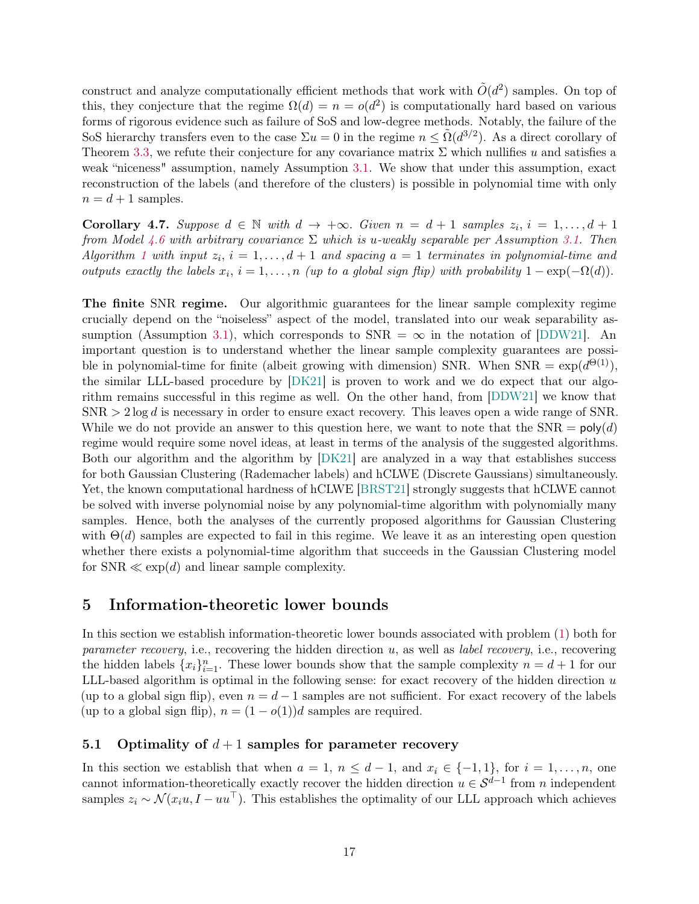construct and analyze computationally efficient methods that work with $\tilde{O}(d^2)$ samples. On top of this, they conjecture that the regime $\Omega(d) = n = o(d^2)$ is computationally hard based on various forms of rigorous evidence such as failure of SoS and low-degree methods. Notably, the failure of the SoS hierarchy transfers even to the case $\Sigma u = 0$ in the regime $n \leq \tilde{\Omega}(d^{3/2})$. As a direct corollary of Theorem 3.3, we refute their conjecture for any covariance matrix $\Sigma$ which nullifies $u$ and satisfies a weak "niceness" assumption, namely Assumption 3.1. We show that under this assumption, exact reconstruction of the labels (and therefore of the clusters) is possible in polynomial time with only $n = d + 1$ samples.

**Corollary 4.7.** *Suppose $d \in \mathbb{N}$ with $d \to +\infty$. Given $n = d + 1$ samples $z_i$, $i = 1, \ldots, d + 1$ from Model 4.6 with arbitrary covariance $\Sigma$ which is $u$-weakly separable per Assumption 3.1. Then Algorithm 1 with input $z_i$, $i = 1, \ldots, d + 1$ and spacing $a = 1$ terminates in polynomial-time and outputs exactly the labels $x_i$, $i = 1, \ldots, n$ (up to a global sign flip) with probability $1 - \exp(-\Omega(d))$.*

**The finite SNR regime.** Our algorithmic guarantees for the linear sample complexity regime crucially depend on the "noiseless" aspect of the model, translated into our weak separability assumption (Assumption 3.1), which corresponds to SNR $= \infty$ in the notation of [DDW21]. An important question is to understand whether the linear sample complexity guarantees are possible in polynomial-time for finite (albeit growing with dimension) SNR. When SNR $= \exp(d^{\Theta(1)})$, the similar LLL-based procedure by [DK21] is proven to work and we do expect that our algorithm remains successful in this regime as well. On the other hand, from [DDW21] we know that SNR $> 2 \log d$ is necessary in order to ensure exact recovery. This leaves open a wide range of SNR. While we do not provide an answer to this question here, we want to note that the SNR $= \mathsf{poly}(d)$ regime would require some novel ideas, at least in terms of the analysis of the suggested algorithms. Both our algorithm and the algorithm by [DK21] are analyzed in a way that establishes success for both Gaussian Clustering (Rademacher labels) and hCLWE (Discrete Gaussians) simultaneously. Yet, the known computational hardness of hCLWE [BRST21] strongly suggests that hCLWE cannot be solved with inverse polynomial noise by any polynomial-time algorithm with polynomially many samples. Hence, both the analyses of the currently proposed algorithms for Gaussian Clustering with $\Theta(d)$ samples are expected to fail in this regime. We leave it as an interesting open question whether there exists a polynomial-time algorithm that succeeds in the Gaussian Clustering model for SNR $\ll \exp(d)$ and linear sample complexity.

## 5 Information-theoretic lower bounds

In this section we establish information-theoretic lower bounds associated with problem (1) both for *parameter recovery*, i.e., recovering the hidden direction $u$, as well as *label recovery*, i.e., recovering the hidden labels $\{x_i\}_{i=1}^n$. These lower bounds show that the sample complexity $n = d + 1$ for our LLL-based algorithm is optimal in the following sense: for exact recovery of the hidden direction $u$ (up to a global sign flip), even $n = d - 1$ samples are not sufficient. For exact recovery of the labels (up to a global sign flip), $n = (1 - o(1))d$ samples are required.

### 5.1 Optimality of $d + 1$ samples for parameter recovery

In this section we establish that when $a = 1$, $n \leq d - 1$, and $x_i \in \{-1, 1\}$, for $i = 1, \ldots, n$, one cannot information-theoretically exactly recover the hidden direction $u \in \mathcal{S}^{d-1}$ from $n$ independent samples $z_i \sim \mathcal{N}(x_i u, I - uu^\top)$. This establishes the optimality of our LLL approach which achieves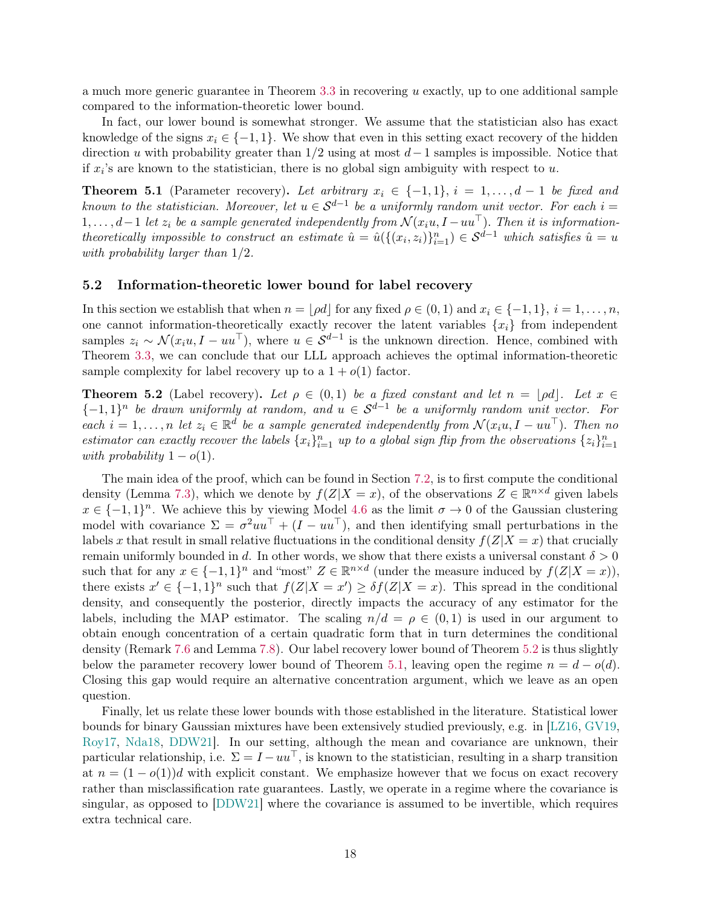a much more generic guarantee in Theorem 3.3 in recovering $u$ exactly, up to one additional sample compared to the information-theoretic lower bound.

In fact, our lower bound is somewhat stronger. We assume that the statistician also has exact knowledge of the signs $x_i \in \{-1, 1\}$. We show that even in this setting exact recovery of the hidden direction $u$ with probability greater than $1/2$ using at most $d-1$ samples is impossible. Notice that if $x_i$'s are known to the statistician, there is no global sign ambiguity with respect to $u$.

**Theorem 5.1** (Parameter recovery)**.** *Let arbitrary $x_i \in \{-1, 1\}$, $i = 1, \dots, d-1$ be fixed and known to the statistician. Moreover, let $u \in \mathcal{S}^{d-1}$ be a uniformly random unit vector. For each $i = 1, \dots, d-1$ let $z_i$ be a sample generated independently from $\mathcal{N}(x_i u, I - uu^\top)$. Then it is information-theoretically impossible to construct an estimate $\hat{u} = \hat{u}(\{(x_i, z_i)\}_{i=1}^n) \in \mathcal{S}^{d-1}$ which satisfies $\hat{u} = u$ with probability larger than $1/2$.*

### 5.2 Information-theoretic lower bound for label recovery

In this section we establish that when $n = \lfloor \rho d \rfloor$ for any fixed $\rho \in (0, 1)$ and $x_i \in \{-1, 1\}$, $i = 1, \dots, n$, one cannot information-theoretically exactly recover the latent variables $\{x_i\}$ from independent samples $z_i \sim \mathcal{N}(x_i u, I - uu^\top)$, where $u \in \mathcal{S}^{d-1}$ is the unknown direction. Hence, combined with Theorem 3.3, we can conclude that our LLL approach achieves the optimal information-theoretic sample complexity for label recovery up to a $1 + o(1)$ factor.

**Theorem 5.2** (Label recovery)**.** *Let $\rho \in (0, 1)$ be a fixed constant and let $n = \lfloor \rho d \rfloor$. Let $x \in \{-1, 1\}^n$ be drawn uniformly at random, and $u \in \mathcal{S}^{d-1}$ be a uniformly random unit vector. For each $i = 1, \dots, n$ let $z_i \in \mathbb{R}^d$ be a sample generated independently from $\mathcal{N}(x_i u, I - uu^\top)$. Then no estimator can exactly recover the labels $\{x_i\}_{i=1}^n$ up to a global sign flip from the observations $\{z_i\}_{i=1}^n$ with probability $1 - o(1)$.*

The main idea of the proof, which can be found in Section 7.2, is to first compute the conditional density (Lemma 7.3), which we denote by $f(Z|X = x)$, of the observations $Z \in \mathbb{R}^{n \times d}$ given labels $x \in \{-1, 1\}^n$. We achieve this by viewing Model 4.6 as the limit $\sigma \to 0$ of the Gaussian clustering model with covariance $\Sigma = \sigma^2 uu^\top + (I - uu^\top)$, and then identifying small perturbations in the labels $x$ that result in small relative fluctuations in the conditional density $f(Z|X = x)$ that crucially remain uniformly bounded in $d$. In other words, we show that there exists a universal constant $\delta > 0$ such that for any $x \in \{-1, 1\}^n$ and "most" $Z \in \mathbb{R}^{n \times d}$ (under the measure induced by $f(Z|X = x)$), there exists $x' \in \{-1, 1\}^n$ such that $f(Z|X = x') \geq \delta f(Z|X = x)$. This spread in the conditional density, and consequently the posterior, directly impacts the accuracy of any estimator for the labels, including the MAP estimator. The scaling $n/d = \rho \in (0, 1)$ is used in our argument to obtain enough concentration of a certain quadratic form that in turn determines the conditional density (Remark 7.6 and Lemma 7.8). Our label recovery lower bound of Theorem 5.2 is thus slightly below the parameter recovery lower bound of Theorem 5.1, leaving open the regime $n = d - o(d)$. Closing this gap would require an alternative concentration argument, which we leave as an open question.

Finally, let us relate these lower bounds with those established in the literature. Statistical lower bounds for binary Gaussian mixtures have been extensively studied previously, e.g. in [LZ16, GV19, Roy17, Nda18, DDW21]. In our setting, although the mean and covariance are unknown, their particular relationship, i.e. $\Sigma = I - uu^\top$, is known to the statistician, resulting in a sharp transition at $n = (1 - o(1))d$ with explicit constant. We emphasize however that we focus on exact recovery rather than misclassification rate guarantees. Lastly, we operate in a regime where the covariance is singular, as opposed to [DDW21] where the covariance is assumed to be invertible, which requires extra technical care.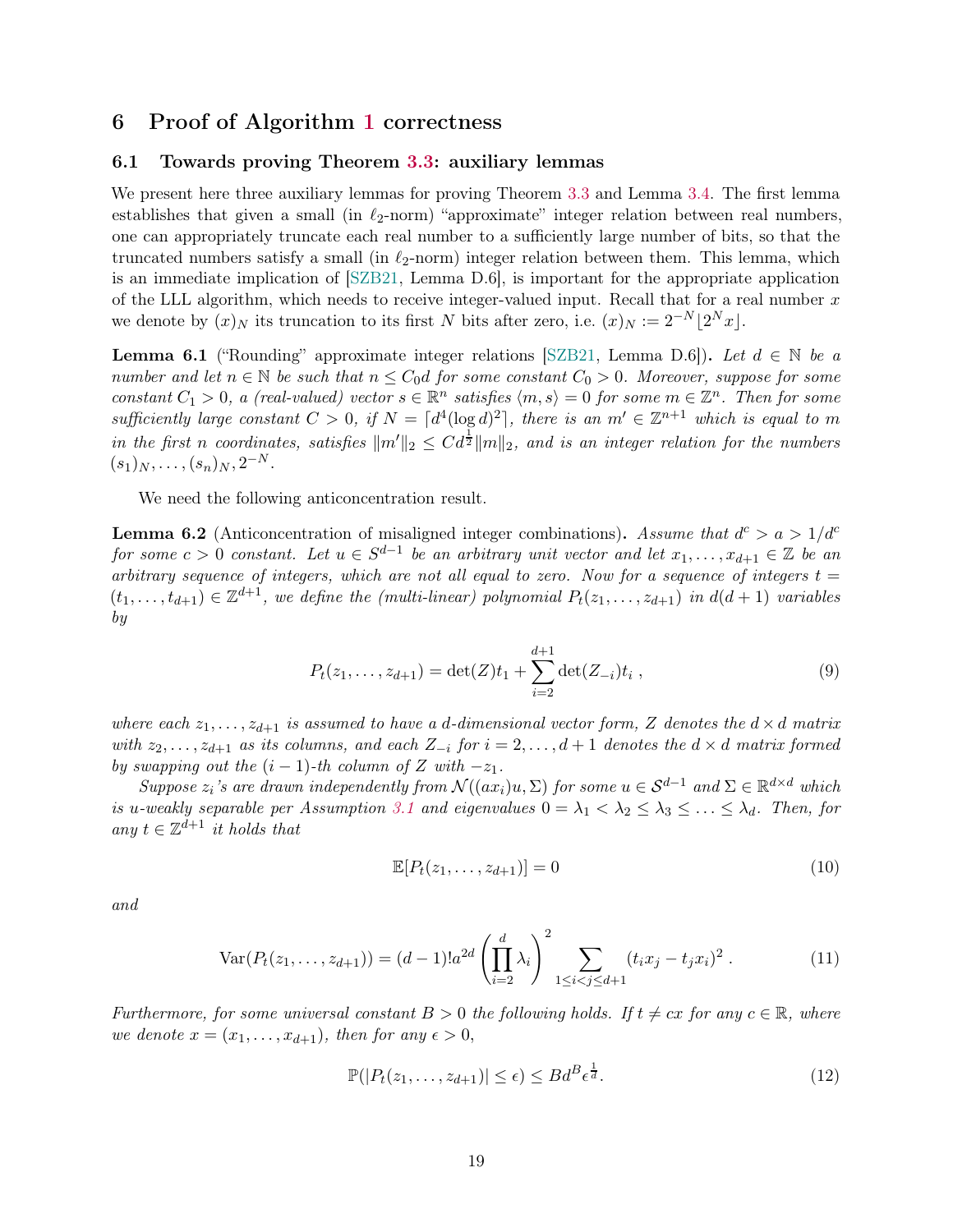# 6 Proof of Algorithm 1 correctness

## 6.1 Towards proving Theorem 3.3: auxiliary lemmas

We present here three auxiliary lemmas for proving Theorem 3.3 and Lemma 3.4. The first lemma establishes that given a small (in $\ell_2$-norm) "approximate" integer relation between real numbers, one can appropriately truncate each real number to a sufficiently large number of bits, so that the truncated numbers satisfy a small (in $\ell_2$-norm) integer relation between them. This lemma, which is an immediate implication of [SZB21, Lemma D.6], is important for the appropriate application of the LLL algorithm, which needs to receive integer-valued input. Recall that for a real number $x$ we denote by $(x)_N$ its truncation to its first $N$ bits after zero, i.e. $(x)_N := 2^{-N}\lfloor 2^N x \rfloor$.

**Lemma 6.1** ("Rounding" approximate integer relations [SZB21, Lemma D.6])**.** *Let $d \in \mathbb{N}$ be a number and let $n \in \mathbb{N}$ be such that $n \leq C_0 d$ for some constant $C_0 > 0$. Moreover, suppose for some constant $C_1 > 0$, a (real-valued) vector $s \in \mathbb{R}^n$ satisfies $\langle m, s \rangle = 0$ for some $m \in \mathbb{Z}^n$. Then for some sufficiently large constant $C > 0$, if $N = \lceil d^4 (\log d)^2 \rceil$, there is an $m' \in \mathbb{Z}^{n+1}$ which is equal to $m$ in the first $n$ coordinates, satisfies $\|m'\|_2 \leq C d^{\frac{1}{2}} \|m\|_2$, and is an integer relation for the numbers $(s_1)_N, \dots, (s_n)_N, 2^{-N}$.*

We need the following anticoncentration result.

**Lemma 6.2** (Anticoncentration of misaligned integer combinations)**.** *Assume that $d^c > a > 1/d^c$ for some $c > 0$ constant. Let $u \in S^{d-1}$ be an arbitrary unit vector and let $x_1, \dots, x_{d+1} \in \mathbb{Z}$ be an arbitrary sequence of integers, which are not all equal to zero. Now for a sequence of integers $t = (t_1, \dots, t_{d+1}) \in \mathbb{Z}^{d+1}$, we define the (multi-linear) polynomial $P_t(z_1, \dots, z_{d+1})$ in $d(d+1)$ variables by*

$$P_t(z_1, \dots, z_{d+1}) = \det(Z) t_1 + \sum_{i=2}^{d+1} \det(Z_{-i}) t_i \,, \tag{9}$$

*where each $z_1, \dots, z_{d+1}$ is assumed to have a $d$-dimensional vector form, $Z$ denotes the $d \times d$ matrix with $z_2, \dots, z_{d+1}$ as its columns, and each $Z_{-i}$ for $i = 2, \dots, d+1$ denotes the $d \times d$ matrix formed by swapping out the $(i-1)$-th column of $Z$ with $-z_1$.*

*Suppose $z_i$'s are drawn independently from $\mathcal{N}((ax_i)u, \Sigma)$ for some $u \in \mathcal{S}^{d-1}$ and $\Sigma \in \mathbb{R}^{d \times d}$ which is $u$-weakly separable per Assumption 3.1 and eigenvalues $0 = \lambda_1 < \lambda_2 \leq \lambda_3 \leq \ldots \leq \lambda_d$. Then, for any $t \in \mathbb{Z}^{d+1}$ it holds that*

$$\mathbb{E}[P_t(z_1, \dots, z_{d+1})] = 0 \tag{10}$$

*and*

$$\mathrm{Var}(P_t(z_1, \dots, z_{d+1})) = (d-1)! a^{2d} \left( \prod_{i=2}^{d} \lambda_i \right)^2 \sum_{1 \leq i < j \leq d+1} (t_i x_j - t_j x_i)^2 \,. \tag{11}$$

*Furthermore, for some universal constant $B > 0$ the following holds. If $t \neq cx$ for any $c \in \mathbb{R}$, where we denote $x = (x_1, \dots, x_{d+1})$, then for any $\epsilon > 0$,*

$$\mathbb{P}(|P_t(z_1, \dots, z_{d+1})| \leq \epsilon) \leq B d^B \epsilon^{\frac{1}{d}}. \tag{12}$$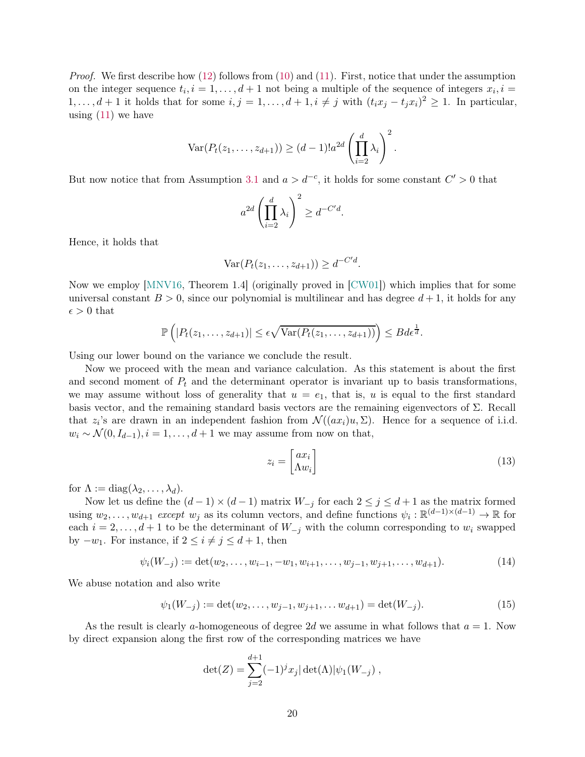*Proof.* We first describe how (12) follows from (10) and (11). First, notice that under the assumption on the integer sequence $t_i, i = 1, \ldots, d+1$ not being a multiple of the sequence of integers $x_i, i = 1, \ldots, d+1$ it holds that for some $i, j = 1, \ldots, d+1, i \neq j$ with $(t_i x_j - t_j x_i)^2 \geq 1$. In particular, using (11) we have

$$\mathrm{Var}(P_t(z_1, \ldots, z_{d+1})) \geq (d-1)! a^{2d} \left( \prod_{i=2}^{d} \lambda_i \right)^2 .$$

But now notice that from Assumption 3.1 and $a > d^{-c}$, it holds for some constant $C' > 0$ that

$$a^{2d} \left( \prod_{i=2}^{d} \lambda_i \right)^2 \geq d^{-C'd}.$$

Hence, it holds that

$$\mathrm{Var}(P_t(z_1, \ldots, z_{d+1})) \geq d^{-C'd}.$$

Now we employ [MNV16, Theorem 1.4] (originally proved in [CW01]) which implies that for some universal constant $B > 0$, since our polynomial is multilinear and has degree $d+1$, it holds for any $\epsilon > 0$ that

$$\mathbb{P}\left( |P_t(z_1, \ldots, z_{d+1})| \leq \epsilon \sqrt{\mathrm{Var}(P_t(z_1, \ldots, z_{d+1}))} \right) \leq B d \epsilon^{\frac{1}{d}}.$$

Using our lower bound on the variance we conclude the result.

Now we proceed with the mean and variance calculation. As this statement is about the first and second moment of $P_t$ and the determinant operator is invariant up to basis transformations, we may assume without loss of generality that $u = e_1$, that is, $u$ is equal to the first standard basis vector, and the remaining standard basis vectors are the remaining eigenvectors of $\Sigma$. Recall that $z_i$'s are drawn in an independent fashion from $\mathcal{N}((ax_i)u, \Sigma)$. Hence for a sequence of i.i.d. $w_i \sim \mathcal{N}(0, I_{d-1}), i = 1, \ldots, d+1$ we may assume from now on that,

$$z_i = \begin{bmatrix} a x_i \\ \Lambda w_i \end{bmatrix} \tag{13}$$

for $\Lambda := \mathrm{diag}(\lambda_2, \ldots, \lambda_d)$.

Now let us define the $(d-1) \times (d-1)$ matrix $W_{-j}$ for each $2 \leq j \leq d+1$ as the matrix formed using $w_2, \ldots, w_{d+1}$ *except* $w_j$ as its column vectors, and define functions $\psi_i : \mathbb{R}^{(d-1)\times(d-1)} \to \mathbb{R}$ for each $i = 2, \ldots, d+1$ to be the determinant of $W_{-j}$ with the column corresponding to $w_i$ swapped by $-w_1$. For instance, if $2 \leq i \neq j \leq d+1$, then

$$\psi_i(W_{-j}) := \det(w_2, \ldots, w_{i-1}, -w_1, w_{i+1}, \ldots, w_{j-1}, w_{j+1}, \ldots, w_{d+1}). \tag{14}$$

We abuse notation and also write

$$\psi_1(W_{-j}) := \det(w_2, \ldots, w_{j-1}, w_{j+1}, \ldots w_{d+1}) = \det(W_{-j}). \tag{15}$$

As the result is clearly $a$-homogeneous of degree $2d$ we assume in what follows that $a = 1$. Now by direct expansion along the first row of the corresponding matrices we have

$$\det(Z) = \sum_{j=2}^{d+1} (-1)^j x_j |\det(\Lambda)| \psi_1(W_{-j}) \,,$$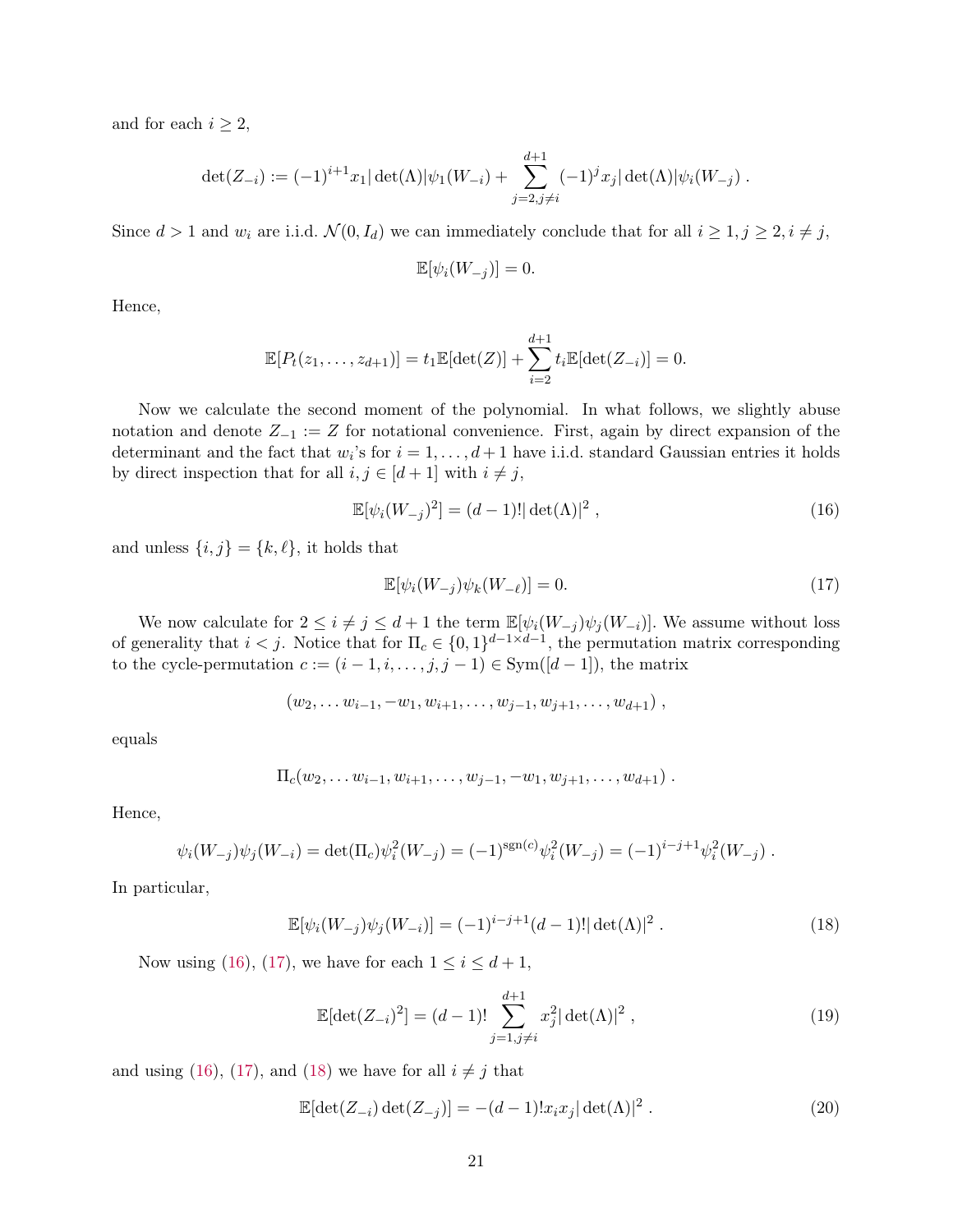and for each $i \geq 2$,

$$\det(Z_{-i}) := (-1)^{i+1} x_1 |\det(\Lambda)| \psi_1(W_{-i}) + \sum_{j=2, j\neq i}^{d+1} (-1)^j x_j |\det(\Lambda)| \psi_i(W_{-j}) \; .$$

Since $d > 1$ and $w_i$ are i.i.d. $\mathcal{N}(0, I_d)$ we can immediately conclude that for all $i \geq 1, j \geq 2, i \neq j$,

$$\mathbb{E}[\psi_i(W_{-j})] = 0.$$

Hence,

$$\mathbb{E}[P_t(z_1, \ldots, z_{d+1})] = t_1 \mathbb{E}[\det(Z)] + \sum_{i=2}^{d+1} t_i \mathbb{E}[\det(Z_{-i})] = 0.$$

Now we calculate the second moment of the polynomial. In what follows, we slightly abuse notation and denote $Z_{-1} := Z$ for notational convenience. First, again by direct expansion of the determinant and the fact that $w_i$'s for $i = 1, \ldots, d+1$ have i.i.d. standard Gaussian entries it holds by direct inspection that for all $i, j \in [d+1]$ with $i \neq j$,

$$\mathbb{E}[\psi_i(W_{-j})^2] = (d-1)! |\det(\Lambda)|^2 \; , \tag{16}$$

and unless $\{i, j\} = \{k, \ell\}$, it holds that

$$\mathbb{E}[\psi_i(W_{-j}) \psi_k(W_{-\ell})] = 0. \tag{17}$$

We now calculate for $2 \leq i \neq j \leq d+1$ the term $\mathbb{E}[\psi_i(W_{-j}) \psi_j(W_{-i})]$. We assume without loss of generality that $i < j$. Notice that for $\Pi_c \in \{0,1\}^{d-1 \times d-1}$, the permutation matrix corresponding to the cycle-permutation $c := (i-1, i, \ldots, j, j-1) \in \mathrm{Sym}([d-1])$, the matrix

$$(w_2, \ldots w_{i-1}, -w_1, w_{i+1}, \ldots, w_{j-1}, w_{j+1}, \ldots, w_{d+1}) \; ,$$

equals

$$\Pi_c (w_2, \ldots w_{i-1}, w_{i+1}, \ldots, w_{j-1}, -w_1, w_{j+1}, \ldots, w_{d+1}) \; .$$

Hence,

$$\psi_i(W_{-j}) \psi_j(W_{-i}) = \det(\Pi_c) \psi_i^2(W_{-j}) = (-1)^{\mathrm{sgn}(c)} \psi_i^2(W_{-j}) = (-1)^{i-j+1} \psi_i^2(W_{-j}) \; .$$

In particular,

$$\mathbb{E}[\psi_i(W_{-j}) \psi_j(W_{-i})] = (-1)^{i-j+1} (d-1)! |\det(\Lambda)|^2 \; . \tag{18}$$

Now using (16), (17), we have for each $1 \leq i \leq d+1$,

$$\mathbb{E}[\det(Z_{-i})^2] = (d-1)! \sum_{j=1, j\neq i}^{d+1} x_j^2 |\det(\Lambda)|^2 \; , \tag{19}$$

and using (16), (17), and (18) we have for all $i \neq j$ that

$$\mathbb{E}[\det(Z_{-i}) \det(Z_{-j})] = -(d-1)! x_i x_j |\det(\Lambda)|^2 \; . \tag{20}$$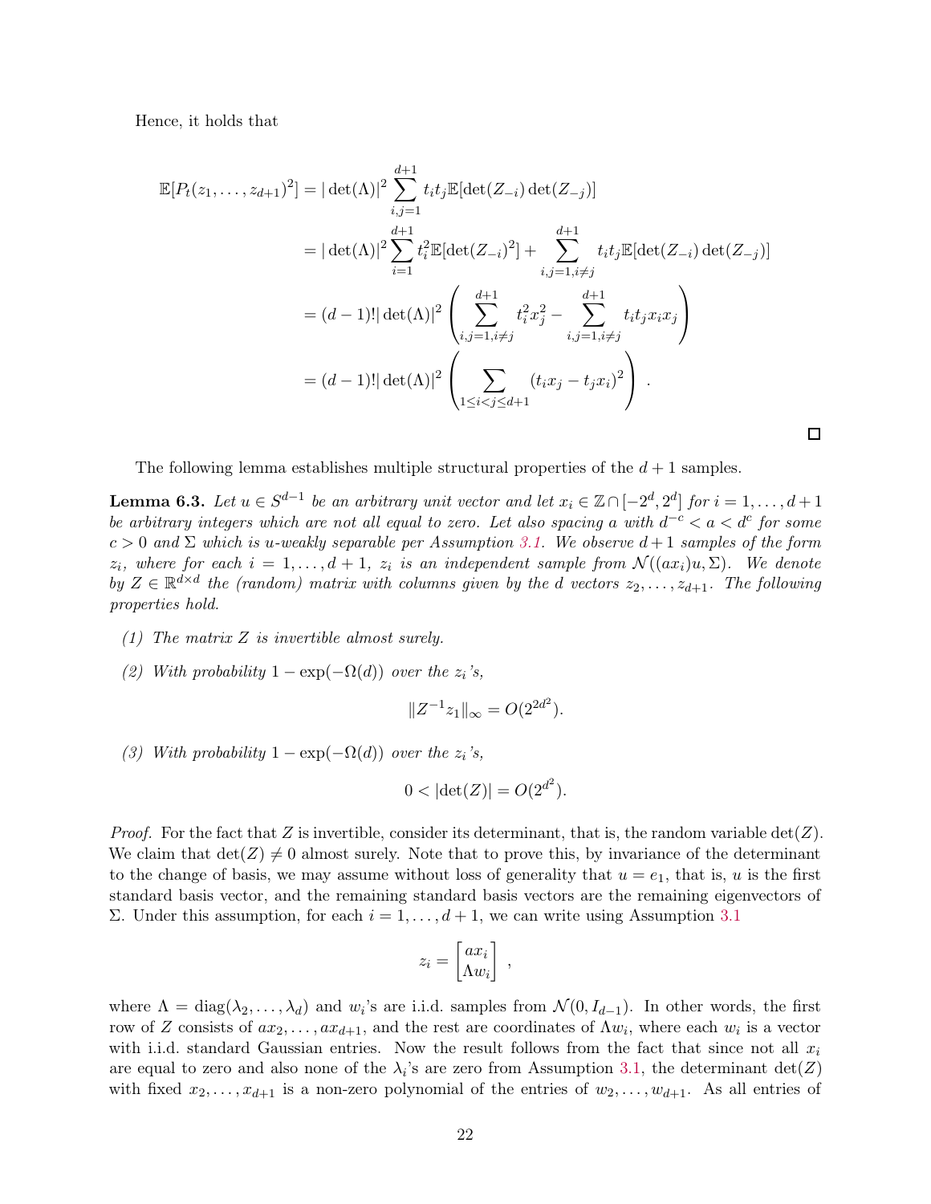Hence, it holds that

$$
\begin{aligned}
\mathbb{E}[P_t(z_1,\dots,z_{d+1})^2] &= |\det(\Lambda)|^2 \sum_{i,j=1}^{d+1} t_i t_j \mathbb{E}[\det(Z_{-i})\det(Z_{-j})] \\
&= |\det(\Lambda)|^2 \sum_{i=1}^{d+1} t_i^2 \mathbb{E}[\det(Z_{-i})^2] + \sum_{i,j=1, i\neq j}^{d+1} t_i t_j \mathbb{E}[\det(Z_{-i})\det(Z_{-j})] \\
&= (d-1)! |\det(\Lambda)|^2 \left( \sum_{i,j=1, i\neq j}^{d+1} t_i^2 x_j^2 - \sum_{i,j=1, i\neq j}^{d+1} t_i t_j x_i x_j \right) \\
&= (d-1)! |\det(\Lambda)|^2 \left( \sum_{1\leq i<j\leq d+1} (t_i x_j - t_j x_i)^2 \right) .
\end{aligned}
$$

□

The following lemma establishes multiple structural properties of the $d+1$ samples.

**Lemma 6.3.** *Let $u \in S^{d-1}$ be an arbitrary unit vector and let $x_i \in \mathbb{Z} \cap [-2^d, 2^d]$ for $i = 1,\dots,d+1$ be arbitrary integers which are not all equal to zero. Let also spacing $a$ with $d^{-c} < a < d^c$ for some $c > 0$ and $\Sigma$ which is $u$-weakly separable per Assumption 3.1. We observe $d+1$ samples of the form $z_i$, where for each $i = 1,\dots,d+1$, $z_i$ is an independent sample from $\mathcal{N}((ax_i)u, \Sigma)$. We denote by $Z \in \mathbb{R}^{d\times d}$ the (random) matrix with columns given by the $d$ vectors $z_2,\dots,z_{d+1}$. The following properties hold.*

*(1) The matrix $Z$ is invertible almost surely.*

*(2) With probability $1 - \exp(-\Omega(d))$ over the $z_i$'s,*

$$
\|Z^{-1}z_1\|_\infty = O(2^{2d^2}).
$$

*(3) With probability $1 - \exp(-\Omega(d))$ over the $z_i$'s,*

$$
0 < |\det(Z)| = O(2^{d^2}).
$$

*Proof.* For the fact that $Z$ is invertible, consider its determinant, that is, the random variable $\det(Z)$. We claim that $\det(Z) \neq 0$ almost surely. Note that to prove this, by invariance of the determinant to the change of basis, we may assume without loss of generality that $u = e_1$, that is, $u$ is the first standard basis vector, and the remaining standard basis vectors are the remaining eigenvectors of $\Sigma$. Under this assumption, for each $i = 1,\dots,d+1$, we can write using Assumption 3.1

$$
z_i = \begin{bmatrix} ax_i \\ \Lambda w_i \end{bmatrix} ,
$$

where $\Lambda = \mathrm{diag}(\lambda_2,\dots,\lambda_d)$ and $w_i$'s are i.i.d. samples from $\mathcal{N}(0, I_{d-1})$. In other words, the first row of $Z$ consists of $ax_2,\dots,ax_{d+1}$, and the rest are coordinates of $\Lambda w_i$, where each $w_i$ is a vector with i.i.d. standard Gaussian entries. Now the result follows from the fact that since not all $x_i$ are equal to zero and also none of the $\lambda_i$'s are zero from Assumption 3.1, the determinant $\det(Z)$ with fixed $x_2,\dots,x_{d+1}$ is a non-zero polynomial of the entries of $w_2,\dots,w_{d+1}$. As all entries of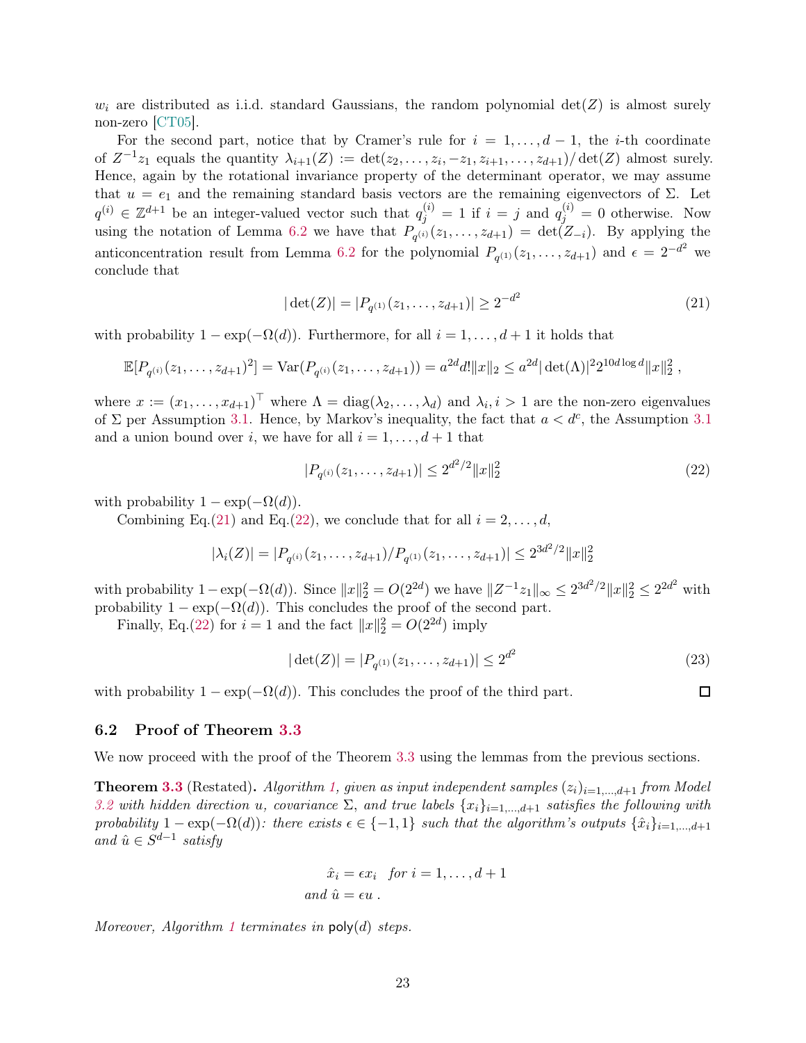$w_i$ are distributed as i.i.d. standard Gaussians, the random polynomial $\det(Z)$ is almost surely non-zero [CT05].

For the second part, notice that by Cramer's rule for $i = 1, \ldots, d-1$, the $i$-th coordinate of $Z^{-1}z_1$ equals the quantity $\lambda_{i+1}(Z) := \det(z_2, \ldots, z_i, -z_1, z_{i+1}, \ldots, z_{d+1})/\det(Z)$ almost surely. Hence, again by the rotational invariance property of the determinant operator, we may assume that $u = e_1$ and the remaining standard basis vectors are the remaining eigenvectors of $\Sigma$. Let $q^{(i)} \in \mathbb{Z}^{d+1}$ be an integer-valued vector such that $q^{(i)}_j = 1$ if $i = j$ and $q^{(i)}_j = 0$ otherwise. Now using the notation of Lemma 6.2 we have that $P_{q^{(i)}}(z_1, \ldots, z_{d+1}) = \det(Z_{-i})$. By applying the anticoncentration result from Lemma 6.2 for the polynomial $P_{q^{(1)}}(z_1, \ldots, z_{d+1})$ and $\epsilon = 2^{-d^2}$ we conclude that

$$|\det(Z)| = |P_{q^{(1)}}(z_1, \ldots, z_{d+1})| \geq 2^{-d^2} \tag{21}$$

with probability $1 - \exp(-\Omega(d))$. Furthermore, for all $i = 1, \ldots, d+1$ it holds that

$$\mathbb{E}[P_{q^{(i)}}(z_1, \ldots, z_{d+1})^2] = \mathrm{Var}(P_{q^{(i)}}(z_1, \ldots, z_{d+1})) = a^{2d} d! \|x\|_2 \leq a^{2d} |\det(\Lambda)|^2 2^{10d \log d} \|x\|_2^2 \,,$$

where $x := (x_1, \ldots, x_{d+1})^\top$ where $\Lambda = \mathrm{diag}(\lambda_2, \ldots, \lambda_d)$ and $\lambda_i, i > 1$ are the non-zero eigenvalues of $\Sigma$ per Assumption 3.1. Hence, by Markov's inequality, the fact that $a < d^c$, the Assumption 3.1 and a union bound over $i$, we have for all $i = 1, \ldots, d+1$ that

$$|P_{q^{(i)}}(z_1, \ldots, z_{d+1})| \leq 2^{d^2/2} \|x\|_2^2 \tag{22}$$

with probability $1 - \exp(-\Omega(d))$.

Combining Eq.(21) and Eq.(22), we conclude that for all $i = 2, \ldots, d$,

$$|\lambda_i(Z)| = |P_{q^{(i)}}(z_1, \ldots, z_{d+1})/P_{q^{(1)}}(z_1, \ldots, z_{d+1})| \leq 2^{3d^2/2} \|x\|_2^2$$

with probability $1 - \exp(-\Omega(d))$. Since $\|x\|_2^2 = O(2^{2d})$ we have $\|Z^{-1}z_1\|_\infty \leq 2^{3d^2/2}\|x\|_2^2 \leq 2^{2d^2}$ with probability $1 - \exp(-\Omega(d))$. This concludes the proof of the second part.

Finally, Eq.(22) for $i = 1$ and the fact $\|x\|_2^2 = O(2^{2d})$ imply

$$|\det(Z)| = |P_{q^{(1)}}(z_1, \ldots, z_{d+1})| \leq 2^{d^2} \tag{23}$$

with probability $1 - \exp(-\Omega(d))$. This concludes the proof of the third part. $\square$

## 6.2 Proof of Theorem 3.3

We now proceed with the proof of the Theorem 3.3 using the lemmas from the previous sections.

**Theorem 3.3** (Restated)**.** *Algorithm 1, given as input independent samples $(z_i)_{i=1,\ldots,d+1}$ from Model 3.2 with hidden direction $u$, covariance $\Sigma$, and true labels $\{x_i\}_{i=1,\ldots,d+1}$ satisfies the following with probability $1 - \exp(-\Omega(d))$: there exists $\epsilon \in \{-1, 1\}$ such that the algorithm's outputs $\{\hat{x}_i\}_{i=1,\ldots,d+1}$ and $\hat{u} \in S^{d-1}$ satisfy*

$$\hat{x}_i = \epsilon x_i \quad \text{for } i = 1, \ldots, d+1$$
$$\text{and } \hat{u} = \epsilon u \,.$$

*Moreover, Algorithm 1 terminates in* $\mathsf{poly}(d)$ *steps.*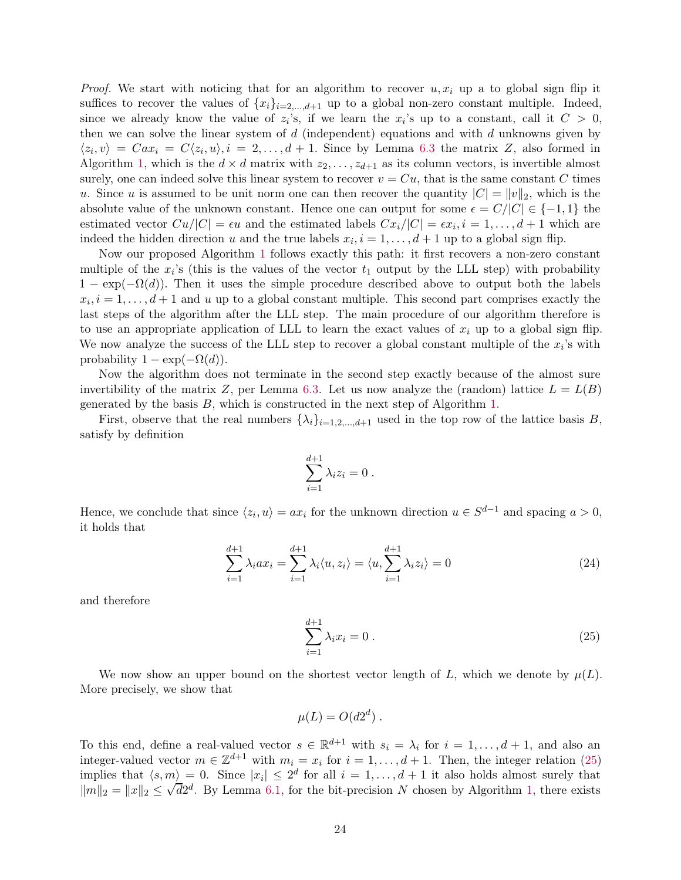*Proof.* We start with noticing that for an algorithm to recover $u, x_i$ up a to global sign flip it suffices to recover the values of $\{x_i\}_{i=2,\dots,d+1}$ up to a global non-zero constant multiple. Indeed, since we already know the value of $z_i$'s, if we learn the $x_i$'s up to a constant, call it $C > 0$, then we can solve the linear system of $d$ (independent) equations and with $d$ unknowns given by $\langle z_i, v\rangle = Cax_i = C\langle z_i, u\rangle, i = 2, \dots, d+1$. Since by Lemma 6.3 the matrix $Z$, also formed in Algorithm 1, which is the $d \times d$ matrix with $z_2, \dots, z_{d+1}$ as its column vectors, is invertible almost surely, one can indeed solve this linear system to recover $v = Cu$, that is the same constant $C$ times $u$. Since $u$ is assumed to be unit norm one can then recover the quantity $|C| = \|v\|_2$, which is the absolute value of the unknown constant. Hence one can output for some $\epsilon = C/|C| \in \{-1, 1\}$ the estimated vector $Cu/|C| = \epsilon u$ and the estimated labels $Cx_i/|C| = \epsilon x_i, i = 1, \dots, d+1$ which are indeed the hidden direction $u$ and the true labels $x_i, i = 1, \dots, d+1$ up to a global sign flip.

Now our proposed Algorithm 1 follows exactly this path: it first recovers a non-zero constant multiple of the $x_i$'s (this is the values of the vector $t_1$ output by the LLL step) with probability $1 - \exp(-\Omega(d))$. Then it uses the simple procedure described above to output both the labels $x_i, i = 1, \dots, d+1$ and $u$ up to a global constant multiple. This second part comprises exactly the last steps of the algorithm after the LLL step. The main procedure of our algorithm therefore is to use an appropriate application of LLL to learn the exact values of $x_i$ up to a global sign flip. We now analyze the success of the LLL step to recover a global constant multiple of the $x_i$'s with probability $1 - \exp(-\Omega(d))$.

Now the algorithm does not terminate in the second step exactly because of the almost sure invertibility of the matrix $Z$, per Lemma 6.3. Let us now analyze the (random) lattice $L = L(B)$ generated by the basis $B$, which is constructed in the next step of Algorithm 1.

First, observe that the real numbers $\{\lambda_i\}_{i=1,2,\dots,d+1}$ used in the top row of the lattice basis $B$, satisfy by definition

$$\sum_{i=1}^{d+1} \lambda_i z_i = 0 \, .$$

Hence, we conclude that since $\langle z_i, u\rangle = ax_i$ for the unknown direction $u \in S^{d-1}$ and spacing $a > 0$, it holds that

$$\sum_{i=1}^{d+1} \lambda_i a x_i = \sum_{i=1}^{d+1} \lambda_i \langle u, z_i\rangle = \langle u, \sum_{i=1}^{d+1} \lambda_i z_i\rangle = 0 \tag{24}$$

and therefore

$$\sum_{i=1}^{d+1} \lambda_i x_i = 0 \, . \tag{25}$$

We now show an upper bound on the shortest vector length of $L$, which we denote by $\mu(L)$. More precisely, we show that

$$\mu(L) = O(d2^d) \, .$$

To this end, define a real-valued vector $s \in \mathbb{R}^{d+1}$ with $s_i = \lambda_i$ for $i = 1, \dots, d+1$, and also an integer-valued vector $m \in \mathbb{Z}^{d+1}$ with $m_i = x_i$ for $i = 1, \dots, d+1$. Then, the integer relation (25) implies that $\langle s, m\rangle = 0$. Since $|x_i| \leq 2^d$ for all $i = 1, \dots, d+1$ it also holds almost surely that $\|m\|_2 = \|x\|_2 \leq \sqrt{d}2^d$. By Lemma 6.1, for the bit-precision $N$ chosen by Algorithm 1, there exists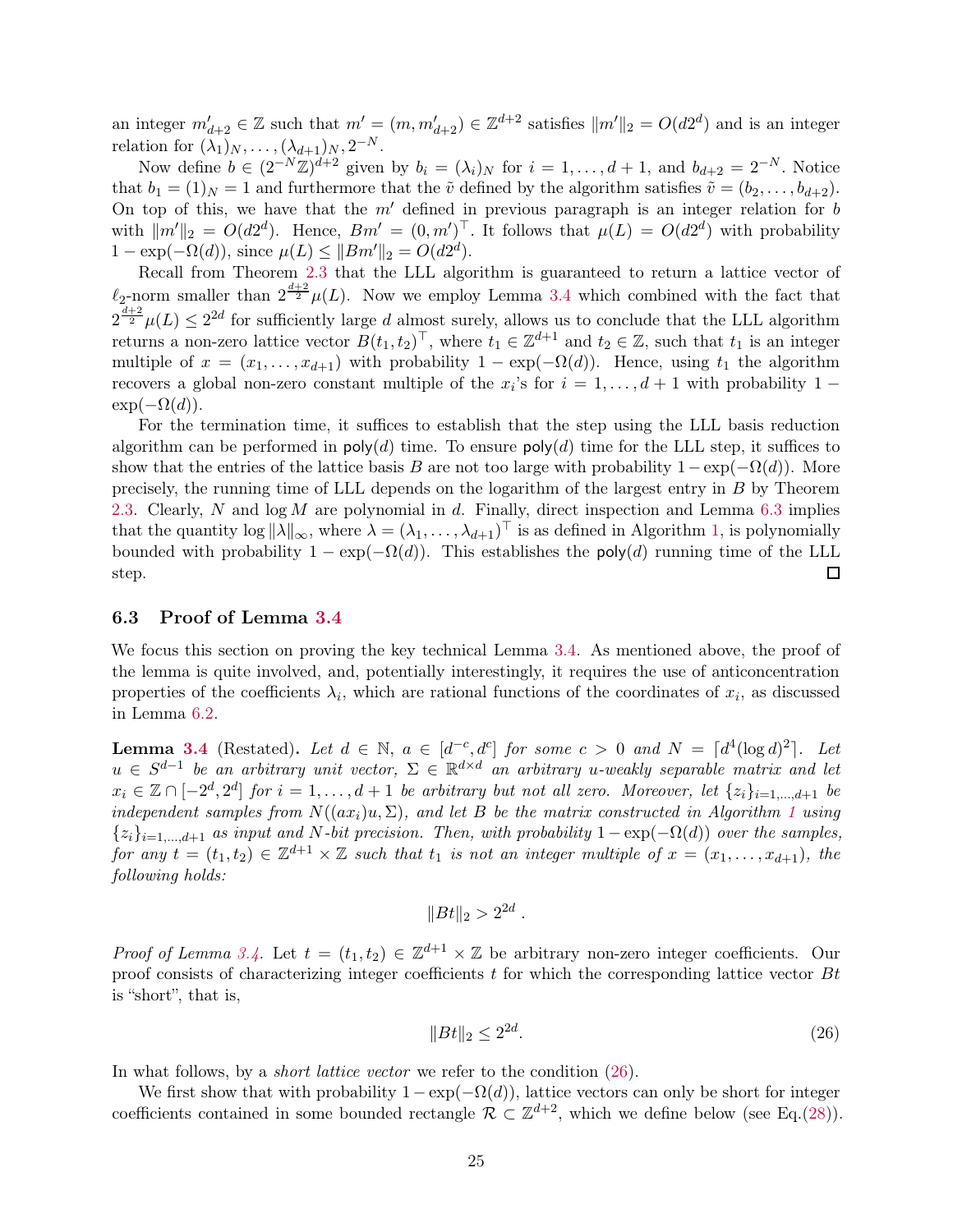an integer $m'_{d+2} \in \mathbb{Z}$ such that $m' = (m, m'_{d+2}) \in \mathbb{Z}^{d+2}$ satisfies $\|m'\|_2 = O(d2^d)$ and is an integer relation for $(\lambda_1)_N, \dots, (\lambda_{d+1})_N, 2^{-N}$.

Now define $b \in (2^{-N}\mathbb{Z})^{d+2}$ given by $b_i = (\lambda_i)_N$ for $i = 1, \dots, d+1$, and $b_{d+2} = 2^{-N}$. Notice that $b_1 = (1)_N = 1$ and furthermore that the $\tilde{v}$ defined by the algorithm satisfies $\tilde{v} = (b_2, \dots, b_{d+2})$. On top of this, we have that the $m'$ defined in previous paragraph is an integer relation for $b$ with $\|m'\|_2 = O(d2^d)$. Hence, $Bm' = (0, m')^\top$. It follows that $\mu(L) = O(d2^d)$ with probability $1 - \exp(-\Omega(d))$, since $\mu(L) \le \|Bm'\|_2 = O(d2^d)$.

Recall from Theorem 2.3 that the LLL algorithm is guaranteed to return a lattice vector of $\ell_2$-norm smaller than $2^{\frac{d+2}{2}}\mu(L)$. Now we employ Lemma 3.4 which combined with the fact that $2^{\frac{d+2}{2}}\mu(L) \le 2^{2d}$ for sufficiently large $d$ almost surely, allows us to conclude that the LLL algorithm returns a non-zero lattice vector $B(t_1, t_2)^\top$, where $t_1 \in \mathbb{Z}^{d+1}$ and $t_2 \in \mathbb{Z}$, such that $t_1$ is an integer multiple of $x = (x_1, \dots, x_{d+1})$ with probability $1 - \exp(-\Omega(d))$. Hence, using $t_1$ the algorithm recovers a global non-zero constant multiple of the $x_i$'s for $i = 1, \dots, d+1$ with probability $1 - \exp(-\Omega(d))$.

For the termination time, it suffices to establish that the step using the LLL basis reduction algorithm can be performed in $\mathsf{poly}(d)$ time. To ensure $\mathsf{poly}(d)$ time for the LLL step, it suffices to show that the entries of the lattice basis $B$ are not too large with probability $1 - \exp(-\Omega(d))$. More precisely, the running time of LLL depends on the logarithm of the largest entry in $B$ by Theorem 2.3. Clearly, $N$ and $\log M$ are polynomial in $d$. Finally, direct inspection and Lemma 6.3 implies that the quantity $\log \|\lambda\|_\infty$, where $\lambda = (\lambda_1, \dots, \lambda_{d+1})^\top$ is as defined in Algorithm 1, is polynomially bounded with probability $1 - \exp(-\Omega(d))$. This establishes the $\mathsf{poly}(d)$ running time of the LLL step. $\square$

### 6.3 Proof of Lemma 3.4

We focus this section on proving the key technical Lemma 3.4. As mentioned above, the proof of the lemma is quite involved, and, potentially interestingly, it requires the use of anticoncentration properties of the coefficients $\lambda_i$, which are rational functions of the coordinates of $x_i$, as discussed in Lemma 6.2.

**Lemma 3.4** (Restated)**.** *Let $d \in \mathbb{N}$, $a \in [d^{-c}, d^c]$ for some $c > 0$ and $N = \lceil d^4 (\log d)^2 \rceil$. Let $u \in S^{d-1}$ be an arbitrary unit vector, $\Sigma \in \mathbb{R}^{d \times d}$ an arbitrary $u$-weakly separable matrix and let $x_i \in \mathbb{Z} \cap [-2^d, 2^d]$ for $i = 1, \dots, d+1$ be arbitrary but not all zero. Moreover, let $\{z_i\}_{i=1,\dots,d+1}$ be independent samples from $N((ax_i)u, \Sigma)$, and let $B$ be the matrix constructed in Algorithm 1 using $\{z_i\}_{i=1,\dots,d+1}$ as input and $N$-bit precision. Then, with probability $1 - \exp(-\Omega(d))$ over the samples, for any $t = (t_1, t_2) \in \mathbb{Z}^{d+1} \times \mathbb{Z}$ such that $t_1$ is not an integer multiple of $x = (x_1, \dots, x_{d+1})$, the following holds:*

$$\|Bt\|_2 > 2^{2d}\,.$$

*Proof of Lemma 3.4.* Let $t = (t_1, t_2) \in \mathbb{Z}^{d+1} \times \mathbb{Z}$ be arbitrary non-zero integer coefficients. Our proof consists of characterizing integer coefficients $t$ for which the corresponding lattice vector $Bt$ is "short", that is,

$$\|Bt\|_2 \le 2^{2d}. \tag{26}$$

In what follows, by a *short lattice vector* we refer to the condition (26).

We first show that with probability $1 - \exp(-\Omega(d))$, lattice vectors can only be short for integer coefficients contained in some bounded rectangle $\mathcal{R} \subset \mathbb{Z}^{d+2}$, which we define below (see Eq.(28)).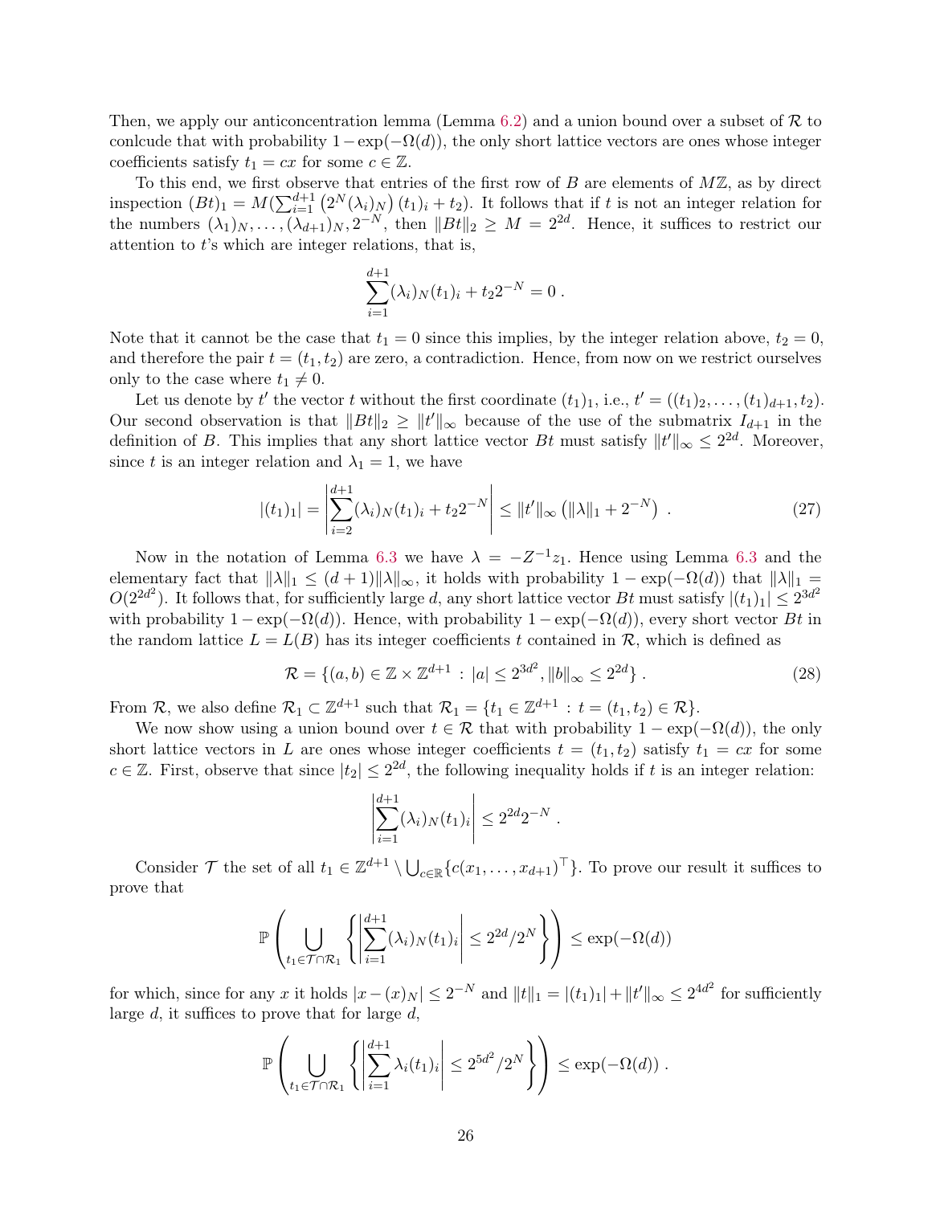Then, we apply our anticoncentration lemma (Lemma 6.2) and a union bound over a subset of $\mathcal{R}$ to conlcude that with probability $1-\exp(-\Omega(d))$, the only short lattice vectors are ones whose integer coefficients satisfy $t_1 = cx$ for some $c \in \mathbb{Z}$.

To this end, we first observe that entries of the first row of $B$ are elements of $M\mathbb{Z}$, as by direct inspection $(Bt)_1 = M(\sum_{i=1}^{d+1} \left(2^N(\lambda_i)_N\right)(t_1)_i + t_2)$. It follows that if $t$ is not an integer relation for the numbers $(\lambda_1)_N, \ldots, (\lambda_{d+1})_N, 2^{-N}$, then $\|Bt\|_2 \geq M = 2^{2d}$. Hence, it suffices to restrict our attention to $t$'s which are integer relations, that is,

$$\sum_{i=1}^{d+1} (\lambda_i)_N (t_1)_i + t_2 2^{-N} = 0 \,.$$

Note that it cannot be the case that $t_1 = 0$ since this implies, by the integer relation above, $t_2 = 0$, and therefore the pair $t = (t_1, t_2)$ are zero, a contradiction. Hence, from now on we restrict ourselves only to the case where $t_1 \neq 0$.

Let us denote by $t'$ the vector $t$ without the first coordinate $(t_1)_1$, i.e., $t' = ((t_1)_2, \ldots, (t_1)_{d+1}, t_2)$. Our second observation is that $\|Bt\|_2 \geq \|t'\|_\infty$ because of the use of the submatrix $I_{d+1}$ in the definition of $B$. This implies that any short lattice vector $Bt$ must satisfy $\|t'\|_\infty \leq 2^{2d}$. Moreover, since $t$ is an integer relation and $\lambda_1 = 1$, we have

$$|(t_1)_1| = \left| \sum_{i=2}^{d+1} (\lambda_i)_N (t_1)_i + t_2 2^{-N} \right| \leq \|t'\|_\infty \left( \|\lambda\|_1 + 2^{-N} \right) \,. \tag{27}$$

Now in the notation of Lemma 6.3 we have $\lambda = -Z^{-1} z_1$. Hence using Lemma 6.3 and the elementary fact that $\|\lambda\|_1 \leq (d+1)\|\lambda\|_\infty$, it holds with probability $1 - \exp(-\Omega(d))$ that $\|\lambda\|_1 = O(2^{2d^2})$. It follows that, for sufficiently large $d$, any short lattice vector $Bt$ must satisfy $|(t_1)_1| \leq 2^{3d^2}$ with probability $1 - \exp(-\Omega(d))$. Hence, with probability $1 - \exp(-\Omega(d))$, every short vector $Bt$ in the random lattice $L = L(B)$ has its integer coefficients $t$ contained in $\mathcal{R}$, which is defined as

$$\mathcal{R} = \{(a, b) \in \mathbb{Z} \times \mathbb{Z}^{d+1} : |a| \leq 2^{3d^2}, \|b\|_\infty \leq 2^{2d}\} \,. \tag{28}$$

From $\mathcal{R}$, we also define $\mathcal{R}_1 \subset \mathbb{Z}^{d+1}$ such that $\mathcal{R}_1 = \{t_1 \in \mathbb{Z}^{d+1} : t = (t_1, t_2) \in \mathcal{R}\}$.

We now show using a union bound over $t \in \mathcal{R}$ that with probability $1 - \exp(-\Omega(d))$, the only short lattice vectors in $L$ are ones whose integer coefficients $t = (t_1, t_2)$ satisfy $t_1 = cx$ for some $c \in \mathbb{Z}$. First, observe that since $|t_2| \leq 2^{2d}$, the following inequality holds if $t$ is an integer relation:

$$\left| \sum_{i=1}^{d+1} (\lambda_i)_N (t_1)_i \right| \leq 2^{2d} 2^{-N} \,.$$

Consider $\mathcal{T}$ the set of all $t_1 \in \mathbb{Z}^{d+1} \setminus \bigcup_{c \in \mathbb{R}} \{c(x_1, \ldots, x_{d+1})^\top\}$. To prove our result it suffices to prove that

$$\mathbb{P}\left( \bigcup_{t_1 \in \mathcal{T} \cap \mathcal{R}_1} \left\{ \left| \sum_{i=1}^{d+1} (\lambda_i)_N (t_1)_i \right| \leq 2^{2d}/2^N \right\} \right) \leq \exp(-\Omega(d))$$

for which, since for any $x$ it holds $|x - (x)_N| \leq 2^{-N}$ and $\|t\|_1 = |(t_1)_1| + \|t'\|_\infty \leq 2^{4d^2}$ for sufficiently large $d$, it suffices to prove that for large $d$,

$$\mathbb{P}\left( \bigcup_{t_1 \in \mathcal{T} \cap \mathcal{R}_1} \left\{ \left| \sum_{i=1}^{d+1} \lambda_i (t_1)_i \right| \leq 2^{5d^2}/2^N \right\} \right) \leq \exp(-\Omega(d)) \,.$$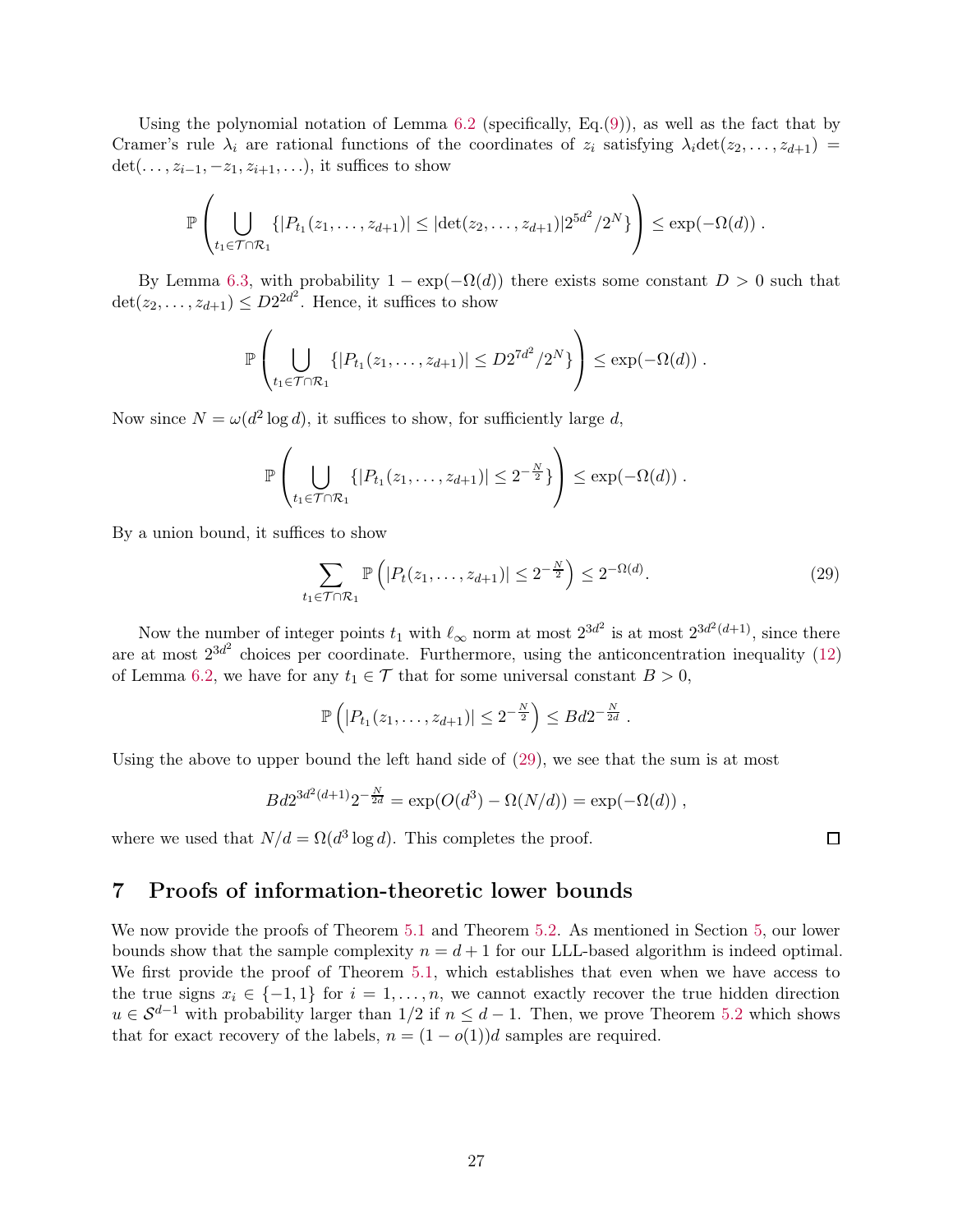Using the polynomial notation of Lemma 6.2 (specifically, Eq.(9)), as well as the fact that by Cramer's rule $\lambda_i$ are rational functions of the coordinates of $z_i$ satisfying $\lambda_i \det(z_2, \ldots, z_{d+1}) = \det(\ldots, z_{i-1}, -z_1, z_{i+1}, \ldots)$, it suffices to show

$$\mathbb{P}\left( \bigcup_{t_1 \in \mathcal{T} \cap \mathcal{R}_1} \{ |P_{t_1}(z_1, \ldots, z_{d+1})| \le |\det(z_2, \ldots, z_{d+1})| 2^{5d^2}/2^N \} \right) \le \exp(-\Omega(d)) .$$

By Lemma 6.3, with probability $1 - \exp(-\Omega(d))$ there exists some constant $D > 0$ such that $\det(z_2, \ldots, z_{d+1}) \le D 2^{2d^2}$. Hence, it suffices to show

$$\mathbb{P}\left( \bigcup_{t_1 \in \mathcal{T} \cap \mathcal{R}_1} \{ |P_{t_1}(z_1, \ldots, z_{d+1})| \le D 2^{7d^2}/2^N \} \right) \le \exp(-\Omega(d)) .$$

Now since $N = \omega(d^2 \log d)$, it suffices to show, for sufficiently large $d$,

$$\mathbb{P}\left( \bigcup_{t_1 \in \mathcal{T} \cap \mathcal{R}_1} \{ |P_{t_1}(z_1, \ldots, z_{d+1})| \le 2^{-\frac{N}{2}} \} \right) \le \exp(-\Omega(d)) .$$

By a union bound, it suffices to show

$$\sum_{t_1 \in \mathcal{T} \cap \mathcal{R}_1} \mathbb{P}\left( |P_t(z_1, \ldots, z_{d+1})| \le 2^{-\frac{N}{2}} \right) \le 2^{-\Omega(d)}. \tag{29}$$

Now the number of integer points $t_1$ with $\ell_\infty$ norm at most $2^{3d^2}$ is at most $2^{3d^2(d+1)}$, since there are at most $2^{3d^2}$ choices per coordinate. Furthermore, using the anticoncentration inequality (12) of Lemma 6.2, we have for any $t_1 \in \mathcal{T}$ that for some universal constant $B > 0$,

$$\mathbb{P}\left( |P_{t_1}(z_1, \ldots, z_{d+1})| \le 2^{-\frac{N}{2}} \right) \le B d 2^{-\frac{N}{2d}} .$$

Using the above to upper bound the left hand side of (29), we see that the sum is at most

$$B d 2^{3d^2(d+1)} 2^{-\frac{N}{2d}} = \exp(O(d^3) - \Omega(N/d)) = \exp(-\Omega(d)) ,$$

where we used that $N/d = \Omega(d^3 \log d)$. This completes the proof. $\square$

## 7 Proofs of information-theoretic lower bounds

We now provide the proofs of Theorem 5.1 and Theorem 5.2. As mentioned in Section 5, our lower bounds show that the sample complexity $n = d + 1$ for our LLL-based algorithm is indeed optimal. We first provide the proof of Theorem 5.1, which establishes that even when we have access to the true signs $x_i \in \{-1, 1\}$ for $i = 1, \ldots, n$, we cannot exactly recover the true hidden direction $u \in \mathcal{S}^{d-1}$ with probability larger than $1/2$ if $n \le d - 1$. Then, we prove Theorem 5.2 which shows that for exact recovery of the labels, $n = (1 - o(1))d$ samples are required.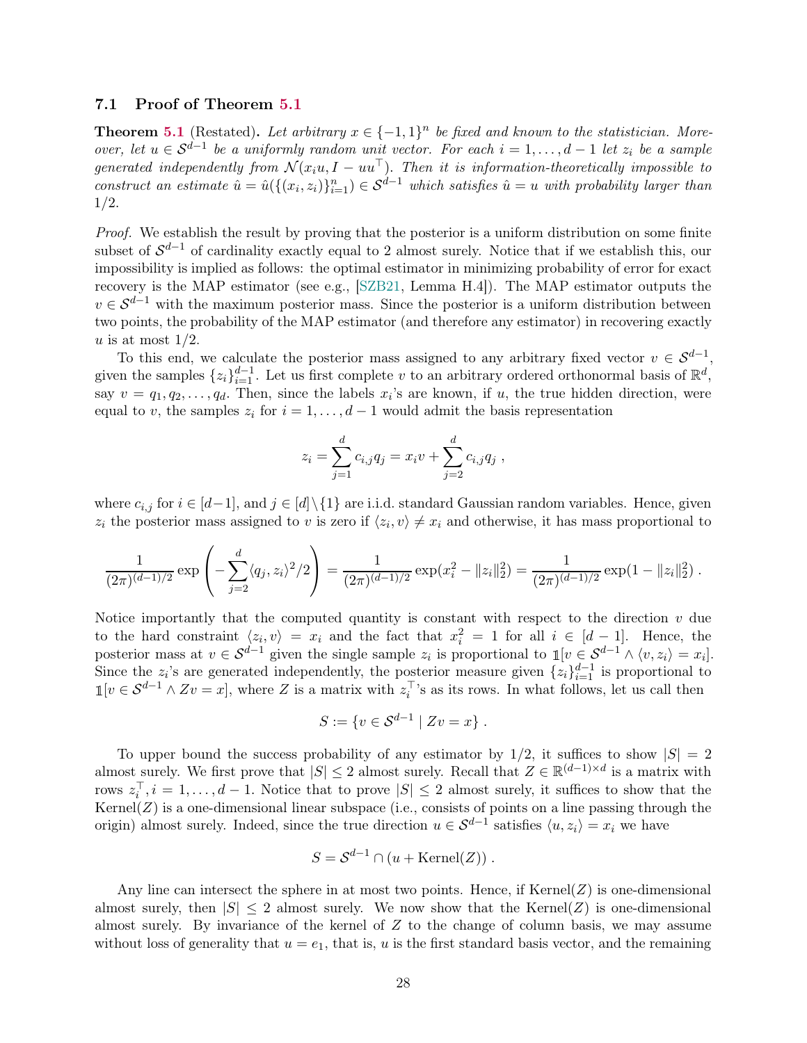### 7.1 Proof of Theorem 5.1

**Theorem 5.1** (Restated)**.** *Let arbitrary $x \in \{-1,1\}^n$ be fixed and known to the statistician. Moreover, let $u \in \mathcal{S}^{d-1}$ be a uniformly random unit vector. For each $i = 1,\ldots,d-1$ let $z_i$ be a sample generated independently from $\mathcal{N}(x_i u, I - uu^\top)$. Then it is information-theoretically impossible to construct an estimate $\hat{u} = \hat{u}(\{(x_i, z_i)\}_{i=1}^n) \in \mathcal{S}^{d-1}$ which satisfies $\hat{u} = u$ with probability larger than 1/2.*

*Proof.* We establish the result by proving that the posterior is a uniform distribution on some finite subset of $\mathcal{S}^{d-1}$ of cardinality exactly equal to 2 almost surely. Notice that if we establish this, our impossibility is implied as follows: the optimal estimator in minimizing probability of error for exact recovery is the MAP estimator (see e.g., [SZB21, Lemma H.4]). The MAP estimator outputs the $v \in \mathcal{S}^{d-1}$ with the maximum posterior mass. Since the posterior is a uniform distribution between two points, the probability of the MAP estimator (and therefore any estimator) in recovering exactly $u$ is at most 1/2.

To this end, we calculate the posterior mass assigned to any arbitrary fixed vector $v \in \mathcal{S}^{d-1}$, given the samples $\{z_i\}_{i=1}^{d-1}$. Let us first complete $v$ to an arbitrary ordered orthonormal basis of $\mathbb{R}^d$, say $v = q_1, q_2, \ldots, q_d$. Then, since the labels $x_i$'s are known, if $u$, the true hidden direction, were equal to $v$, the samples $z_i$ for $i = 1,\ldots,d-1$ would admit the basis representation

$$z_i = \sum_{j=1}^{d} c_{i,j} q_j = x_i v + \sum_{j=2}^{d} c_{i,j} q_j \ ,$$

where $c_{i,j}$ for $i \in [d-1]$, and $j \in [d]\setminus\{1\}$ are i.i.d. standard Gaussian random variables. Hence, given $z_i$ the posterior mass assigned to $v$ is zero if $\langle z_i, v\rangle \neq x_i$ and otherwise, it has mass proportional to

$$\frac{1}{(2\pi)^{(d-1)/2}} \exp\left(-\sum_{j=2}^{d} \langle q_j, z_i\rangle^2/2\right) = \frac{1}{(2\pi)^{(d-1)/2}} \exp(x_i^2 - \|z_i\|_2^2) = \frac{1}{(2\pi)^{(d-1)/2}} \exp(1 - \|z_i\|_2^2) \ .$$

Notice importantly that the computed quantity is constant with respect to the direction $v$ due to the hard constraint $\langle z_i, v\rangle = x_i$ and the fact that $x_i^2 = 1$ for all $i \in [d-1]$. Hence, the posterior mass at $v \in \mathcal{S}^{d-1}$ given the single sample $z_i$ is proportional to $\mathbb{1}[v \in \mathcal{S}^{d-1} \wedge \langle v, z_i\rangle = x_i]$. Since the $z_i$'s are generated independently, the posterior measure given $\{z_i\}_{i=1}^{d-1}$ is proportional to $\mathbb{1}[v \in \mathcal{S}^{d-1} \wedge Zv = x]$, where $Z$ is a matrix with $z_i^\top$'s as its rows. In what follows, let us call then

$$S := \{v \in \mathcal{S}^{d-1} \mid Zv = x\} \ .$$

To upper bound the success probability of any estimator by 1/2, it suffices to show $|S| = 2$ almost surely. We first prove that $|S| \leq 2$ almost surely. Recall that $Z \in \mathbb{R}^{(d-1)\times d}$ is a matrix with rows $z_i^\top, i = 1,\ldots,d-1$. Notice that to prove $|S| \leq 2$ almost surely, it suffices to show that the $\mathrm{Kernel}(Z)$ is a one-dimensional linear subspace (i.e., consists of points on a line passing through the origin) almost surely. Indeed, since the true direction $u \in \mathcal{S}^{d-1}$ satisfies $\langle u, z_i\rangle = x_i$ we have

$$S = \mathcal{S}^{d-1} \cap (u + \mathrm{Kernel}(Z)) \ .$$

Any line can intersect the sphere in at most two points. Hence, if $\mathrm{Kernel}(Z)$ is one-dimensional almost surely, then $|S| \leq 2$ almost surely. We now show that the $\mathrm{Kernel}(Z)$ is one-dimensional almost surely. By invariance of the kernel of $Z$ to the change of column basis, we may assume without loss of generality that $u = e_1$, that is, $u$ is the first standard basis vector, and the remaining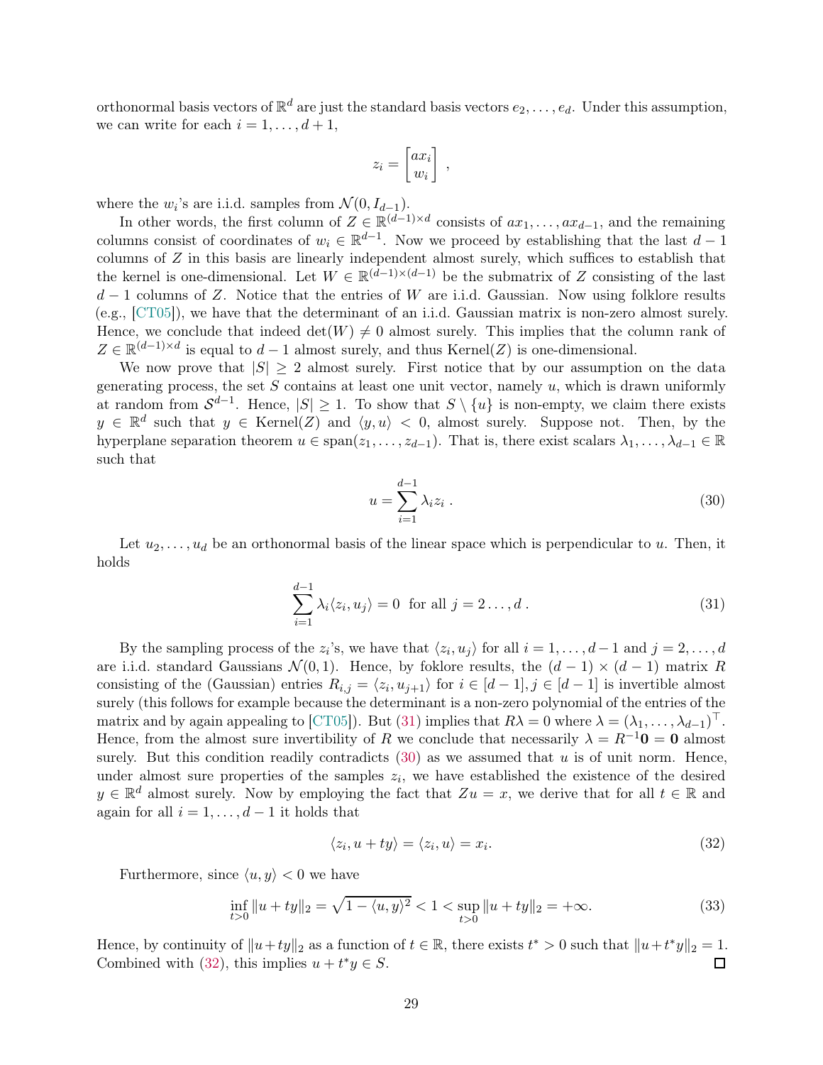orthonormal basis vectors of $\mathbb{R}^d$ are just the standard basis vectors $e_2, \ldots, e_d$. Under this assumption, we can write for each $i = 1, \ldots, d+1$,

$$z_i = \begin{bmatrix} ax_i \\ w_i \end{bmatrix} ,$$

where the $w_i$'s are i.i.d. samples from $\mathcal{N}(0, I_{d-1})$.

In other words, the first column of $Z \in \mathbb{R}^{(d-1)\times d}$ consists of $ax_1, \ldots, ax_{d-1}$, and the remaining columns consist of coordinates of $w_i \in \mathbb{R}^{d-1}$. Now we proceed by establishing that the last $d-1$ columns of $Z$ in this basis are linearly independent almost surely, which suffices to establish that the kernel is one-dimensional. Let $W \in \mathbb{R}^{(d-1)\times(d-1)}$ be the submatrix of $Z$ consisting of the last $d-1$ columns of $Z$. Notice that the entries of $W$ are i.i.d. Gaussian. Now using folklore results (e.g., [CT05]), we have that the determinant of an i.i.d. Gaussian matrix is non-zero almost surely. Hence, we conclude that indeed $\det(W) \neq 0$ almost surely. This implies that the column rank of $Z \in \mathbb{R}^{(d-1)\times d}$ is equal to $d-1$ almost surely, and thus Kernel$(Z)$ is one-dimensional.

We now prove that $|S| \geq 2$ almost surely. First notice that by our assumption on the data generating process, the set $S$ contains at least one unit vector, namely $u$, which is drawn uniformly at random from $\mathcal{S}^{d-1}$. Hence, $|S| \geq 1$. To show that $S \setminus \{u\}$ is non-empty, we claim there exists $y \in \mathbb{R}^d$ such that $y \in \text{Kernel}(Z)$ and $\langle y, u\rangle < 0$, almost surely. Suppose not. Then, by the hyperplane separation theorem $u \in \text{span}(z_1, \ldots, z_{d-1})$. That is, there exist scalars $\lambda_1, \ldots, \lambda_{d-1} \in \mathbb{R}$ such that

$$u = \sum_{i=1}^{d-1} \lambda_i z_i \,. \tag{30}$$

Let $u_2, \ldots, u_d$ be an orthonormal basis of the linear space which is perpendicular to $u$. Then, it holds

$$\sum_{i=1}^{d-1} \lambda_i \langle z_i, u_j\rangle = 0 \ \text{ for all } j = 2\ldots, d\,. \tag{31}$$

By the sampling process of the $z_i$'s, we have that $\langle z_i, u_j\rangle$ for all $i = 1, \ldots, d-1$ and $j = 2, \ldots, d$ are i.i.d. standard Gaussians $\mathcal{N}(0, 1)$. Hence, by foklore results, the $(d-1)\times(d-1)$ matrix $R$ consisting of the (Gaussian) entries $R_{i,j} = \langle z_i, u_{j+1}\rangle$ for $i \in [d-1], j \in [d-1]$ is invertible almost surely (this follows for example because the determinant is a non-zero polynomial of the entries of the matrix and by again appealing to [CT05]). But (31) implies that $R\lambda = 0$ where $\lambda = (\lambda_1, \ldots, \lambda_{d-1})^\top$. Hence, from the almost sure invertibility of $R$ we conclude that necessarily $\lambda = R^{-1}\mathbf{0} = \mathbf{0}$ almost surely. But this condition readily contradicts (30) as we assumed that $u$ is of unit norm. Hence, under almost sure properties of the samples $z_i$, we have established the existence of the desired $y \in \mathbb{R}^d$ almost surely. Now by employing the fact that $Zu = x$, we derive that for all $t \in \mathbb{R}$ and again for all $i = 1, \ldots, d-1$ it holds that

$$\langle z_i, u + ty\rangle = \langle z_i, u\rangle = x_i. \tag{32}$$

Furthermore, since $\langle u, y\rangle < 0$ we have

$$\inf_{t>0} \|u + ty\|_2 = \sqrt{1 - \langle u, y\rangle^2} < 1 < \sup_{t>0} \|u + ty\|_2 = +\infty. \tag{33}$$

Hence, by continuity of $\|u+ty\|_2$ as a function of $t \in \mathbb{R}$, there exists $t^* > 0$ such that $\|u+t^*y\|_2 = 1$. Combined with (32), this implies $u + t^*y \in S$. ◻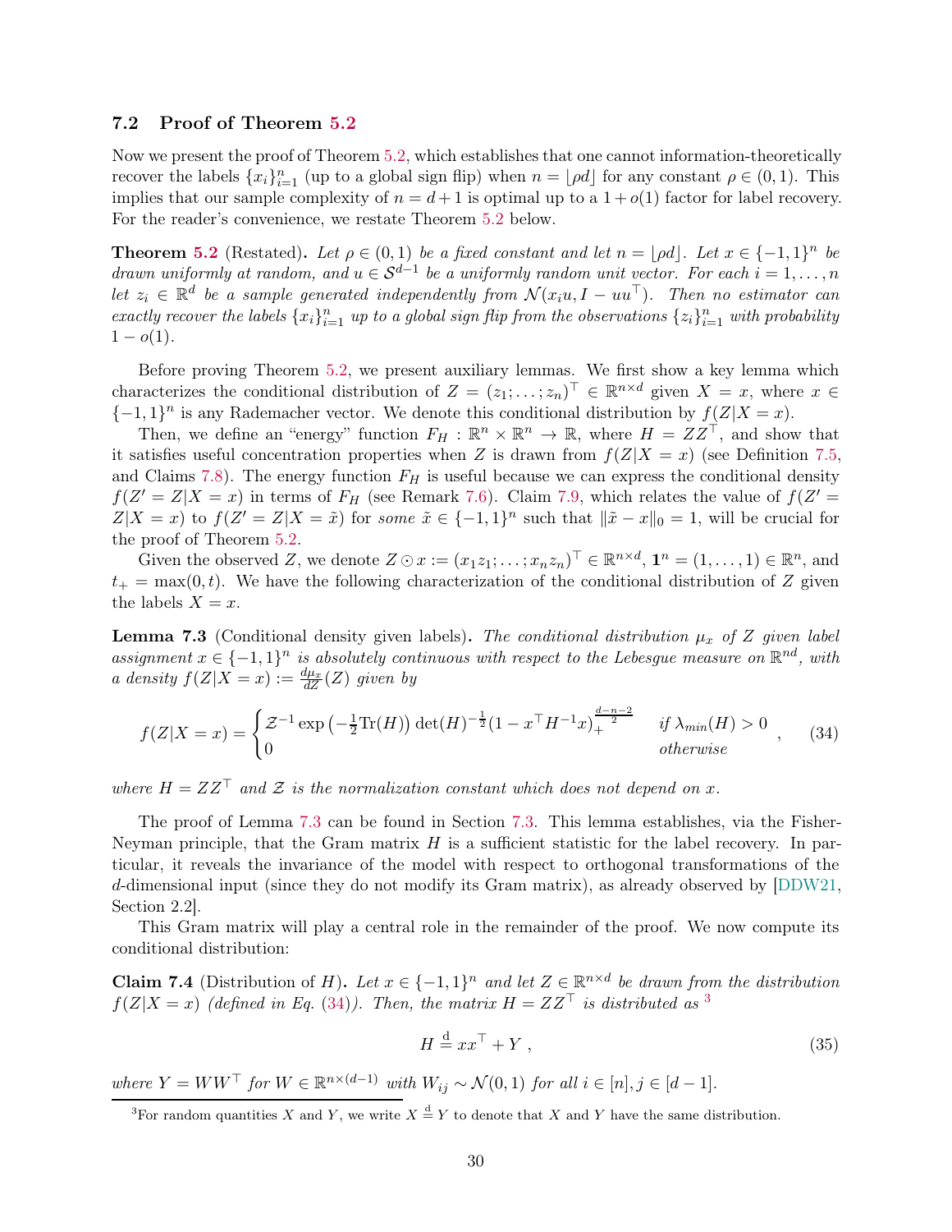## 7.2 Proof of Theorem 5.2

Now we present the proof of Theorem 5.2, which establishes that one cannot information-theoretically recover the labels $\{x_i\}_{i=1}^n$ (up to a global sign flip) when $n = \lfloor \rho d \rfloor$ for any constant $\rho \in (0,1)$. This implies that our sample complexity of $n = d+1$ is optimal up to a $1+o(1)$ factor for label recovery. For the reader's convenience, we restate Theorem 5.2 below.

**Theorem 5.2** (Restated)**.** *Let $\rho \in (0,1)$ be a fixed constant and let $n = \lfloor \rho d \rfloor$. Let $x \in \{-1,1\}^n$ be drawn uniformly at random, and $u \in \mathcal{S}^{d-1}$ be a uniformly random unit vector. For each $i = 1, \dots, n$ let $z_i \in \mathbb{R}^d$ be a sample generated independently from $\mathcal{N}(x_i u, I - uu^\top)$. Then no estimator can exactly recover the labels $\{x_i\}_{i=1}^n$ up to a global sign flip from the observations $\{z_i\}_{i=1}^n$ with probability $1 - o(1)$.*

Before proving Theorem 5.2, we present auxiliary lemmas. We first show a key lemma which characterizes the conditional distribution of $Z = (z_1; \dots; z_n)^\top \in \mathbb{R}^{n \times d}$ given $X = x$, where $x \in \{-1,1\}^n$ is any Rademacher vector. We denote this conditional distribution by $f(Z|X=x)$.

Then, we define an "energy" function $F_H : \mathbb{R}^n \times \mathbb{R}^n \to \mathbb{R}$, where $H = ZZ^\top$, and show that it satisfies useful concentration properties when $Z$ is drawn from $f(Z|X=x)$ (see Definition 7.5, and Claims 7.8). The energy function $F_H$ is useful because we can express the conditional density $f(Z' = Z|X=x)$ in terms of $F_H$ (see Remark 7.6). Claim 7.9, which relates the value of $f(Z' = Z|X=x)$ to $f(Z'=Z|X=\tilde{x})$ for *some* $\tilde{x} \in \{-1,1\}^n$ such that $\|\tilde{x} - x\|_0 = 1$, will be crucial for the proof of Theorem 5.2.

Given the observed $Z$, we denote $Z \odot x := (x_1 z_1; \dots; x_n z_n)^\top \in \mathbb{R}^{n \times d}$, $\mathbf{1}^n = (1, \dots, 1) \in \mathbb{R}^n$, and $t_+ = \max(0,t)$. We have the following characterization of the conditional distribution of $Z$ given the labels $X = x$.

**Lemma 7.3** (Conditional density given labels)**.** *The conditional distribution $\mu_x$ of $Z$ given label assignment $x \in \{-1,1\}^n$ is absolutely continuous with respect to the Lebesgue measure on $\mathbb{R}^{nd}$, with a density $f(Z|X=x) := \frac{d\mu_x}{dZ}(Z)$ given by*

$$f(Z|X=x) = \begin{cases} \mathcal{Z}^{-1} \exp\left(-\frac{1}{2}\mathrm{Tr}(H)\right) \det(H)^{-\frac{1}{2}} (1 - x^\top H^{-1} x)_+^{\frac{d-n-2}{2}} & \text{if } \lambda_{min}(H) > 0 \\ 0 & \text{otherwise} \end{cases}, \tag{34}$$

*where $H = ZZ^\top$ and $\mathcal{Z}$ is the normalization constant which does not depend on $x$.*

The proof of Lemma 7.3 can be found in Section 7.3. This lemma establishes, via the Fisher-Neyman principle, that the Gram matrix $H$ is a sufficient statistic for the label recovery. In particular, it reveals the invariance of the model with respect to orthogonal transformations of the $d$-dimensional input (since they do not modify its Gram matrix), as already observed by [DDW21, Section 2.2].

This Gram matrix will play a central role in the remainder of the proof. We now compute its conditional distribution:

**Claim 7.4** (Distribution of $H$)**.** *Let $x \in \{-1,1\}^n$ and let $Z \in \mathbb{R}^{n \times d}$ be drawn from the distribution $f(Z|X=x)$ (defined in Eq. (34)). Then, the matrix $H = ZZ^\top$ is distributed as* [3]

$$H \overset{\mathrm{d}}{=} xx^\top + Y, \tag{35}$$

*where $Y = WW^\top$ for $W \in \mathbb{R}^{n \times (d-1)}$ with $W_{ij} \sim \mathcal{N}(0,1)$ for all $i \in [n], j \in [d-1]$.*

[3] For random quantities $X$ and $Y$, we write $X \overset{\mathrm{d}}{=} Y$ to denote that $X$ and $Y$ have the same distribution.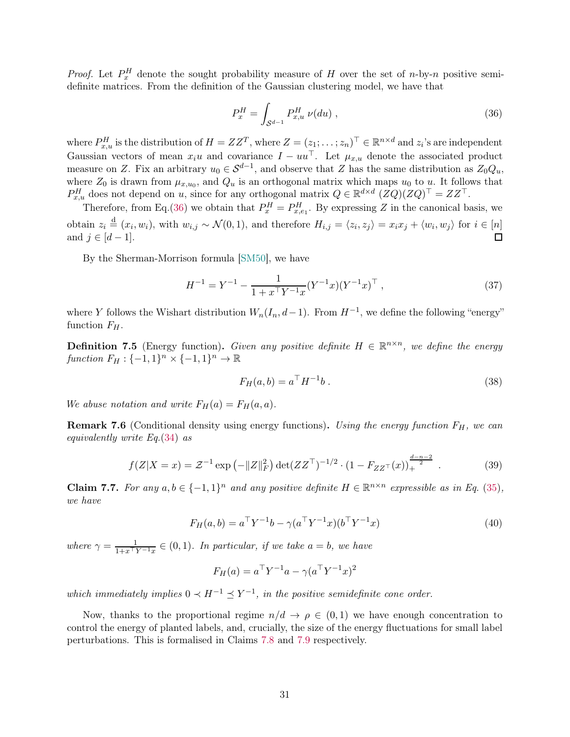*Proof.* Let $P^H_x$ denote the sought probability measure of $H$ over the set of $n$-by-$n$ positive semi-definite matrices. From the definition of the Gaussian clustering model, we have that

$$P^H_x = \int_{\mathcal{S}^{d-1}} P^H_{x,u}\, \nu(du)\,, \tag{36}$$

where $P^H_{x,u}$ is the distribution of $H = ZZ^T$, where $Z = (z_1; \dots ; z_n)^\top \in \mathbb{R}^{n\times d}$ and $z_i$'s are independent Gaussian vectors of mean $x_i u$ and covariance $I - uu^\top$. Let $\mu_{x,u}$ denote the associated product measure on $Z$. Fix an arbitrary $u_0 \in \mathcal{S}^{d-1}$, and observe that $Z$ has the same distribution as $Z_0 Q_u$, where $Z_0$ is drawn from $\mu_{x,u_0}$, and $Q_u$ is an orthogonal matrix which maps $u_0$ to $u$. It follows that $P^H_{x,u}$ does not depend on $u$, since for any orthogonal matrix $Q \in \mathbb{R}^{d\times d}$ $(ZQ)(ZQ)^\top = ZZ^\top$.

Therefore, from Eq.(36) we obtain that $P^H_x = P^H_{x,e_1}$. By expressing $Z$ in the canonical basis, we obtain $z_i \overset{\mathrm{d}}{=} (x_i, w_i)$, with $w_{i,j} \sim \mathcal{N}(0, 1)$, and therefore $H_{i,j} = \langle z_i, z_j\rangle = x_i x_j + \langle w_i, w_j\rangle$ for $i \in [n]$ and $j \in [d-1]$. ☐

By the Sherman-Morrison formula [SM50], we have

$$H^{-1} = Y^{-1} - \frac{1}{1 + x^\top Y^{-1} x}(Y^{-1}x)(Y^{-1}x)^\top\,, \tag{37}$$

where $Y$ follows the Wishart distribution $W_n(I_n, d-1)$. From $H^{-1}$, we define the following "energy" function $F_H$.

**Definition 7.5** (Energy function)**.** *Given any positive definite $H \in \mathbb{R}^{n\times n}$, we define the energy function $F_H : \{-1, 1\}^n \times \{-1, 1\}^n \to \mathbb{R}$*

$$F_H(a, b) = a^\top H^{-1} b\,. \tag{38}$$

*We abuse notation and write $F_H(a) = F_H(a, a)$.*

**Remark 7.6** (Conditional density using energy functions)**.** *Using the energy function $F_H$, we can equivalently write Eq.(34) as*

$$f(Z|X = x) = \mathcal{Z}^{-1} \exp\left(-\|Z\|_F^2\right) \det(ZZ^\top)^{-1/2} \cdot (1 - F_{ZZ^\top}(x))_+^{\frac{d-n-2}{2}}\,. \tag{39}$$

**Claim 7.7.** *For any $a, b \in \{-1, 1\}^n$ and any positive definite $H \in \mathbb{R}^{n\times n}$ expressible as in Eq. (35), we have*

$$F_H(a, b) = a^\top Y^{-1} b - \gamma(a^\top Y^{-1} x)(b^\top Y^{-1} x) \tag{40}$$

*where $\gamma = \frac{1}{1+x^\top Y^{-1}x} \in (0, 1)$. In particular, if we take $a = b$, we have*

$$F_H(a) = a^\top Y^{-1} a - \gamma(a^\top Y^{-1} x)^2$$

*which immediately implies $0 \prec H^{-1} \preceq Y^{-1}$, in the positive semidefinite cone order.*

Now, thanks to the proportional regime $n/d \to \rho \in (0, 1)$ we have enough concentration to control the energy of planted labels, and, crucially, the size of the energy fluctuations for small label perturbations. This is formalised in Claims 7.8 and 7.9 respectively.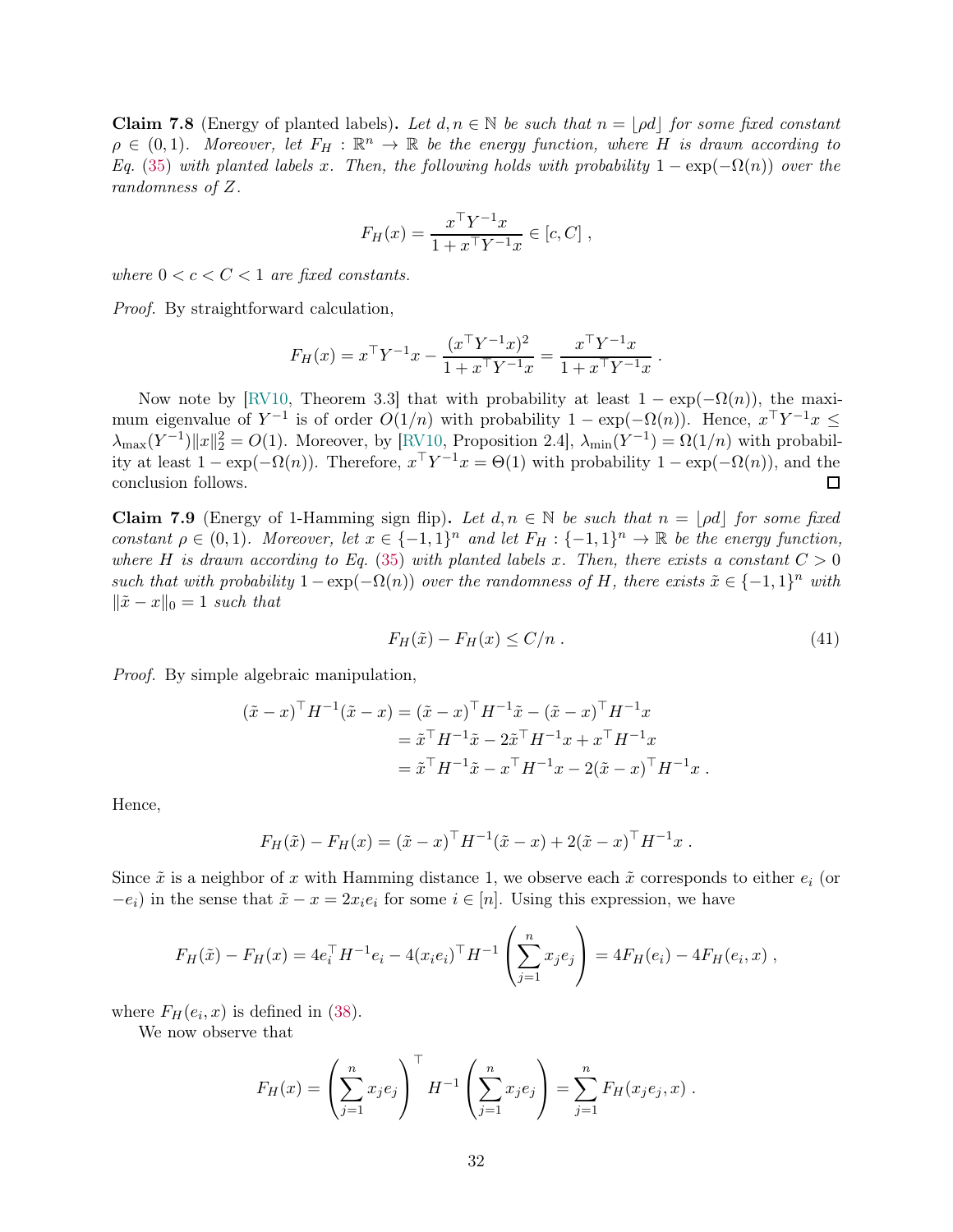**Claim 7.8** (Energy of planted labels)**.** *Let $d, n \in \mathbb{N}$ be such that $n = \lfloor \rho d \rfloor$ for some fixed constant $\rho \in (0,1)$. Moreover, let $F_H : \mathbb{R}^n \to \mathbb{R}$ be the energy function, where $H$ is drawn according to Eq. (35) with planted labels $x$. Then, the following holds with probability $1 - \exp(-\Omega(n))$ over the randomness of $Z$.*

$$F_H(x) = \frac{x^\top Y^{-1} x}{1 + x^\top Y^{-1} x} \in [c, C] \,,$$

*where $0 < c < C < 1$ are fixed constants.*

*Proof.* By straightforward calculation,

$$F_H(x) = x^\top Y^{-1} x - \frac{(x^\top Y^{-1} x)^2}{1 + x^\top Y^{-1} x} = \frac{x^\top Y^{-1} x}{1 + x^\top Y^{-1} x} \,.$$

Now note by [RV10, Theorem 3.3] that with probability at least $1 - \exp(-\Omega(n))$, the maximum eigenvalue of $Y^{-1}$ is of order $O(1/n)$ with probability $1 - \exp(-\Omega(n))$. Hence, $x^\top Y^{-1} x \le \lambda_{\max}(Y^{-1}) \|x\|_2^2 = O(1)$. Moreover, by [RV10, Proposition 2.4], $\lambda_{\min}(Y^{-1}) = \Omega(1/n)$ with probability at least $1 - \exp(-\Omega(n))$. Therefore, $x^\top Y^{-1} x = \Theta(1)$ with probability $1 - \exp(-\Omega(n))$, and the conclusion follows. $\square$

**Claim 7.9** (Energy of 1-Hamming sign flip)**.** *Let $d, n \in \mathbb{N}$ be such that $n = \lfloor \rho d \rfloor$ for some fixed constant $\rho \in (0,1)$. Moreover, let $x \in \{-1,1\}^n$ and let $F_H : \{-1,1\}^n \to \mathbb{R}$ be the energy function, where $H$ is drawn according to Eq. (35) with planted labels $x$. Then, there exists a constant $C > 0$ such that with probability $1 - \exp(-\Omega(n))$ over the randomness of $H$, there exists $\tilde{x} \in \{-1,1\}^n$ with $\|\tilde{x} - x\|_0 = 1$ such that*

$$F_H(\tilde{x}) - F_H(x) \le C/n \,. \tag{41}$$

*Proof.* By simple algebraic manipulation,

$$\begin{aligned}
(\tilde{x} - x)^\top H^{-1} (\tilde{x} - x) &= (\tilde{x} - x)^\top H^{-1} \tilde{x} - (\tilde{x} - x)^\top H^{-1} x \\
&= \tilde{x}^\top H^{-1} \tilde{x} - 2\tilde{x}^\top H^{-1} x + x^\top H^{-1} x \\
&= \tilde{x}^\top H^{-1} \tilde{x} - x^\top H^{-1} x - 2(\tilde{x} - x)^\top H^{-1} x \,.
\end{aligned}$$

Hence,

$$F_H(\tilde{x}) - F_H(x) = (\tilde{x} - x)^\top H^{-1} (\tilde{x} - x) + 2(\tilde{x} - x)^\top H^{-1} x \,.$$

Since $\tilde{x}$ is a neighbor of $x$ with Hamming distance 1, we observe each $\tilde{x}$ corresponds to either $e_i$ (or $-e_i$) in the sense that $\tilde{x} - x = 2x_i e_i$ for some $i \in [n]$. Using this expression, we have

$$F_H(\tilde{x}) - F_H(x) = 4e_i^\top H^{-1} e_i - 4(x_i e_i)^\top H^{-1} \left( \sum_{j=1}^n x_j e_j \right) = 4F_H(e_i) - 4F_H(e_i, x) \,,$$

where $F_H(e_i, x)$ is defined in (38).

We now observe that

$$F_H(x) = \left( \sum_{j=1}^n x_j e_j \right)^\top H^{-1} \left( \sum_{j=1}^n x_j e_j \right) = \sum_{j=1}^n F_H(x_j e_j, x) \,.$$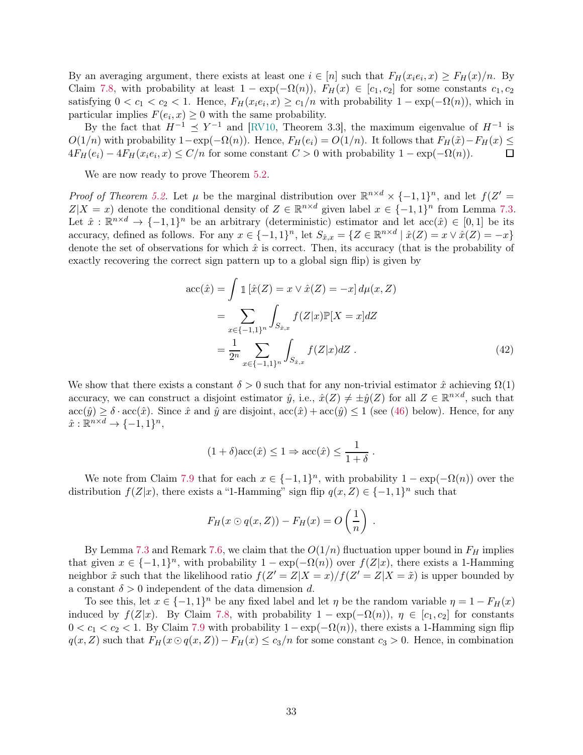By an averaging argument, there exists at least one $i \in [n]$ such that $F_H(x_i e_i, x) \geq F_H(x)/n$. By Claim 7.8, with probability at least $1 - \exp(-\Omega(n))$, $F_H(x) \in [c_1, c_2]$ for some constants $c_1, c_2$ satisfying $0 < c_1 < c_2 < 1$. Hence, $F_H(x_i e_i, x) \geq c_1/n$ with probability $1 - \exp(-\Omega(n))$, which in particular implies $F(e_i, x) \geq 0$ with the same probability.

By the fact that $H^{-1} \preceq Y^{-1}$ and [RV10, Theorem 3.3], the maximum eigenvalue of $H^{-1}$ is $O(1/n)$ with probability $1-\exp(-\Omega(n))$. Hence, $F_H(e_i) = O(1/n)$. It follows that $F_H(\tilde{x}) - F_H(x) \leq 4F_H(e_i) - 4F_H(x_i e_i, x) \leq C/n$ for some constant $C > 0$ with probability $1 - \exp(-\Omega(n))$. $\square$

We are now ready to prove Theorem 5.2.

*Proof of Theorem 5.2.* Let $\mu$ be the marginal distribution over $\mathbb{R}^{n\times d} \times \{-1,1\}^n$, and let $f(Z' = Z|X = x)$ denote the conditional density of $Z \in \mathbb{R}^{n\times d}$ given label $x \in \{-1,1\}^n$ from Lemma 7.3. Let $\hat{x} : \mathbb{R}^{n\times d} \to \{-1,1\}^n$ be an arbitrary (deterministic) estimator and let $\mathrm{acc}(\hat{x}) \in [0,1]$ be its accuracy, defined as follows. For any $x \in \{-1,1\}^n$, let $S_{\hat{x},x} = \{Z \in \mathbb{R}^{n\times d} \mid \hat{x}(Z) = x \vee \hat{x}(Z) = -x\}$ denote the set of observations for which $\hat{x}$ is correct. Then, its accuracy (that is the probability of exactly recovering the correct sign pattern up to a global sign flip) is given by

$$
\begin{aligned}
\mathrm{acc}(\hat{x}) &= \int \mathbb{1}\left[\hat{x}(Z) = x \vee \hat{x}(Z) = -x\right] d\mu(x, Z) \\
&= \sum_{x\in\{-1,1\}^n} \int_{S_{\hat{x},x}} f(Z|x)\mathbb{P}[X = x] dZ \\
&= \frac{1}{2^n} \sum_{x\in\{-1,1\}^n} \int_{S_{\hat{x},x}} f(Z|x) dZ\ . 
\end{aligned} \tag{42}
$$

We show that there exists a constant $\delta > 0$ such that for any non-trivial estimator $\hat{x}$ achieving $\Omega(1)$ accuracy, we can construct a disjoint estimator $\hat{y}$, i.e., $\hat{x}(Z) \neq \pm\hat{y}(Z)$ for all $Z \in \mathbb{R}^{n\times d}$, such that $\mathrm{acc}(\hat{y}) \geq \delta \cdot \mathrm{acc}(\hat{x})$. Since $\hat{x}$ and $\hat{y}$ are disjoint, $\mathrm{acc}(\hat{x}) + \mathrm{acc}(\hat{y}) \leq 1$ (see (46) below). Hence, for any $\hat{x} : \mathbb{R}^{n\times d} \to \{-1,1\}^n$,

$$
(1 + \delta)\mathrm{acc}(\hat{x}) \leq 1 \Rightarrow \mathrm{acc}(\hat{x}) \leq \frac{1}{1+\delta}\ .
$$

We note from Claim 7.9 that for each $x \in \{-1,1\}^n$, with probability $1 - \exp(-\Omega(n))$ over the distribution $f(Z|x)$, there exists a "1-Hamming" sign flip $q(x, Z) \in \{-1,1\}^n$ such that

$$
F_H(x \odot q(x, Z)) - F_H(x) = O\left(\frac{1}{n}\right)\ .
$$

By Lemma 7.3 and Remark 7.6, we claim that the $O(1/n)$ fluctuation upper bound in $F_H$ implies that given $x \in \{-1,1\}^n$, with probability $1 - \exp(-\Omega(n))$ over $f(Z|x)$, there exists a 1-Hamming neighbor $\tilde{x}$ such that the likelihood ratio $f(Z' = Z|X = x)/f(Z' = Z|X = \tilde{x})$ is upper bounded by a constant $\delta > 0$ independent of the data dimension $d$.

To see this, let $x \in \{-1,1\}^n$ be any fixed label and let $\eta$ be the random variable $\eta = 1 - F_H(x)$ induced by $f(Z|x)$. By Claim 7.8, with probability $1 - \exp(-\Omega(n))$, $\eta \in [c_1, c_2]$ for constants $0 < c_1 < c_2 < 1$. By Claim 7.9 with probability $1-\exp(-\Omega(n))$, there exists a 1-Hamming sign flip $q(x, Z)$ such that $F_H(x \odot q(x, Z)) - F_H(x) \leq c_3/n$ for some constant $c_3 > 0$. Hence, in combination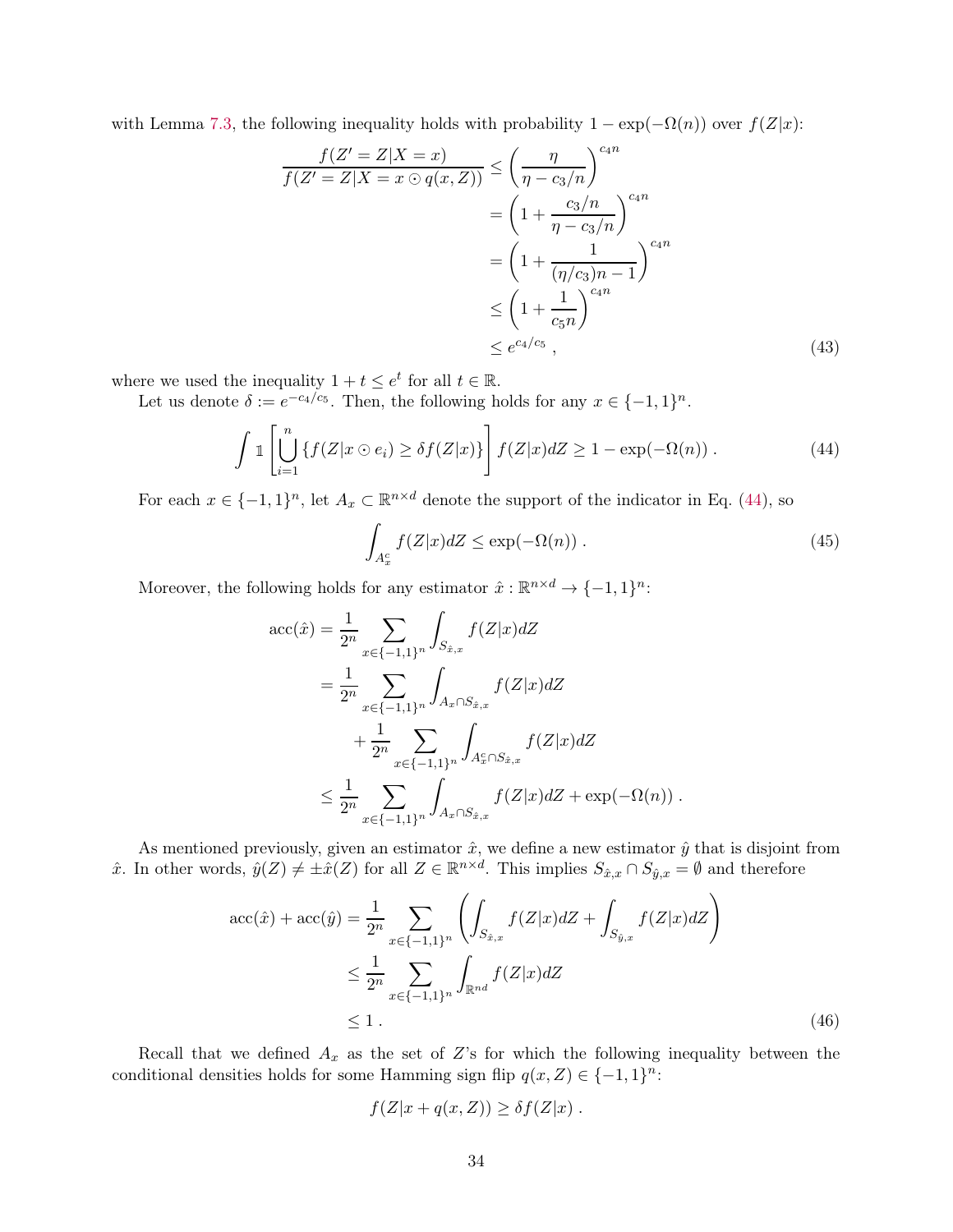with Lemma 7.3, the following inequality holds with probability $1 - \exp(-\Omega(n))$ over $f(Z|x)$:

$$
\begin{aligned}
\frac{f(Z' = Z | X = x)}{f(Z' = Z | X = x \odot q(x, Z))} &\le \left( \frac{\eta}{\eta - c_3/n} \right)^{c_4 n} \\
&= \left( 1 + \frac{c_3/n}{\eta - c_3/n} \right)^{c_4 n} \\
&= \left( 1 + \frac{1}{(\eta/c_3)n - 1} \right)^{c_4 n} \\
&\le \left( 1 + \frac{1}{c_5 n} \right)^{c_4 n} \\
&\le e^{c_4/c_5} \ ,
\end{aligned} \tag{43}
$$

where we used the inequality $1 + t \le e^t$ for all $t \in \mathbb{R}$.

Let us denote $\delta := e^{-c_4/c_5}$. Then, the following holds for any $x \in \{-1,1\}^n$.

$$
\int \mathbb{1}\left[ \bigcup_{i=1}^{n} \{ f(Z | x \odot e_i) \ge \delta f(Z|x) \} \right] f(Z|x) dZ \ge 1 - \exp(-\Omega(n)) \ . \tag{44}
$$

For each $x \in \{-1,1\}^n$, let $A_x \subset \mathbb{R}^{n \times d}$ denote the support of the indicator in Eq. (44), so

$$
\int_{A_x^c} f(Z|x) dZ \le \exp(-\Omega(n)) \ . \tag{45}
$$

Moreover, the following holds for any estimator $\hat{x} : \mathbb{R}^{n \times d} \to \{-1,1\}^n$:

$$
\begin{aligned}
\mathrm{acc}(\hat{x}) &= \frac{1}{2^n} \sum_{x \in \{-1,1\}^n} \int_{S_{\hat{x},x}} f(Z|x) dZ \\
&= \frac{1}{2^n} \sum_{x \in \{-1,1\}^n} \int_{A_x \cap S_{\hat{x},x}} f(Z|x) dZ \\
&\quad + \frac{1}{2^n} \sum_{x \in \{-1,1\}^n} \int_{A_x^c \cap S_{\hat{x},x}} f(Z|x) dZ \\
&\le \frac{1}{2^n} \sum_{x \in \{-1,1\}^n} \int_{A_x \cap S_{\hat{x},x}} f(Z|x) dZ + \exp(-\Omega(n)) \ .
\end{aligned}
$$

As mentioned previously, given an estimator $\hat{x}$, we define a new estimator $\hat{y}$ that is disjoint from $\hat{x}$. In other words, $\hat{y}(Z) \ne \pm \hat{x}(Z)$ for all $Z \in \mathbb{R}^{n \times d}$. This implies $S_{\hat{x},x} \cap S_{\hat{y},x} = \emptyset$ and therefore

$$
\begin{aligned}
\mathrm{acc}(\hat{x}) + \mathrm{acc}(\hat{y}) &= \frac{1}{2^n} \sum_{x \in \{-1,1\}^n} \left( \int_{S_{\hat{x},x}} f(Z|x) dZ + \int_{S_{\hat{y},x}} f(Z|x) dZ \right) \\
&\le \frac{1}{2^n} \sum_{x \in \{-1,1\}^n} \int_{\mathbb{R}^{nd}} f(Z|x) dZ \\
&\le 1 \ .
\end{aligned} \tag{46}
$$

Recall that we defined $A_x$ as the set of $Z$'s for which the following inequality between the conditional densities holds for some Hamming sign flip $q(x, Z) \in \{-1,1\}^n$:

$$
f(Z | x + q(x, Z)) \ge \delta f(Z|x) \ .
$$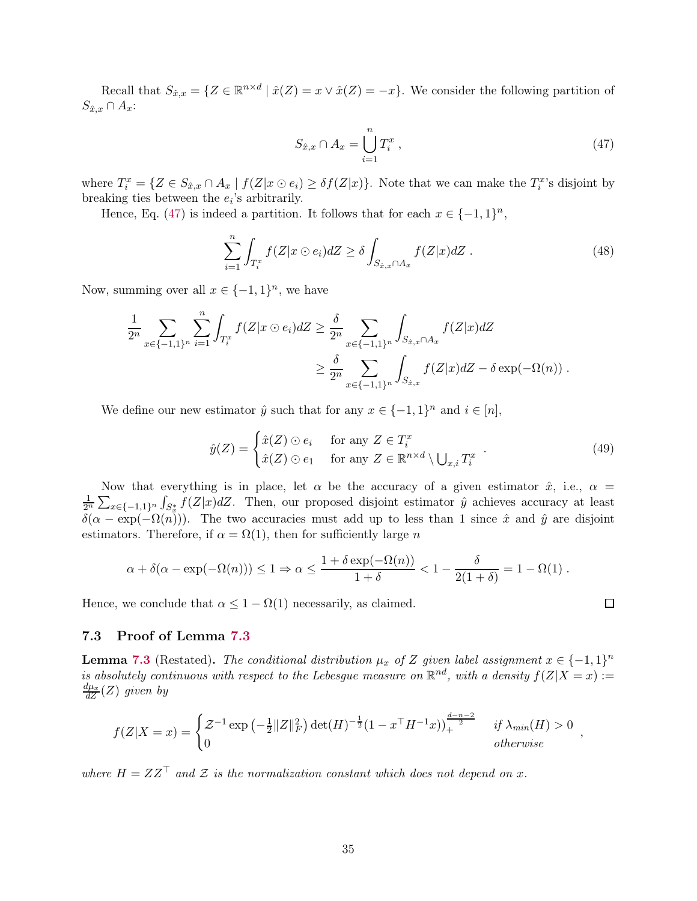Recall that $S_{\hat{x},x} = \{Z \in \mathbb{R}^{n\times d} \mid \hat{x}(Z) = x \vee \hat{x}(Z) = -x\}$. We consider the following partition of $S_{\hat{x},x} \cap A_x$:

$$S_{\hat{x},x} \cap A_x = \bigcup_{i=1}^{n} T_i^x \, , \tag{47}$$

where $T_i^x = \{Z \in S_{\hat{x},x} \cap A_x \mid f(Z|x \odot e_i) \geq \delta f(Z|x)\}$. Note that we can make the $T_i^x$'s disjoint by breaking ties between the $e_i$'s arbitrarily.

Hence, Eq. (47) is indeed a partition. It follows that for each $x \in \{-1,1\}^n$,

$$\sum_{i=1}^{n} \int_{T_i^x} f(Z|x \odot e_i) dZ \geq \delta \int_{S_{\hat{x},x} \cap A_x} f(Z|x) dZ \, . \tag{48}$$

Now, summing over all $x \in \{-1,1\}^n$, we have

$$\begin{aligned} \frac{1}{2^n} \sum_{x\in\{-1,1\}^n} \sum_{i=1}^{n} \int_{T_i^x} f(Z|x \odot e_i) dZ &\geq \frac{\delta}{2^n} \sum_{x\in\{-1,1\}^n} \int_{S_{\hat{x},x}\cap A_x} f(Z|x) dZ \\ &\geq \frac{\delta}{2^n} \sum_{x\in\{-1,1\}^n} \int_{S_{\hat{x},x}} f(Z|x) dZ - \delta \exp(-\Omega(n)) \, . \end{aligned}$$

We define our new estimator $\hat{y}$ such that for any $x \in \{-1,1\}^n$ and $i \in [n]$,

$$\hat{y}(Z) = \begin{cases} \hat{x}(Z) \odot e_i & \text{for any } Z \in T_i^x \\ \hat{x}(Z) \odot e_1 & \text{for any } Z \in \mathbb{R}^{n\times d} \setminus \bigcup_{x,i} T_i^x \end{cases} . \tag{49}$$

Now that everything is in place, let $\alpha$ be the accuracy of a given estimator $\hat{x}$, i.e., $\alpha = \frac{1}{2^n}\sum_{x\in\{-1,1\}^n} \int_{S_x^*} f(Z|x)dZ$. Then, our proposed disjoint estimator $\hat{y}$ achieves accuracy at least $\delta(\alpha - \exp(-\Omega(n)))$. The two accuracies must add up to less than 1 since $\hat{x}$ and $\hat{y}$ are disjoint estimators. Therefore, if $\alpha = \Omega(1)$, then for sufficiently large $n$

$$\alpha + \delta(\alpha - \exp(-\Omega(n))) \leq 1 \Rightarrow \alpha \leq \frac{1 + \delta\exp(-\Omega(n))}{1+\delta} < 1 - \frac{\delta}{2(1+\delta)} = 1 - \Omega(1) \, .$$

Hence, we conclude that $\alpha \leq 1 - \Omega(1)$ necessarily, as claimed. □

### 7.3 Proof of Lemma 7.3

**Lemma 7.3** (Restated)**.** *The conditional distribution $\mu_x$ of $Z$ given label assignment $x \in \{-1,1\}^n$ is absolutely continuous with respect to the Lebesgue measure on $\mathbb{R}^{nd}$, with a density $f(Z|X = x) := \frac{d\mu_x}{dZ}(Z)$ given by*

$$f(Z|X=x) = \begin{cases} \mathcal{Z}^{-1} \exp\left(-\frac{1}{2}\|Z\|_F^2\right) \det(H)^{-\frac{1}{2}} (1 - x^\top H^{-1} x)_+^{\frac{d-n-2}{2}} & \textit{if } \lambda_{min}(H) > 0 \\ 0 & \textit{otherwise} \end{cases} ,$$

*where $H = ZZ^\top$ and $\mathcal{Z}$ is the normalization constant which does not depend on $x$.*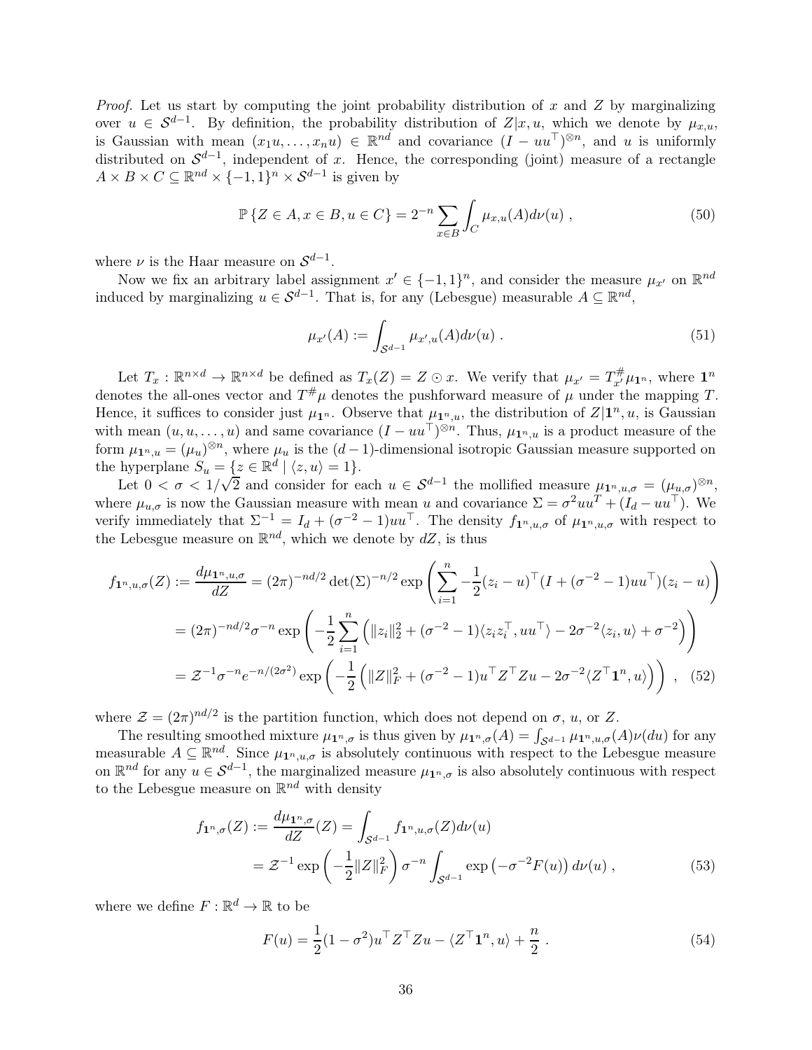*Proof.* Let us start by computing the joint probability distribution of $x$ and $Z$ by marginalizing over $u \in \mathcal{S}^{d-1}$. By definition, the probability distribution of $Z|x, u$, which we denote by $\mu_{x,u}$, is Gaussian with mean $(x_1 u, \ldots, x_n u) \in \mathbb{R}^{nd}$ and covariance $(I - uu^\top)^{\otimes n}$, and $u$ is uniformly distributed on $\mathcal{S}^{d-1}$, independent of $x$. Hence, the corresponding (joint) measure of a rectangle $A \times B \times C \subseteq \mathbb{R}^{nd} \times \{-1, 1\}^n \times \mathcal{S}^{d-1}$ is given by

$$\mathbb{P}\{Z \in A, x \in B, u \in C\} = 2^{-n} \sum_{x \in B} \int_C \mu_{x,u}(A) d\nu(u) , \tag{50}$$

where $\nu$ is the Haar measure on $\mathcal{S}^{d-1}$.

Now we fix an arbitrary label assignment $x' \in \{-1, 1\}^n$, and consider the measure $\mu_{x'}$ on $\mathbb{R}^{nd}$ induced by marginalizing $u \in \mathcal{S}^{d-1}$. That is, for any (Lebesgue) measurable $A \subseteq \mathbb{R}^{nd}$,

$$\mu_{x'}(A) := \int_{\mathcal{S}^{d-1}} \mu_{x',u}(A) d\nu(u) . \tag{51}$$

Let $T_x : \mathbb{R}^{n \times d} \to \mathbb{R}^{n \times d}$ be defined as $T_x(Z) = Z \odot x$. We verify that $\mu_{x'} = T_{x'}^{\#} \mu_{\mathbf{1}^n}$, where $\mathbf{1}^n$ denotes the all-ones vector and $T^{\#}\mu$ denotes the pushforward measure of $\mu$ under the mapping $T$. Hence, it suffices to consider just $\mu_{\mathbf{1}^n}$. Observe that $\mu_{\mathbf{1}^n,u}$, the distribution of $Z|\mathbf{1}^n, u$, is Gaussian with mean $(u, u, \ldots, u)$ and same covariance $(I - uu^\top)^{\otimes n}$. Thus, $\mu_{\mathbf{1}^n,u}$ is a product measure of the form $\mu_{\mathbf{1}^n,u} = (\mu_u)^{\otimes n}$, where $\mu_u$ is the $(d-1)$-dimensional isotropic Gaussian measure supported on the hyperplane $S_u = \{z \in \mathbb{R}^d \mid \langle z, u \rangle = 1\}$.

Let $0 < \sigma < 1/\sqrt{2}$ and consider for each $u \in \mathcal{S}^{d-1}$ the mollified measure $\mu_{\mathbf{1}^n,u,\sigma} = (\mu_{u,\sigma})^{\otimes n}$, where $\mu_{u,\sigma}$ is now the Gaussian measure with mean $u$ and covariance $\Sigma = \sigma^2 uu^T + (I_d - uu^\top)$. We verify immediately that $\Sigma^{-1} = I_d + (\sigma^{-2} - 1)uu^\top$. The density $f_{\mathbf{1}^n,u,\sigma}$ of $\mu_{\mathbf{1}^n,u,\sigma}$ with respect to the Lebesgue measure on $\mathbb{R}^{nd}$, which we denote by $dZ$, is thus

$$\begin{aligned}
f_{\mathbf{1}^n,u,\sigma}(Z) := \frac{d\mu_{\mathbf{1}^n,u,\sigma}}{dZ} &= (2\pi)^{-nd/2} \det(\Sigma)^{-n/2} \exp\left( \sum_{i=1}^n -\frac{1}{2}(z_i - u)^\top (I + (\sigma^{-2} - 1)uu^\top)(z_i - u) \right) \\
&= (2\pi)^{-nd/2} \sigma^{-n} \exp\left( -\frac{1}{2} \sum_{i=1}^n \left( \|z_i\|_2^2 + (\sigma^{-2} - 1)\langle z_i z_i^\top, uu^\top \rangle - 2\sigma^{-2}\langle z_i, u \rangle + \sigma^{-2} \right) \right) \\
&= \mathcal{Z}^{-1} \sigma^{-n} e^{-n/(2\sigma^2)} \exp\left( -\frac{1}{2} \left( \|Z\|_F^2 + (\sigma^{-2} - 1)u^\top Z^\top Z u - 2\sigma^{-2}\langle Z^\top \mathbf{1}^n, u \rangle \right) \right) ,
\end{aligned} \tag{52}$$

where $\mathcal{Z} = (2\pi)^{nd/2}$ is the partition function, which does not depend on $\sigma$, $u$, or $Z$.

The resulting smoothed mixture $\mu_{\mathbf{1}^n,\sigma}$ is thus given by $\mu_{\mathbf{1}^n,\sigma}(A) = \int_{\mathcal{S}^{d-1}} \mu_{\mathbf{1}^n,u,\sigma}(A)\nu(du)$ for any measurable $A \subseteq \mathbb{R}^{nd}$. Since $\mu_{\mathbf{1}^n,u,\sigma}$ is absolutely continuous with respect to the Lebesgue measure on $\mathbb{R}^{nd}$ for any $u \in \mathcal{S}^{d-1}$, the marginalized measure $\mu_{\mathbf{1}^n,\sigma}$ is also absolutely continuous with respect to the Lebesgue measure on $\mathbb{R}^{nd}$ with density

$$\begin{aligned}
f_{\mathbf{1}^n,\sigma}(Z) := \frac{d\mu_{\mathbf{1}^n,\sigma}}{dZ}(Z) &= \int_{\mathcal{S}^{d-1}} f_{\mathbf{1}^n,u,\sigma}(Z) d\nu(u) \\
&= \mathcal{Z}^{-1} \exp\left( -\frac{1}{2}\|Z\|_F^2 \right) \sigma^{-n} \int_{\mathcal{S}^{d-1}} \exp\left( -\sigma^{-2} F(u) \right) d\nu(u) ,
\end{aligned} \tag{53}$$

where we define $F : \mathbb{R}^d \to \mathbb{R}$ to be

$$F(u) = \frac{1}{2}(1 - \sigma^2)u^\top Z^\top Z u - \langle Z^\top \mathbf{1}^n, u \rangle + \frac{n}{2} . \tag{54}$$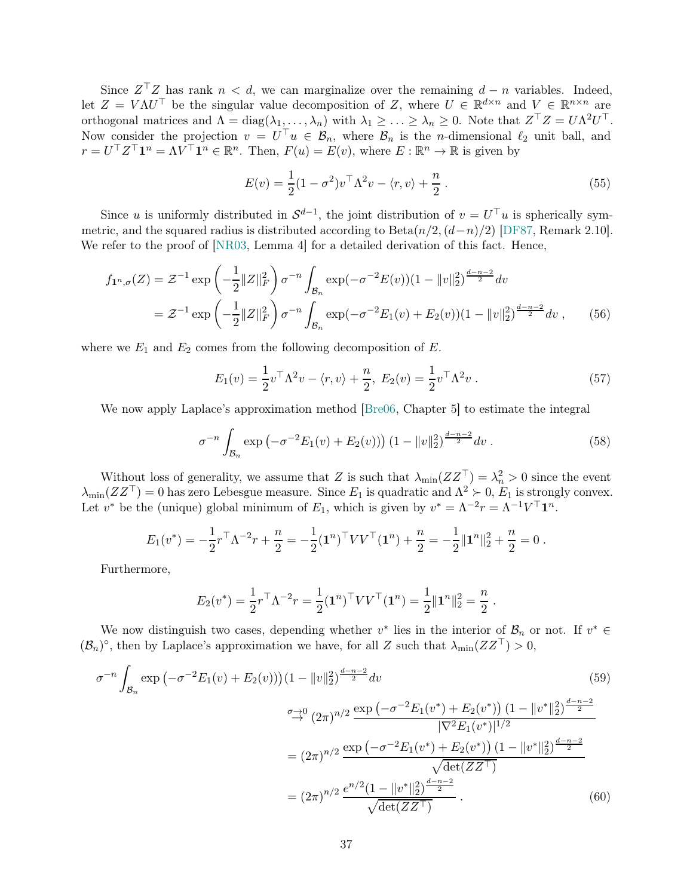Since $Z^\top Z$ has rank $n < d$, we can marginalize over the remaining $d - n$ variables. Indeed, let $Z = V\Lambda U^\top$ be the singular value decomposition of $Z$, where $U \in \mathbb{R}^{d\times n}$ and $V \in \mathbb{R}^{n\times n}$ are orthogonal matrices and $\Lambda = \mathrm{diag}(\lambda_1, \ldots, \lambda_n)$ with $\lambda_1 \geq \ldots \geq \lambda_n \geq 0$. Note that $Z^\top Z = U\Lambda^2 U^\top$. Now consider the projection $v = U^\top u \in \mathcal{B}_n$, where $\mathcal{B}_n$ is the $n$-dimensional $\ell_2$ unit ball, and $r = U^\top Z^\top \mathbf{1}^n = \Lambda V^\top \mathbf{1}^n \in \mathbb{R}^n$. Then, $F(u) = E(v)$, where $E : \mathbb{R}^n \to \mathbb{R}$ is given by

$$E(v) = \frac{1}{2}(1 - \sigma^2) v^\top \Lambda^2 v - \langle r, v\rangle + \frac{n}{2}\,. \tag{55}$$

Since $u$ is uniformly distributed in $\mathcal{S}^{d-1}$, the joint distribution of $v = U^\top u$ is spherically symmetric, and the squared radius is distributed according to $\mathrm{Beta}(n/2, (d-n)/2)$ [DF87, Remark 2.10]. We refer to the proof of [NR03, Lemma 4] for a detailed derivation of this fact. Hence,

$$\begin{aligned}
f_{\mathbf{1}^n,\sigma}(Z) &= \mathcal{Z}^{-1} \exp\left(-\frac{1}{2}\|Z\|_F^2\right) \sigma^{-n} \int_{\mathcal{B}_n} \exp(-\sigma^{-2}E(v))(1 - \|v\|_2^2)^{\frac{d-n-2}{2}} dv \\
&= \mathcal{Z}^{-1} \exp\left(-\frac{1}{2}\|Z\|_F^2\right) \sigma^{-n} \int_{\mathcal{B}_n} \exp(-\sigma^{-2}E_1(v) + E_2(v))(1 - \|v\|_2^2)^{\frac{d-n-2}{2}} dv\,,
\end{aligned} \tag{56}$$

where we $E_1$ and $E_2$ comes from the following decomposition of $E$.

$$E_1(v) = \frac{1}{2} v^\top \Lambda^2 v - \langle r, v\rangle + \frac{n}{2},\ E_2(v) = \frac{1}{2} v^\top \Lambda^2 v\,. \tag{57}$$

We now apply Laplace's approximation method [Bre06, Chapter 5] to estimate the integral

$$\sigma^{-n} \int_{\mathcal{B}_n} \exp\left(-\sigma^{-2}E_1(v) + E_2(v)\right)\right) (1 - \|v\|_2^2)^{\frac{d-n-2}{2}} dv\,. \tag{58}$$

Without loss of generality, we assume that $Z$ is such that $\lambda_{\min}(ZZ^\top) = \lambda_n^2 > 0$ since the event $\lambda_{\min}(ZZ^\top) = 0$ has zero Lebesgue measure. Since $E_1$ is quadratic and $\Lambda^2 \succ 0$, $E_1$ is strongly convex. Let $v^*$ be the (unique) global minimum of $E_1$, which is given by $v^* = \Lambda^{-2} r = \Lambda^{-1} V^\top \mathbf{1}^n$.

$$E_1(v^*) = -\frac{1}{2} r^\top \Lambda^{-2} r + \frac{n}{2} = -\frac{1}{2}(\mathbf{1}^n)^\top V V^\top (\mathbf{1}^n) + \frac{n}{2} = -\frac{1}{2}\|\mathbf{1}^n\|_2^2 + \frac{n}{2} = 0\,.$$

Furthermore,

$$E_2(v^*) = \frac{1}{2} r^\top \Lambda^{-2} r = \frac{1}{2}(\mathbf{1}^n)^\top V V^\top (\mathbf{1}^n) = \frac{1}{2}\|\mathbf{1}^n\|_2^2 = \frac{n}{2}\,.$$

We now distinguish two cases, depending whether $v^*$ lies in the interior of $\mathcal{B}_n$ or not. If $v^* \in (\mathcal{B}_n)^\circ$, then by Laplace's approximation we have, for all $Z$ such that $\lambda_{\min}(ZZ^\top) > 0$,

$$\begin{aligned}
&\sigma^{-n} \int_{\mathcal{B}_n} \exp\left(-\sigma^{-2}E_1(v) + E_2(v)\right)\right)(1 - \|v\|_2^2)^{\frac{d-n-2}{2}} dv \qquad (59)\\
&\overset{\sigma\to 0}{\to} (2\pi)^{n/2} \frac{\exp\left(-\sigma^{-2}E_1(v^*) + E_2(v^*)\right)(1 - \|v^*\|_2^2)^{\frac{d-n-2}{2}}}{|\nabla^2 E_1(v^*)|^{1/2}} \\
&= (2\pi)^{n/2} \frac{\exp\left(-\sigma^{-2}E_1(v^*) + E_2(v^*)\right)(1 - \|v^*\|_2^2)^{\frac{d-n-2}{2}}}{\sqrt{\det(ZZ^\top)}} \\
&= (2\pi)^{n/2} \frac{e^{n/2}(1 - \|v^*\|_2^2)^{\frac{d-n-2}{2}}}{\sqrt{\det(ZZ^\top)}}\,. \qquad (60)
\end{aligned}$$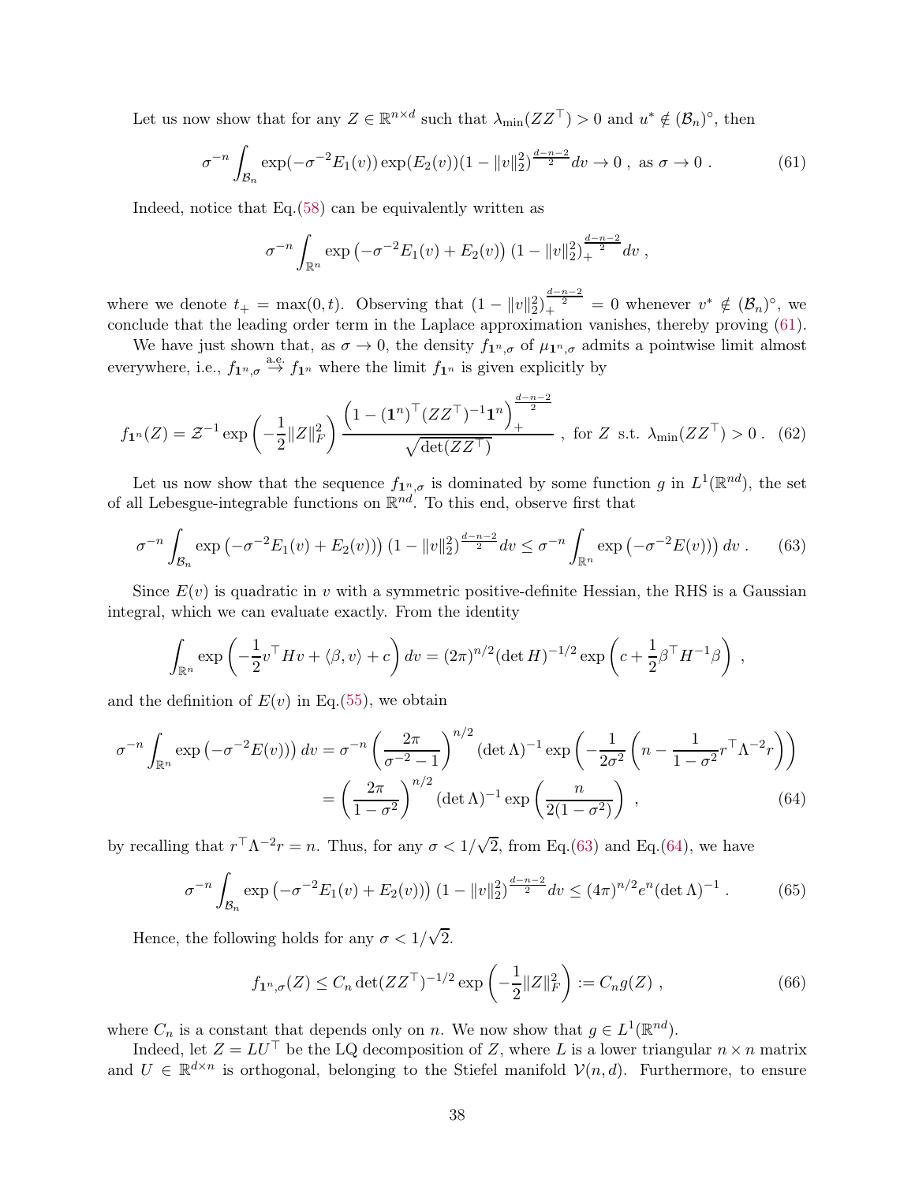Let us now show that for any $Z \in \mathbb{R}^{n\times d}$ such that $\lambda_{\min}(ZZ^\top) > 0$ and $u^* \notin (\mathcal{B}_n)^\circ$, then

$$\sigma^{-n} \int_{\mathcal{B}_n} \exp(-\sigma^{-2} E_1(v)) \exp(E_2(v)) (1 - \|v\|_2^2)^{\frac{d-n-2}{2}} dv \to 0 \ , \text{ as } \sigma \to 0 \ . \tag{61}$$

Indeed, notice that Eq.(58) can be equivalently written as

$$\sigma^{-n} \int_{\mathbb{R}^n} \exp\left(-\sigma^{-2} E_1(v) + E_2(v)\right) (1 - \|v\|_2^2)_+^{\frac{d-n-2}{2}} dv \ ,$$

where we denote $t_+ = \max(0, t)$. Observing that $(1 - \|v\|_2^2)_+^{\frac{d-n-2}{2}} = 0$ whenever $v^* \notin (\mathcal{B}_n)^\circ$, we conclude that the leading order term in the Laplace approximation vanishes, thereby proving (61).

We have just shown that, as $\sigma \to 0$, the density $f_{\mathbf{1}^n,\sigma}$ of $\mu_{\mathbf{1}^n,\sigma}$ admits a pointwise limit almost everywhere, i.e., $f_{\mathbf{1}^n,\sigma} \overset{\text{a.e.}}{\to} f_{\mathbf{1}^n}$ where the limit $f_{\mathbf{1}^n}$ is given explicitly by

$$f_{\mathbf{1}^n}(Z) = \mathcal{Z}^{-1} \exp\left(-\frac{1}{2}\|Z\|_F^2\right) \frac{\left(1 - (\mathbf{1}^n)^\top (ZZ^\top)^{-1} \mathbf{1}^n\right)_+^{\frac{d-n-2}{2}}}{\sqrt{\det(ZZ^\top)}} \ , \text{ for } Z \text{ s.t. } \lambda_{\min}(ZZ^\top) > 0 \ . \tag{62}$$

Let us now show that the sequence $f_{\mathbf{1}^n,\sigma}$ is dominated by some function $g$ in $L^1(\mathbb{R}^{nd})$, the set of all Lebesgue-integrable functions on $\mathbb{R}^{nd}$. To this end, observe first that

$$\sigma^{-n} \int_{\mathcal{B}_n} \exp\left(-\sigma^{-2} E_1(v) + E_2(v))\right) (1 - \|v\|_2^2)^{\frac{d-n-2}{2}} dv \le \sigma^{-n} \int_{\mathbb{R}^n} \exp\left(-\sigma^{-2} E(v))\right) dv \ . \tag{63}$$

Since $E(v)$ is quadratic in $v$ with a symmetric positive-definite Hessian, the RHS is a Gaussian integral, which we can evaluate exactly. From the identity

$$\int_{\mathbb{R}^n} \exp\left(-\frac{1}{2} v^\top H v + \langle \beta, v\rangle + c\right) dv = (2\pi)^{n/2} (\det H)^{-1/2} \exp\left(c + \frac{1}{2}\beta^\top H^{-1} \beta\right) \ ,$$

and the definition of $E(v)$ in Eq.(55), we obtain

$$\begin{aligned}
\sigma^{-n} \int_{\mathbb{R}^n} \exp\left(-\sigma^{-2} E(v))\right) dv &= \sigma^{-n} \left(\frac{2\pi}{\sigma^{-2} - 1}\right)^{n/2} (\det \Lambda)^{-1} \exp\left(-\frac{1}{2\sigma^2}\left(n - \frac{1}{1-\sigma^2} r^\top \Lambda^{-2} r\right)\right) \\
&= \left(\frac{2\pi}{1-\sigma^2}\right)^{n/2} (\det \Lambda)^{-1} \exp\left(\frac{n}{2(1-\sigma^2)}\right) \ ,
\end{aligned} \tag{64}$$

by recalling that $r^\top \Lambda^{-2} r = n$. Thus, for any $\sigma < 1/\sqrt{2}$, from Eq.(63) and Eq.(64), we have

$$\sigma^{-n} \int_{\mathcal{B}_n} \exp\left(-\sigma^{-2} E_1(v) + E_2(v))\right) (1 - \|v\|_2^2)^{\frac{d-n-2}{2}} dv \le (4\pi)^{n/2} e^n (\det \Lambda)^{-1} \ . \tag{65}$$

Hence, the following holds for any $\sigma < 1/\sqrt{2}$.

$$f_{\mathbf{1}^n,\sigma}(Z) \le C_n \det(ZZ^\top)^{-1/2} \exp\left(-\frac{1}{2}\|Z\|_F^2\right) := C_n g(Z) \ , \tag{66}$$

where $C_n$ is a constant that depends only on $n$. We now show that $g \in L^1(\mathbb{R}^{nd})$.

Indeed, let $Z = LU^\top$ be the LQ decomposition of $Z$, where $L$ is a lower triangular $n \times n$ matrix and $U \in \mathbb{R}^{d\times n}$ is orthogonal, belonging to the Stiefel manifold $\mathcal{V}(n, d)$. Furthermore, to ensure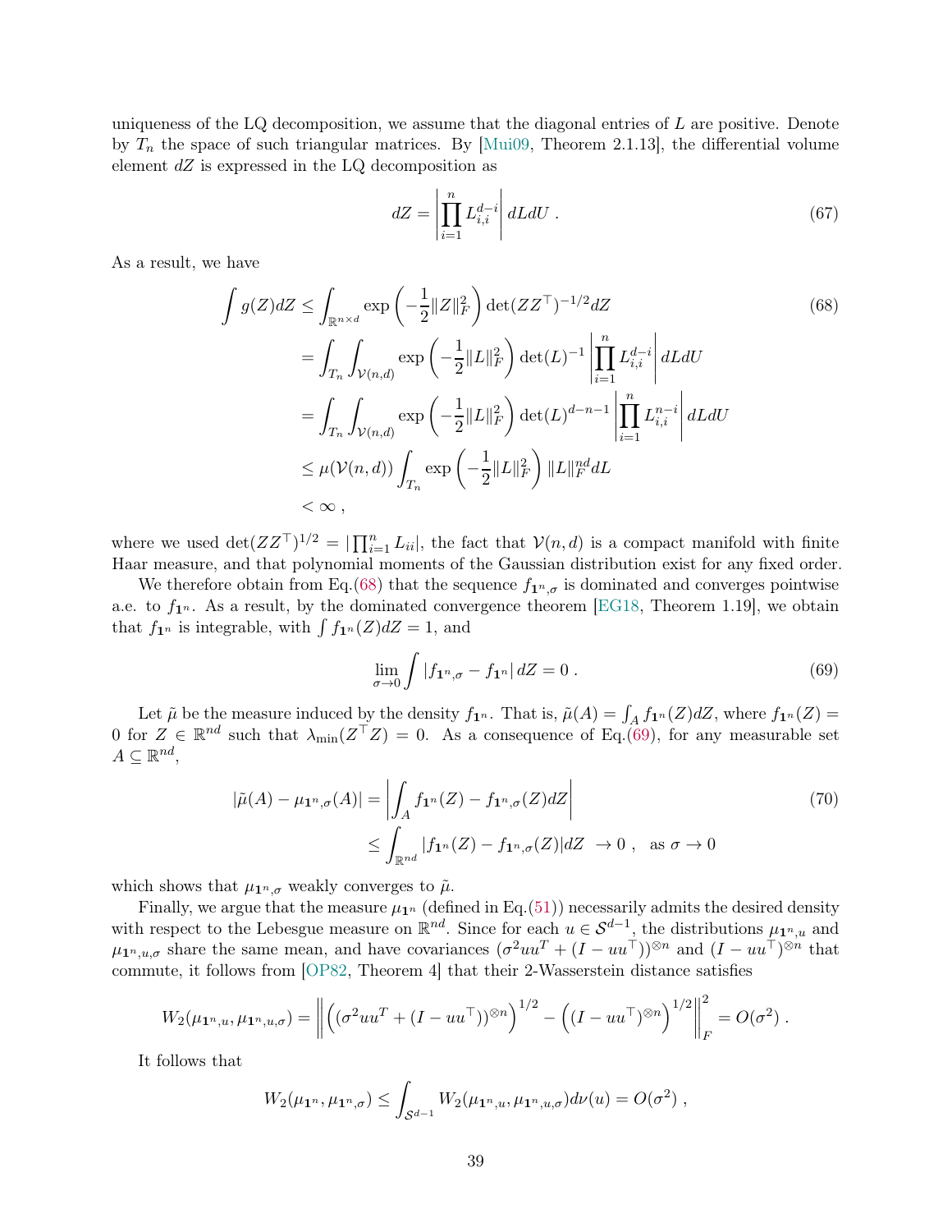uniqueness of the LQ decomposition, we assume that the diagonal entries of $L$ are positive. Denote by $T_n$ the space of such triangular matrices. By [Mui09, Theorem 2.1.13], the differential volume element $dZ$ is expressed in the LQ decomposition as

$$dZ = \left| \prod_{i=1}^{n} L_{i,i}^{d-i} \right| dL dU \; . \tag{67}$$

As a result, we have

$$\begin{aligned}
\int g(Z) dZ &\leq \int_{\mathbb{R}^{n\times d}} \exp\left(-\frac{1}{2}\|Z\|_F^2\right) \det(ZZ^\top)^{-1/2} dZ \\
&= \int_{T_n} \int_{\mathcal{V}(n,d)} \exp\left(-\frac{1}{2}\|L\|_F^2\right) \det(L)^{-1} \left| \prod_{i=1}^{n} L_{i,i}^{d-i} \right| dL dU \\
&= \int_{T_n} \int_{\mathcal{V}(n,d)} \exp\left(-\frac{1}{2}\|L\|_F^2\right) \det(L)^{d-n-1} \left| \prod_{i=1}^{n} L_{i,i}^{n-i} \right| dL dU \\
&\leq \mu(\mathcal{V}(n,d)) \int_{T_n} \exp\left(-\frac{1}{2}\|L\|_F^2\right) \|L\|_F^{nd} dL \\
&< \infty \, ,
\end{aligned} \tag{68}$$

where we used $\det(ZZ^\top)^{1/2} = |\prod_{i=1}^n L_{ii}|$, the fact that $\mathcal{V}(n,d)$ is a compact manifold with finite Haar measure, and that polynomial moments of the Gaussian distribution exist for any fixed order.

We therefore obtain from Eq.(68) that the sequence $f_{\mathbf{1}^n,\sigma}$ is dominated and converges pointwise a.e. to $f_{\mathbf{1}^n}$. As a result, by the dominated convergence theorem [EG18, Theorem 1.19], we obtain that $f_{\mathbf{1}^n}$ is integrable, with $\int f_{\mathbf{1}^n}(Z)dZ = 1$, and

$$\lim_{\sigma \to 0} \int |f_{\mathbf{1}^n,\sigma} - f_{\mathbf{1}^n}| \, dZ = 0 \; . \tag{69}$$

Let $\tilde{\mu}$ be the measure induced by the density $f_{\mathbf{1}^n}$. That is, $\tilde{\mu}(A) = \int_A f_{\mathbf{1}^n}(Z)dZ$, where $f_{\mathbf{1}^n}(Z) = 0$ for $Z \in \mathbb{R}^{nd}$ such that $\lambda_{\min}(Z^\top Z) = 0$. As a consequence of Eq.(69), for any measurable set $A \subseteq \mathbb{R}^{nd}$,

$$\begin{aligned}
|\tilde{\mu}(A) - \mu_{\mathbf{1}^n,\sigma}(A)| &= \left| \int_A f_{\mathbf{1}^n}(Z) - f_{\mathbf{1}^n,\sigma}(Z) dZ \right| \\
&\leq \int_{\mathbb{R}^{nd}} |f_{\mathbf{1}^n}(Z) - f_{\mathbf{1}^n,\sigma}(Z)| dZ \;\; \to 0 \; , \quad \text{as } \sigma \to 0
\end{aligned} \tag{70}$$

which shows that $\mu_{\mathbf{1}^n,\sigma}$ weakly converges to $\tilde{\mu}$.

Finally, we argue that the measure $\mu_{\mathbf{1}^n}$ (defined in Eq.(51)) necessarily admits the desired density with respect to the Lebesgue measure on $\mathbb{R}^{nd}$. Since for each $u \in \mathcal{S}^{d-1}$, the distributions $\mu_{\mathbf{1}^n,u}$ and $\mu_{\mathbf{1}^n,u,\sigma}$ share the same mean, and have covariances $(\sigma^2 uu^T + (I - uu^\top))^{\otimes n}$ and $(I - uu^\top)^{\otimes n}$ that commute, it follows from [OP82, Theorem 4] that their 2-Wasserstein distance satisfies

$$W_2(\mu_{\mathbf{1}^n,u}, \mu_{\mathbf{1}^n,u,\sigma}) = \left\| \left( (\sigma^2 uu^T + (I - uu^\top))^{\otimes n} \right)^{1/2} - \left( (I - uu^\top)^{\otimes n} \right)^{1/2} \right\|_F^2 = O(\sigma^2) \; .$$

It follows that

$$W_2(\mu_{\mathbf{1}^n}, \mu_{\mathbf{1}^n,\sigma}) \leq \int_{\mathcal{S}^{d-1}} W_2(\mu_{\mathbf{1}^n,u}, \mu_{\mathbf{1}^n,u,\sigma}) d\nu(u) = O(\sigma^2) \, ,$$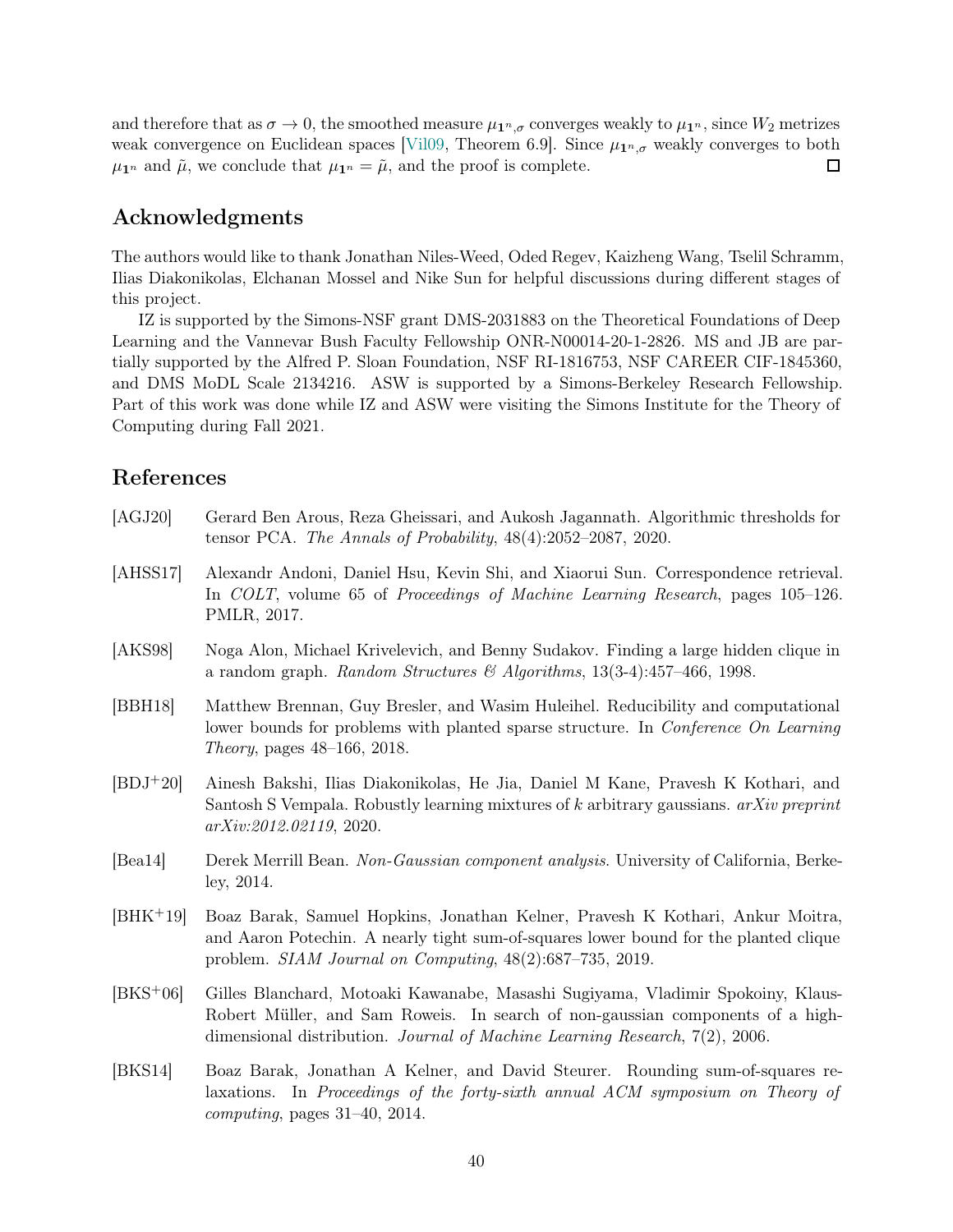and therefore that as $\sigma \to 0$, the smoothed measure $\mu_{\mathbf{1}^n,\sigma}$ converges weakly to $\mu_{\mathbf{1}^n}$, since $W_2$ metrizes weak convergence on Euclidean spaces [Vil09, Theorem 6.9]. Since $\mu_{\mathbf{1}^n,\sigma}$ weakly converges to both $\mu_{\mathbf{1}^n}$ and $\tilde{\mu}$, we conclude that $\mu_{\mathbf{1}^n} = \tilde{\mu}$, and the proof is complete. □

## Acknowledgments

The authors would like to thank Jonathan Niles-Weed, Oded Regev, Kaizheng Wang, Tselil Schramm, Ilias Diakonikolas, Elchanan Mossel and Nike Sun for helpful discussions during different stages of this project.

IZ is supported by the Simons-NSF grant DMS-2031883 on the Theoretical Foundations of Deep Learning and the Vannevar Bush Faculty Fellowship ONR-N00014-20-1-2826. MS and JB are partially supported by the Alfred P. Sloan Foundation, NSF RI-1816753, NSF CAREER CIF-1845360, and DMS MoDL Scale 2134216. ASW is supported by a Simons-Berkeley Research Fellowship. Part of this work was done while IZ and ASW were visiting the Simons Institute for the Theory of Computing during Fall 2021.

## References

[AGJ20] Gerard Ben Arous, Reza Gheissari, and Aukosh Jagannath. Algorithmic thresholds for tensor PCA. *The Annals of Probability*, 48(4):2052–2087, 2020.

[AHSS17] Alexandr Andoni, Daniel Hsu, Kevin Shi, and Xiaorui Sun. Correspondence retrieval. In *COLT*, volume 65 of *Proceedings of Machine Learning Research*, pages 105–126. PMLR, 2017.

[AKS98] Noga Alon, Michael Krivelevich, and Benny Sudakov. Finding a large hidden clique in a random graph. *Random Structures & Algorithms*, 13(3-4):457–466, 1998.

[BBH18] Matthew Brennan, Guy Bresler, and Wasim Huleihel. Reducibility and computational lower bounds for problems with planted sparse structure. In *Conference On Learning Theory*, pages 48–166, 2018.

[BDJ+20] Ainesh Bakshi, Ilias Diakonikolas, He Jia, Daniel M Kane, Pravesh K Kothari, and Santosh S Vempala. Robustly learning mixtures of $k$ arbitrary gaussians. *arXiv preprint arXiv:2012.02119*, 2020.

[Bea14] Derek Merrill Bean. *Non-Gaussian component analysis*. University of California, Berkeley, 2014.

[BHK+19] Boaz Barak, Samuel Hopkins, Jonathan Kelner, Pravesh K Kothari, Ankur Moitra, and Aaron Potechin. A nearly tight sum-of-squares lower bound for the planted clique problem. *SIAM Journal on Computing*, 48(2):687–735, 2019.

[BKS+06] Gilles Blanchard, Motoaki Kawanabe, Masashi Sugiyama, Vladimir Spokoiny, Klaus-Robert Müller, and Sam Roweis. In search of non-gaussian components of a high-dimensional distribution. *Journal of Machine Learning Research*, 7(2), 2006.

[BKS14] Boaz Barak, Jonathan A Kelner, and David Steurer. Rounding sum-of-squares relaxations. In *Proceedings of the forty-sixth annual ACM symposium on Theory of computing*, pages 31–40, 2014.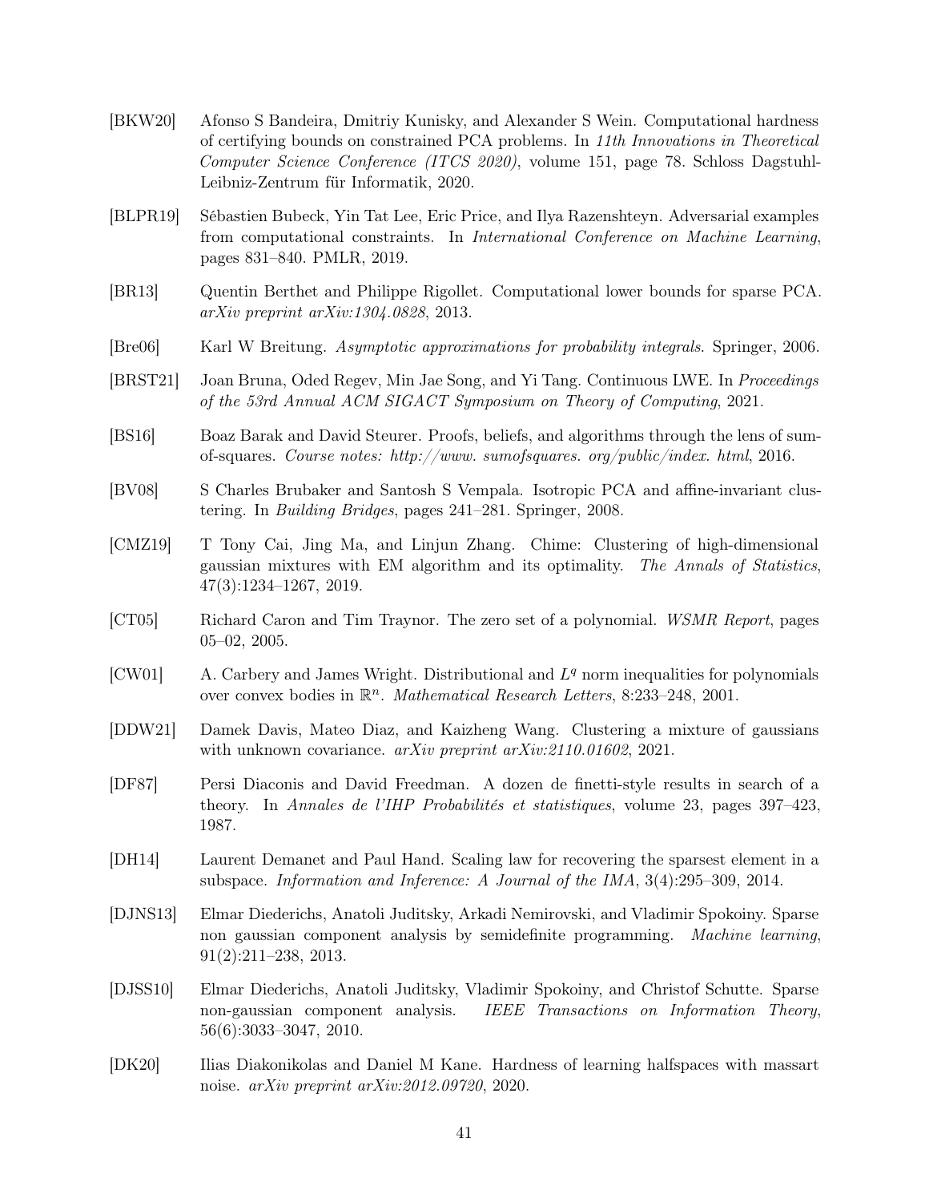[BKW20] Afonso S Bandeira, Dmitriy Kunisky, and Alexander S Wein. Computational hardness of certifying bounds on constrained PCA problems. In *11th Innovations in Theoretical Computer Science Conference (ITCS 2020)*, volume 151, page 78. Schloss Dagstuhl-Leibniz-Zentrum für Informatik, 2020.

[BLPR19] Sébastien Bubeck, Yin Tat Lee, Eric Price, and Ilya Razenshteyn. Adversarial examples from computational constraints. In *International Conference on Machine Learning*, pages 831–840. PMLR, 2019.

[BR13] Quentin Berthet and Philippe Rigollet. Computational lower bounds for sparse PCA. *arXiv preprint arXiv:1304.0828*, 2013.

[Bre06] Karl W Breitung. *Asymptotic approximations for probability integrals*. Springer, 2006.

[BRST21] Joan Bruna, Oded Regev, Min Jae Song, and Yi Tang. Continuous LWE. In *Proceedings of the 53rd Annual ACM SIGACT Symposium on Theory of Computing*, 2021.

[BS16] Boaz Barak and David Steurer. Proofs, beliefs, and algorithms through the lens of sum-of-squares. *Course notes: http://www. sumofsquares. org/public/index. html*, 2016.

[BV08] S Charles Brubaker and Santosh S Vempala. Isotropic PCA and affine-invariant clustering. In *Building Bridges*, pages 241–281. Springer, 2008.

[CMZ19] T Tony Cai, Jing Ma, and Linjun Zhang. Chime: Clustering of high-dimensional gaussian mixtures with EM algorithm and its optimality. *The Annals of Statistics*, 47(3):1234–1267, 2019.

[CT05] Richard Caron and Tim Traynor. The zero set of a polynomial. *WSMR Report*, pages 05–02, 2005.

[CW01] A. Carbery and James Wright. Distributional and $L^q$ norm inequalities for polynomials over convex bodies in $\mathbb{R}^n$. *Mathematical Research Letters*, 8:233–248, 2001.

[DDW21] Damek Davis, Mateo Diaz, and Kaizheng Wang. Clustering a mixture of gaussians with unknown covariance. *arXiv preprint arXiv:2110.01602*, 2021.

[DF87] Persi Diaconis and David Freedman. A dozen de finetti-style results in search of a theory. In *Annales de l'IHP Probabilités et statistiques*, volume 23, pages 397–423, 1987.

[DH14] Laurent Demanet and Paul Hand. Scaling law for recovering the sparsest element in a subspace. *Information and Inference: A Journal of the IMA*, 3(4):295–309, 2014.

[DJNS13] Elmar Diederichs, Anatoli Juditsky, Arkadi Nemirovski, and Vladimir Spokoiny. Sparse non gaussian component analysis by semidefinite programming. *Machine learning*, 91(2):211–238, 2013.

[DJSS10] Elmar Diederichs, Anatoli Juditsky, Vladimir Spokoiny, and Christof Schutte. Sparse non-gaussian component analysis. *IEEE Transactions on Information Theory*, 56(6):3033–3047, 2010.

[DK20] Ilias Diakonikolas and Daniel M Kane. Hardness of learning halfspaces with massart noise. *arXiv preprint arXiv:2012.09720*, 2020.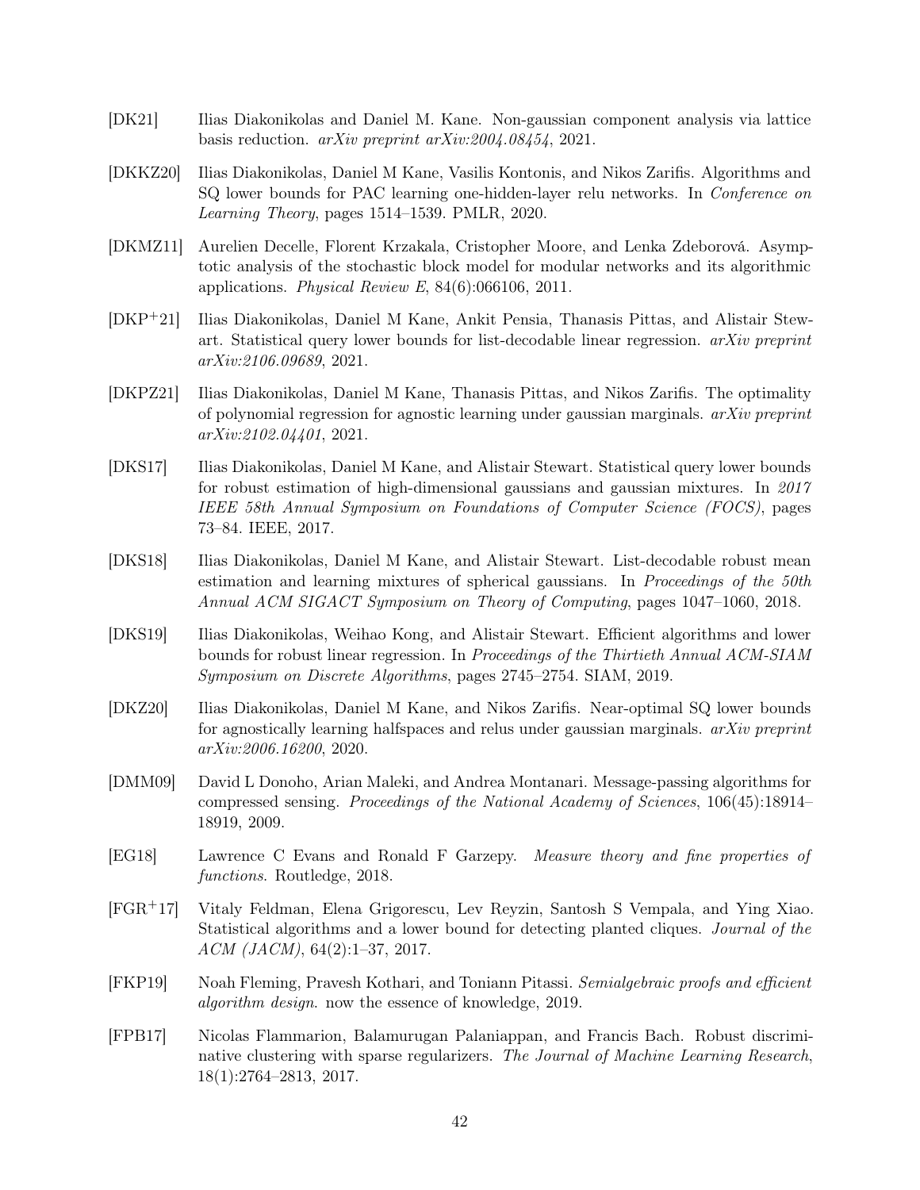[DK21] Ilias Diakonikolas and Daniel M. Kane. Non-gaussian component analysis via lattice basis reduction. *arXiv preprint arXiv:2004.08454*, 2021.

[DKKZ20] Ilias Diakonikolas, Daniel M Kane, Vasilis Kontonis, and Nikos Zarifis. Algorithms and SQ lower bounds for PAC learning one-hidden-layer relu networks. In *Conference on Learning Theory*, pages 1514–1539. PMLR, 2020.

[DKMZ11] Aurelien Decelle, Florent Krzakala, Cristopher Moore, and Lenka Zdeborová. Asymptotic analysis of the stochastic block model for modular networks and its algorithmic applications. *Physical Review E*, 84(6):066106, 2011.

[DKP+21] Ilias Diakonikolas, Daniel M Kane, Ankit Pensia, Thanasis Pittas, and Alistair Stewart. Statistical query lower bounds for list-decodable linear regression. *arXiv preprint arXiv:2106.09689*, 2021.

[DKPZ21] Ilias Diakonikolas, Daniel M Kane, Thanasis Pittas, and Nikos Zarifis. The optimality of polynomial regression for agnostic learning under gaussian marginals. *arXiv preprint arXiv:2102.04401*, 2021.

[DKS17] Ilias Diakonikolas, Daniel M Kane, and Alistair Stewart. Statistical query lower bounds for robust estimation of high-dimensional gaussians and gaussian mixtures. In *2017 IEEE 58th Annual Symposium on Foundations of Computer Science (FOCS)*, pages 73–84. IEEE, 2017.

[DKS18] Ilias Diakonikolas, Daniel M Kane, and Alistair Stewart. List-decodable robust mean estimation and learning mixtures of spherical gaussians. In *Proceedings of the 50th Annual ACM SIGACT Symposium on Theory of Computing*, pages 1047–1060, 2018.

[DKS19] Ilias Diakonikolas, Weihao Kong, and Alistair Stewart. Efficient algorithms and lower bounds for robust linear regression. In *Proceedings of the Thirtieth Annual ACM-SIAM Symposium on Discrete Algorithms*, pages 2745–2754. SIAM, 2019.

[DKZ20] Ilias Diakonikolas, Daniel M Kane, and Nikos Zarifis. Near-optimal SQ lower bounds for agnostically learning halfspaces and relus under gaussian marginals. *arXiv preprint arXiv:2006.16200*, 2020.

[DMM09] David L Donoho, Arian Maleki, and Andrea Montanari. Message-passing algorithms for compressed sensing. *Proceedings of the National Academy of Sciences*, 106(45):18914–18919, 2009.

[EG18] Lawrence C Evans and Ronald F Garzepy. *Measure theory and fine properties of functions*. Routledge, 2018.

[FGR+17] Vitaly Feldman, Elena Grigorescu, Lev Reyzin, Santosh S Vempala, and Ying Xiao. Statistical algorithms and a lower bound for detecting planted cliques. *Journal of the ACM (JACM)*, 64(2):1–37, 2017.

[FKP19] Noah Fleming, Pravesh Kothari, and Toniann Pitassi. *Semialgebraic proofs and efficient algorithm design*. now the essence of knowledge, 2019.

[FPB17] Nicolas Flammarion, Balamurugan Palaniappan, and Francis Bach. Robust discriminative clustering with sparse regularizers. *The Journal of Machine Learning Research*, 18(1):2764–2813, 2017.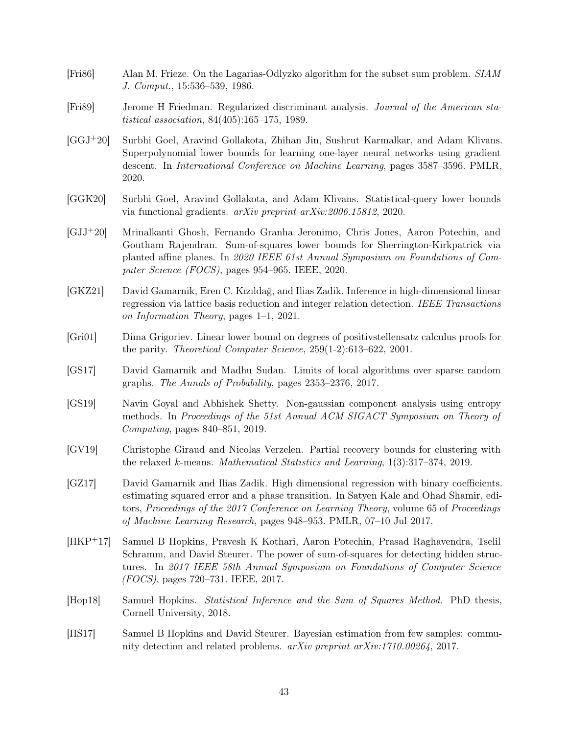[Fri86] Alan M. Frieze. On the Lagarias-Odlyzko algorithm for the subset sum problem. *SIAM J. Comput.*, 15:536–539, 1986.

[Fri89] Jerome H Friedman. Regularized discriminant analysis. *Journal of the American statistical association*, 84(405):165–175, 1989.

[GGJ+20] Surbhi Goel, Aravind Gollakota, Zhihan Jin, Sushrut Karmalkar, and Adam Klivans. Superpolynomial lower bounds for learning one-layer neural networks using gradient descent. In *International Conference on Machine Learning*, pages 3587–3596. PMLR, 2020.

[GGK20] Surbhi Goel, Aravind Gollakota, and Adam Klivans. Statistical-query lower bounds via functional gradients. *arXiv preprint arXiv:2006.15812*, 2020.

[GJJ+20] Mrinalkanti Ghosh, Fernando Granha Jeronimo, Chris Jones, Aaron Potechin, and Goutham Rajendran. Sum-of-squares lower bounds for Sherrington-Kirkpatrick via planted affine planes. In *2020 IEEE 61st Annual Symposium on Foundations of Computer Science (FOCS)*, pages 954–965. IEEE, 2020.

[GKZ21] David Gamarnik, Eren C. Kızıldağ, and Ilias Zadik. Inference in high-dimensional linear regression via lattice basis reduction and integer relation detection. *IEEE Transactions on Information Theory*, pages 1–1, 2021.

[Gri01] Dima Grigoriev. Linear lower bound on degrees of positivstellensatz calculus proofs for the parity. *Theoretical Computer Science*, 259(1-2):613–622, 2001.

[GS17] David Gamarnik and Madhu Sudan. Limits of local algorithms over sparse random graphs. *The Annals of Probability*, pages 2353–2376, 2017.

[GS19] Navin Goyal and Abhishek Shetty. Non-gaussian component analysis using entropy methods. In *Proceedings of the 51st Annual ACM SIGACT Symposium on Theory of Computing*, pages 840–851, 2019.

[GV19] Christophe Giraud and Nicolas Verzelen. Partial recovery bounds for clustering with the relaxed $k$-means. *Mathematical Statistics and Learning*, 1(3):317–374, 2019.

[GZ17] David Gamarnik and Ilias Zadik. High dimensional regression with binary coefficients. estimating squared error and a phase transition. In Satyen Kale and Ohad Shamir, editors, *Proceedings of the 2017 Conference on Learning Theory*, volume 65 of *Proceedings of Machine Learning Research*, pages 948–953. PMLR, 07–10 Jul 2017.

[HKP+17] Samuel B Hopkins, Pravesh K Kothari, Aaron Potechin, Prasad Raghavendra, Tselil Schramm, and David Steurer. The power of sum-of-squares for detecting hidden structures. In *2017 IEEE 58th Annual Symposium on Foundations of Computer Science (FOCS)*, pages 720–731. IEEE, 2017.

[Hop18] Samuel Hopkins. *Statistical Inference and the Sum of Squares Method*. PhD thesis, Cornell University, 2018.

[HS17] Samuel B Hopkins and David Steurer. Bayesian estimation from few samples: community detection and related problems. *arXiv preprint arXiv:1710.00264*, 2017.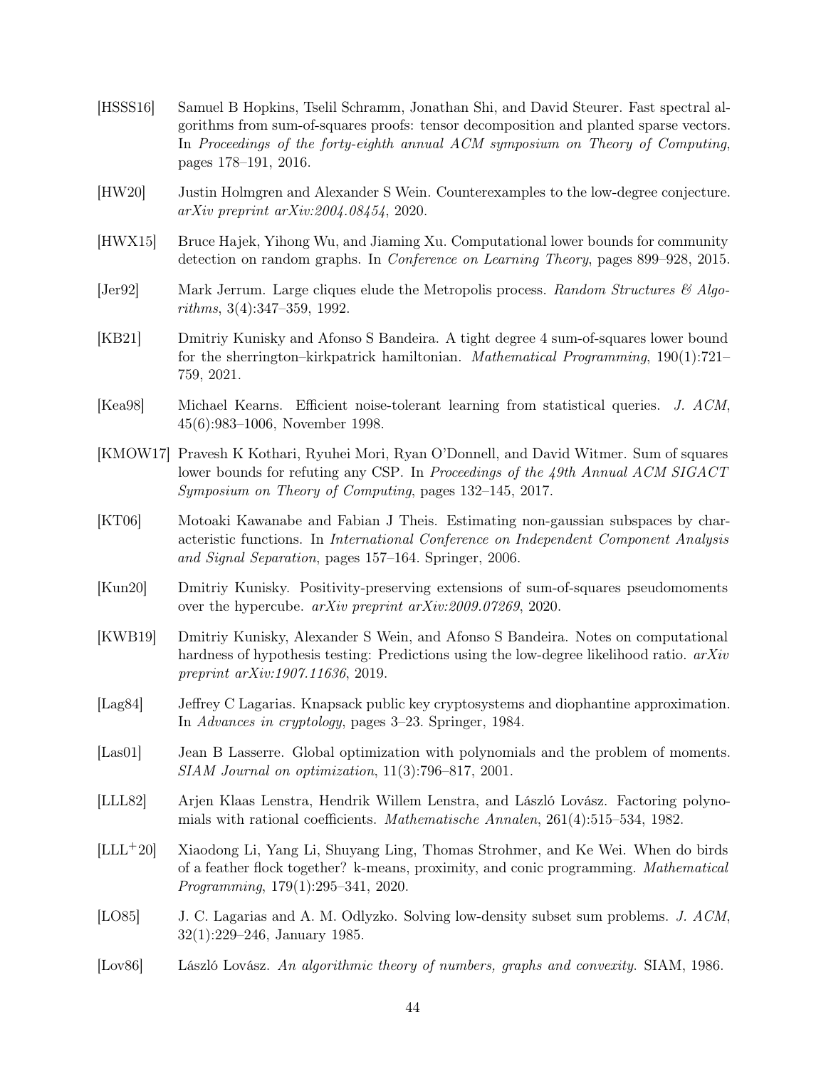[HSSS16] Samuel B Hopkins, Tselil Schramm, Jonathan Shi, and David Steurer. Fast spectral algorithms from sum-of-squares proofs: tensor decomposition and planted sparse vectors. In *Proceedings of the forty-eighth annual ACM symposium on Theory of Computing*, pages 178–191, 2016.

[HW20] Justin Holmgren and Alexander S Wein. Counterexamples to the low-degree conjecture. *arXiv preprint arXiv:2004.08454*, 2020.

[HWX15] Bruce Hajek, Yihong Wu, and Jiaming Xu. Computational lower bounds for community detection on random graphs. In *Conference on Learning Theory*, pages 899–928, 2015.

[Jer92] Mark Jerrum. Large cliques elude the Metropolis process. *Random Structures & Algorithms*, 3(4):347–359, 1992.

[KB21] Dmitriy Kunisky and Afonso S Bandeira. A tight degree 4 sum-of-squares lower bound for the sherrington–kirkpatrick hamiltonian. *Mathematical Programming*, 190(1):721–759, 2021.

[Kea98] Michael Kearns. Efficient noise-tolerant learning from statistical queries. *J. ACM*, 45(6):983–1006, November 1998.

[KMOW17] Pravesh K Kothari, Ryuhei Mori, Ryan O'Donnell, and David Witmer. Sum of squares lower bounds for refuting any CSP. In *Proceedings of the 49th Annual ACM SIGACT Symposium on Theory of Computing*, pages 132–145, 2017.

[KT06] Motoaki Kawanabe and Fabian J Theis. Estimating non-gaussian subspaces by characteristic functions. In *International Conference on Independent Component Analysis and Signal Separation*, pages 157–164. Springer, 2006.

[Kun20] Dmitriy Kunisky. Positivity-preserving extensions of sum-of-squares pseudomoments over the hypercube. *arXiv preprint arXiv:2009.07269*, 2020.

[KWB19] Dmitriy Kunisky, Alexander S Wein, and Afonso S Bandeira. Notes on computational hardness of hypothesis testing: Predictions using the low-degree likelihood ratio. *arXiv preprint arXiv:1907.11636*, 2019.

[Lag84] Jeffrey C Lagarias. Knapsack public key cryptosystems and diophantine approximation. In *Advances in cryptology*, pages 3–23. Springer, 1984.

[Las01] Jean B Lasserre. Global optimization with polynomials and the problem of moments. *SIAM Journal on optimization*, 11(3):796–817, 2001.

[LLL82] Arjen Klaas Lenstra, Hendrik Willem Lenstra, and László Lovász. Factoring polynomials with rational coefficients. *Mathematische Annalen*, 261(4):515–534, 1982.

[LLL+20] Xiaodong Li, Yang Li, Shuyang Ling, Thomas Strohmer, and Ke Wei. When do birds of a feather flock together? k-means, proximity, and conic programming. *Mathematical Programming*, 179(1):295–341, 2020.

[LO85] J. C. Lagarias and A. M. Odlyzko. Solving low-density subset sum problems. *J. ACM*, 32(1):229–246, January 1985.

[Lov86] László Lovász. *An algorithmic theory of numbers, graphs and convexity.* SIAM, 1986.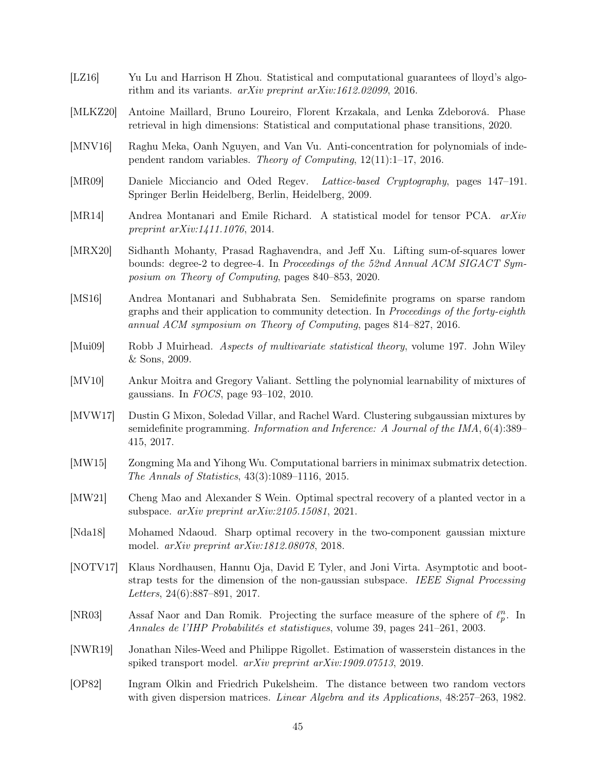[LZ16] Yu Lu and Harrison H Zhou. Statistical and computational guarantees of lloyd's algorithm and its variants. *arXiv preprint arXiv:1612.02099*, 2016.

[MLKZ20] Antoine Maillard, Bruno Loureiro, Florent Krzakala, and Lenka Zdeborová. Phase retrieval in high dimensions: Statistical and computational phase transitions, 2020.

[MNV16] Raghu Meka, Oanh Nguyen, and Van Vu. Anti-concentration for polynomials of independent random variables. *Theory of Computing*, 12(11):1–17, 2016.

[MR09] Daniele Micciancio and Oded Regev. *Lattice-based Cryptography*, pages 147–191. Springer Berlin Heidelberg, Berlin, Heidelberg, 2009.

[MR14] Andrea Montanari and Emile Richard. A statistical model for tensor PCA. *arXiv preprint arXiv:1411.1076*, 2014.

[MRX20] Sidhanth Mohanty, Prasad Raghavendra, and Jeff Xu. Lifting sum-of-squares lower bounds: degree-2 to degree-4. In *Proceedings of the 52nd Annual ACM SIGACT Symposium on Theory of Computing*, pages 840–853, 2020.

[MS16] Andrea Montanari and Subhabrata Sen. Semidefinite programs on sparse random graphs and their application to community detection. In *Proceedings of the forty-eighth annual ACM symposium on Theory of Computing*, pages 814–827, 2016.

[Mui09] Robb J Muirhead. *Aspects of multivariate statistical theory*, volume 197. John Wiley & Sons, 2009.

[MV10] Ankur Moitra and Gregory Valiant. Settling the polynomial learnability of mixtures of gaussians. In *FOCS*, page 93–102, 2010.

[MVW17] Dustin G Mixon, Soledad Villar, and Rachel Ward. Clustering subgaussian mixtures by semidefinite programming. *Information and Inference: A Journal of the IMA*, 6(4):389–415, 2017.

[MW15] Zongming Ma and Yihong Wu. Computational barriers in minimax submatrix detection. *The Annals of Statistics*, 43(3):1089–1116, 2015.

[MW21] Cheng Mao and Alexander S Wein. Optimal spectral recovery of a planted vector in a subspace. *arXiv preprint arXiv:2105.15081*, 2021.

[Nda18] Mohamed Ndaoud. Sharp optimal recovery in the two-component gaussian mixture model. *arXiv preprint arXiv:1812.08078*, 2018.

[NOTV17] Klaus Nordhausen, Hannu Oja, David E Tyler, and Joni Virta. Asymptotic and bootstrap tests for the dimension of the non-gaussian subspace. *IEEE Signal Processing Letters*, 24(6):887–891, 2017.

[NR03] Assaf Naor and Dan Romik. Projecting the surface measure of the sphere of $\ell_p^n$. In *Annales de l'IHP Probabilités et statistiques*, volume 39, pages 241–261, 2003.

[NWR19] Jonathan Niles-Weed and Philippe Rigollet. Estimation of wasserstein distances in the spiked transport model. *arXiv preprint arXiv:1909.07513*, 2019.

[OP82] Ingram Olkin and Friedrich Pukelsheim. The distance between two random vectors with given dispersion matrices. *Linear Algebra and its Applications*, 48:257–263, 1982.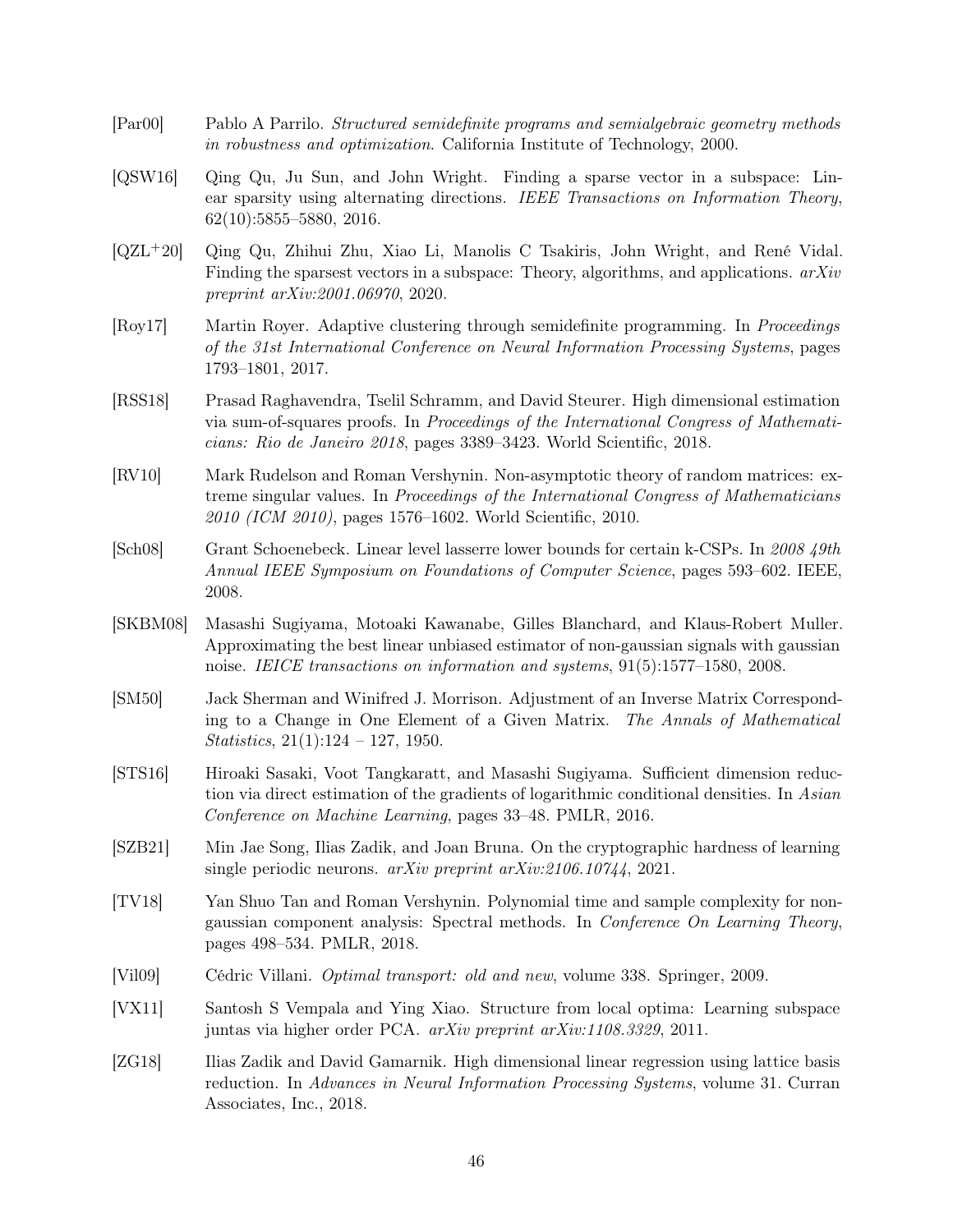[Par00] Pablo A Parrilo. *Structured semidefinite programs and semialgebraic geometry methods in robustness and optimization*. California Institute of Technology, 2000.

[QSW16] Qing Qu, Ju Sun, and John Wright. Finding a sparse vector in a subspace: Linear sparsity using alternating directions. *IEEE Transactions on Information Theory*, 62(10):5855–5880, 2016.

[QZL+20] Qing Qu, Zhihui Zhu, Xiao Li, Manolis C Tsakiris, John Wright, and René Vidal. Finding the sparsest vectors in a subspace: Theory, algorithms, and applications. *arXiv preprint arXiv:2001.06970*, 2020.

[Roy17] Martin Royer. Adaptive clustering through semidefinite programming. In *Proceedings of the 31st International Conference on Neural Information Processing Systems*, pages 1793–1801, 2017.

[RSS18] Prasad Raghavendra, Tselil Schramm, and David Steurer. High dimensional estimation via sum-of-squares proofs. In *Proceedings of the International Congress of Mathematicians: Rio de Janeiro 2018*, pages 3389–3423. World Scientific, 2018.

[RV10] Mark Rudelson and Roman Vershynin. Non-asymptotic theory of random matrices: extreme singular values. In *Proceedings of the International Congress of Mathematicians 2010 (ICM 2010)*, pages 1576–1602. World Scientific, 2010.

[Sch08] Grant Schoenebeck. Linear level lasserre lower bounds for certain k-CSPs. In *2008 49th Annual IEEE Symposium on Foundations of Computer Science*, pages 593–602. IEEE, 2008.

[SKBM08] Masashi Sugiyama, Motoaki Kawanabe, Gilles Blanchard, and Klaus-Robert Muller. Approximating the best linear unbiased estimator of non-gaussian signals with gaussian noise. *IEICE transactions on information and systems*, 91(5):1577–1580, 2008.

[SM50] Jack Sherman and Winifred J. Morrison. Adjustment of an Inverse Matrix Corresponding to a Change in One Element of a Given Matrix. *The Annals of Mathematical Statistics*, 21(1):124 – 127, 1950.

[STS16] Hiroaki Sasaki, Voot Tangkaratt, and Masashi Sugiyama. Sufficient dimension reduction via direct estimation of the gradients of logarithmic conditional densities. In *Asian Conference on Machine Learning*, pages 33–48. PMLR, 2016.

[SZB21] Min Jae Song, Ilias Zadik, and Joan Bruna. On the cryptographic hardness of learning single periodic neurons. *arXiv preprint arXiv:2106.10744*, 2021.

[TV18] Yan Shuo Tan and Roman Vershynin. Polynomial time and sample complexity for non-gaussian component analysis: Spectral methods. In *Conference On Learning Theory*, pages 498–534. PMLR, 2018.

[Vil09] Cédric Villani. *Optimal transport: old and new*, volume 338. Springer, 2009.

[VX11] Santosh S Vempala and Ying Xiao. Structure from local optima: Learning subspace juntas via higher order PCA. *arXiv preprint arXiv:1108.3329*, 2011.

[ZG18] Ilias Zadik and David Gamarnik. High dimensional linear regression using lattice basis reduction. In *Advances in Neural Information Processing Systems*, volume 31. Curran Associates, Inc., 2018.